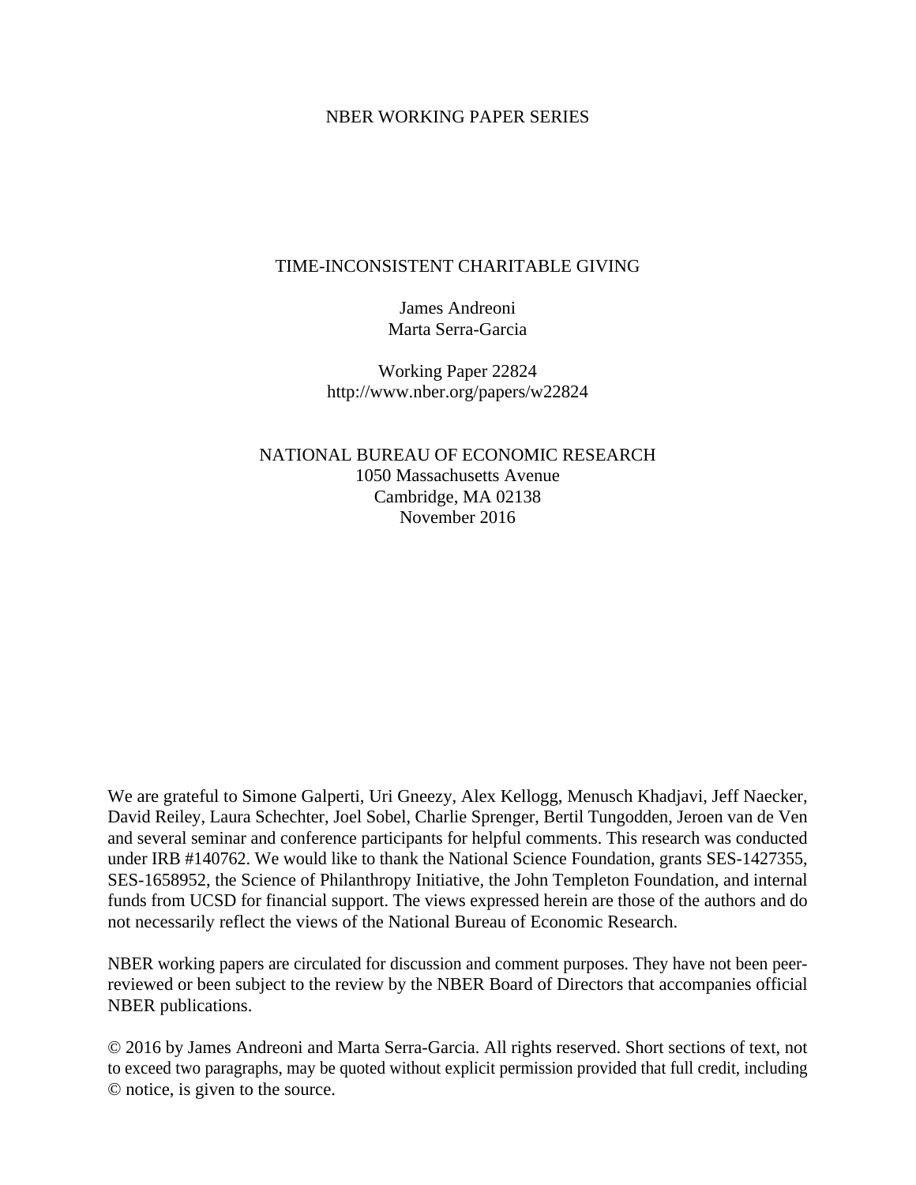NBER WORKING PAPER SERIES

# TIME-INCONSISTENT CHARITABLE GIVING

James Andreoni
Marta Serra-Garcia

Working Paper 22824
http://www.nber.org/papers/w22824

NATIONAL BUREAU OF ECONOMIC RESEARCH
1050 Massachusetts Avenue
Cambridge, MA 02138
November 2016

We are grateful to Simone Galperti, Uri Gneezy, Alex Kellogg, Menusch Khadjavi, Jeff Naecker, David Reiley, Laura Schechter, Joel Sobel, Charlie Sprenger, Bertil Tungodden, Jeroen van de Ven and several seminar and conference participants for helpful comments. This research was conducted under IRB #140762. We would like to thank the National Science Foundation, grants SES-1427355, SES-1658952, the Science of Philanthropy Initiative, the John Templeton Foundation, and internal funds from UCSD for financial support. The views expressed herein are those of the authors and do not necessarily reflect the views of the National Bureau of Economic Research.

NBER working papers are circulated for discussion and comment purposes. They have not been peer-reviewed or been subject to the review by the NBER Board of Directors that accompanies official NBER publications.

© 2016 by James Andreoni and Marta Serra-Garcia. All rights reserved. Short sections of text, not to exceed two paragraphs, may be quoted without explicit permission provided that full credit, including © notice, is given to the source.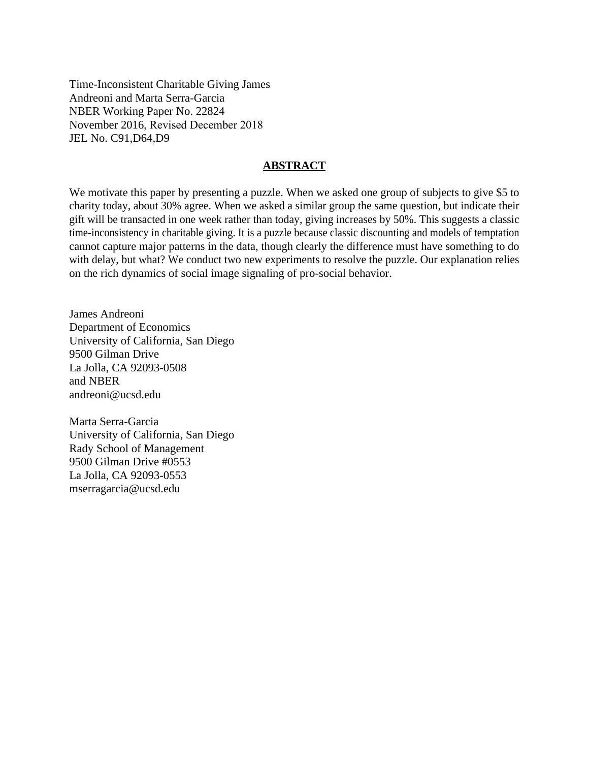Time-Inconsistent Charitable Giving James
Andreoni and Marta Serra-Garcia
NBER Working Paper No. 22824
November 2016, Revised December 2018
JEL No. C91,D64,D9

## ABSTRACT

We motivate this paper by presenting a puzzle. When we asked one group of subjects to give $5 to charity today, about 30% agree. When we asked a similar group the same question, but indicate their gift will be transacted in one week rather than today, giving increases by 50%. This suggests a classic time-inconsistency in charitable giving. It is a puzzle because classic discounting and models of temptation cannot capture major patterns in the data, though clearly the difference must have something to do with delay, but what? We conduct two new experiments to resolve the puzzle. Our explanation relies on the rich dynamics of social image signaling of pro-social behavior.

James Andreoni
Department of Economics
University of California, San Diego
9500 Gilman Drive
La Jolla, CA 92093-0508
and NBER
andreoni@ucsd.edu

Marta Serra-Garcia
University of California, San Diego
Rady School of Management
9500 Gilman Drive #0553
La Jolla, CA 92093-0553
mserragarcia@ucsd.edu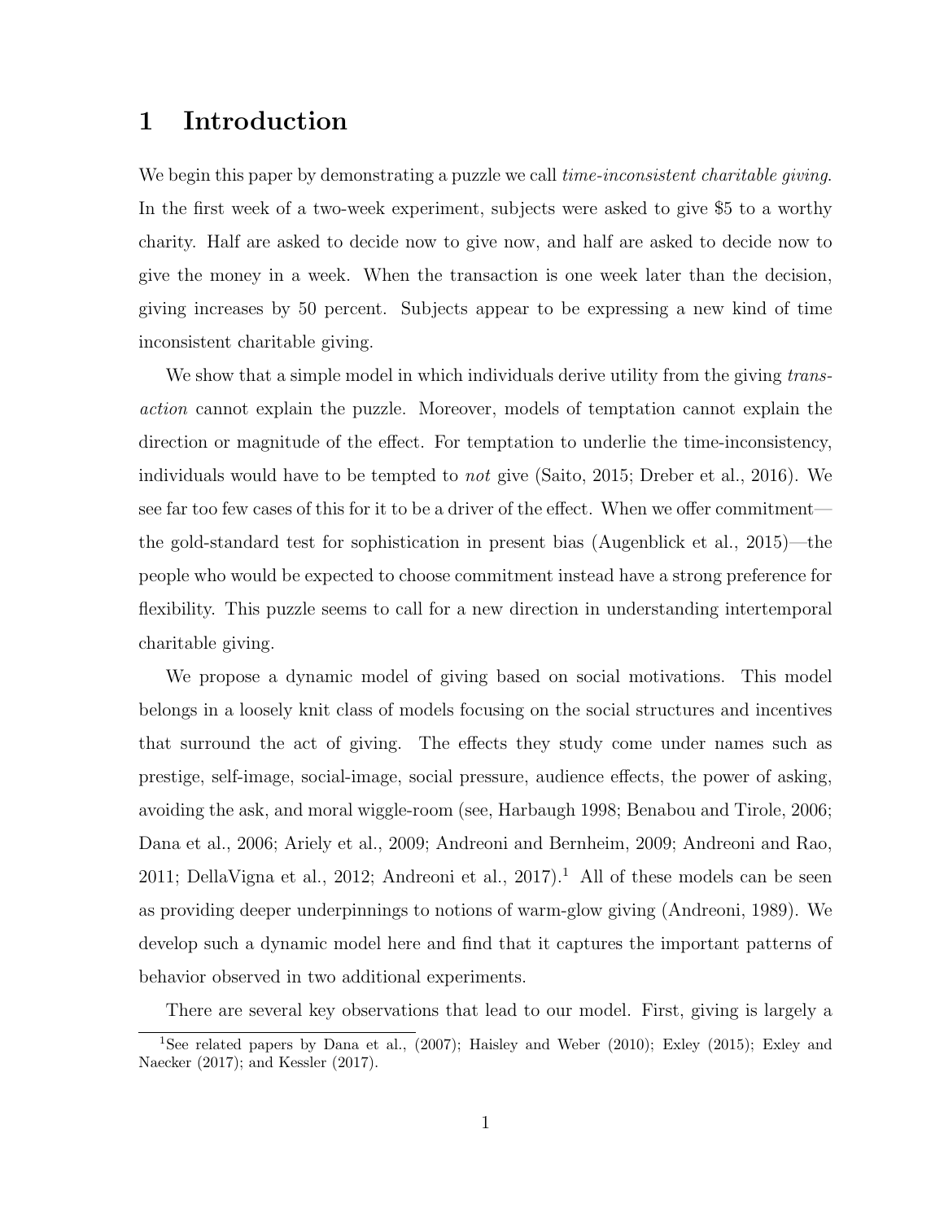# 1 Introduction

We begin this paper by demonstrating a puzzle we call *time-inconsistent charitable giving*. In the first week of a two-week experiment, subjects were asked to give \$5 to a worthy charity. Half are asked to decide now to give now, and half are asked to decide now to give the money in a week. When the transaction is one week later than the decision, giving increases by 50 percent. Subjects appear to be expressing a new kind of time inconsistent charitable giving.

We show that a simple model in which individuals derive utility from the giving *transaction* cannot explain the puzzle. Moreover, models of temptation cannot explain the direction or magnitude of the effect. For temptation to underlie the time-inconsistency, individuals would have to be tempted to *not* give (Saito, 2015; Dreber et al., 2016). We see far too few cases of this for it to be a driver of the effect. When we offer commitment—the gold-standard test for sophistication in present bias (Augenblick et al., 2015)—the people who would be expected to choose commitment instead have a strong preference for flexibility. This puzzle seems to call for a new direction in understanding intertemporal charitable giving.

We propose a dynamic model of giving based on social motivations. This model belongs in a loosely knit class of models focusing on the social structures and incentives that surround the act of giving. The effects they study come under names such as prestige, self-image, social-image, social pressure, audience effects, the power of asking, avoiding the ask, and moral wiggle-room (see, Harbaugh 1998; Benabou and Tirole, 2006; Dana et al., 2006; Ariely et al., 2009; Andreoni and Bernheim, 2009; Andreoni and Rao, 2011; DellaVigna et al., 2012; Andreoni et al., 2017).[1] All of these models can be seen as providing deeper underpinnings to notions of warm-glow giving (Andreoni, 1989). We develop such a dynamic model here and find that it captures the important patterns of behavior observed in two additional experiments.

There are several key observations that lead to our model. First, giving is largely a

[1] See related papers by Dana et al., (2007); Haisley and Weber (2010); Exley (2015); Exley and Naecker (2017); and Kessler (2017).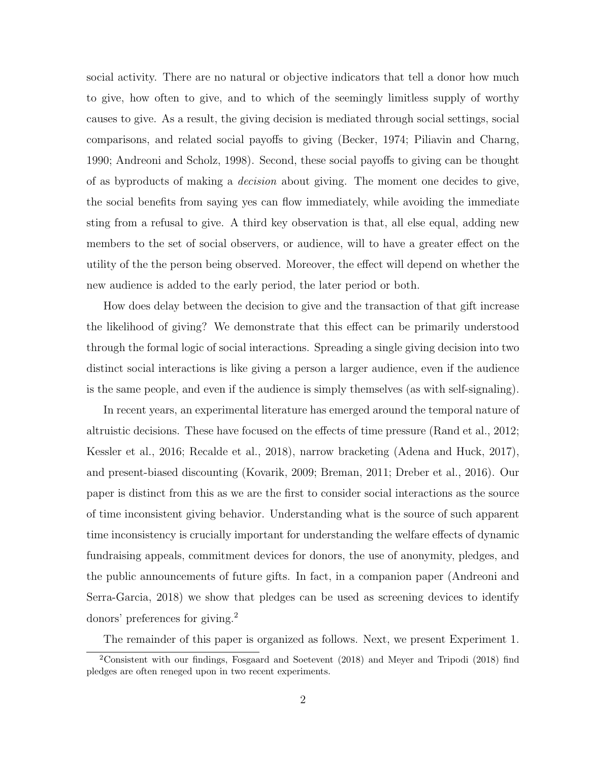social activity. There are no natural or objective indicators that tell a donor how much to give, how often to give, and to which of the seemingly limitless supply of worthy causes to give. As a result, the giving decision is mediated through social settings, social comparisons, and related social payoffs to giving (Becker, 1974; Piliavin and Charng, 1990; Andreoni and Scholz, 1998). Second, these social payoffs to giving can be thought of as byproducts of making a *decision* about giving. The moment one decides to give, the social benefits from saying yes can flow immediately, while avoiding the immediate sting from a refusal to give. A third key observation is that, all else equal, adding new members to the set of social observers, or audience, will to have a greater effect on the utility of the the person being observed. Moreover, the effect will depend on whether the new audience is added to the early period, the later period or both.

How does delay between the decision to give and the transaction of that gift increase the likelihood of giving? We demonstrate that this effect can be primarily understood through the formal logic of social interactions. Spreading a single giving decision into two distinct social interactions is like giving a person a larger audience, even if the audience is the same people, and even if the audience is simply themselves (as with self-signaling).

In recent years, an experimental literature has emerged around the temporal nature of altruistic decisions. These have focused on the effects of time pressure (Rand et al., 2012; Kessler et al., 2016; Recalde et al., 2018), narrow bracketing (Adena and Huck, 2017), and present-biased discounting (Kovarik, 2009; Breman, 2011; Dreber et al., 2016). Our paper is distinct from this as we are the first to consider social interactions as the source of time inconsistent giving behavior. Understanding what is the source of such apparent time inconsistency is crucially important for understanding the welfare effects of dynamic fundraising appeals, commitment devices for donors, the use of anonymity, pledges, and the public announcements of future gifts. In fact, in a companion paper (Andreoni and Serra-Garcia, 2018) we show that pledges can be used as screening devices to identify donors' preferences for giving.[2]

The remainder of this paper is organized as follows. Next, we present Experiment 1.

[2] Consistent with our findings, Fosgaard and Soetevent (2018) and Meyer and Tripodi (2018) find pledges are often reneged upon in two recent experiments.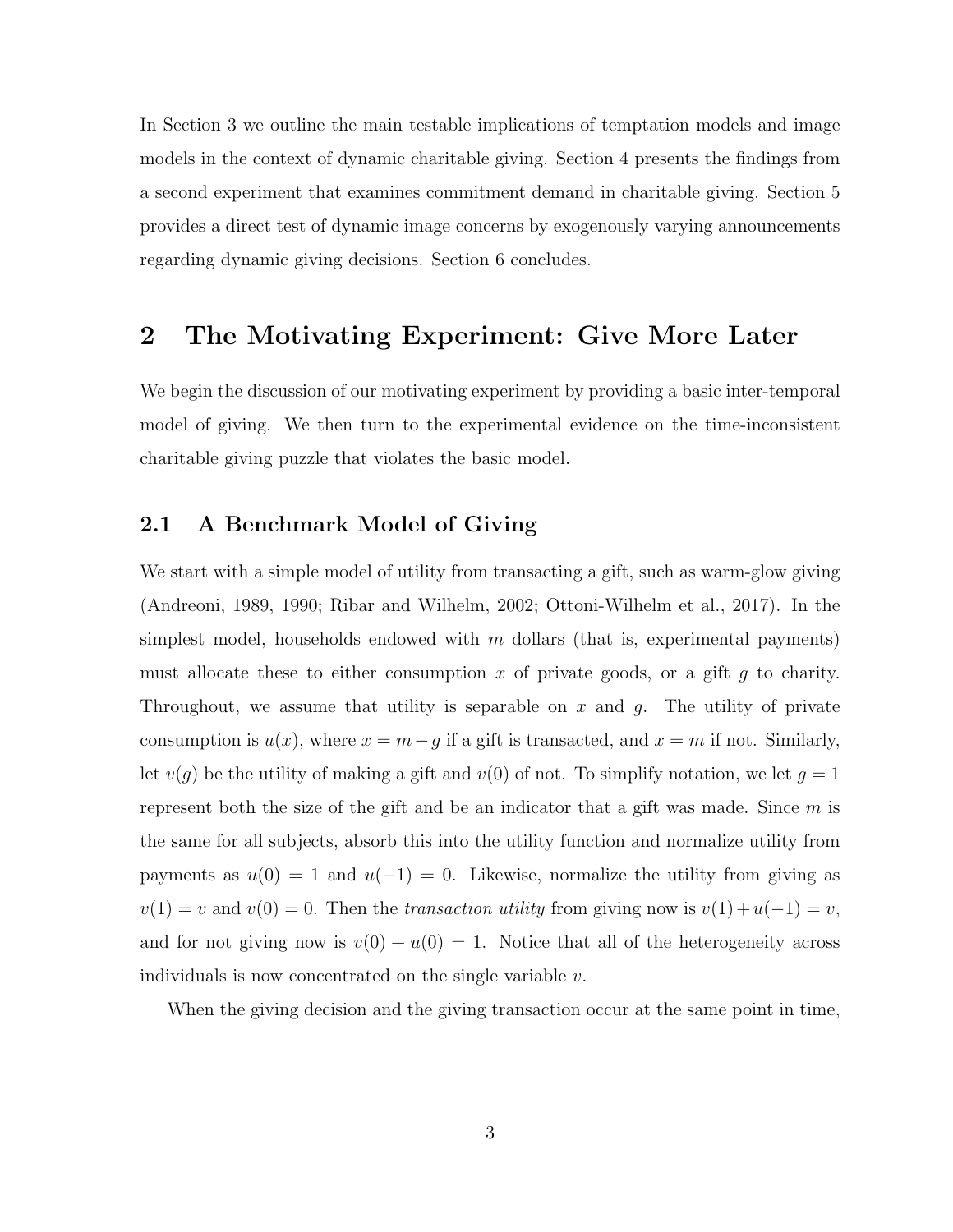In Section 3 we outline the main testable implications of temptation models and image models in the context of dynamic charitable giving. Section 4 presents the findings from a second experiment that examines commitment demand in charitable giving. Section 5 provides a direct test of dynamic image concerns by exogenously varying announcements regarding dynamic giving decisions. Section 6 concludes.

## 2 The Motivating Experiment: Give More Later

We begin the discussion of our motivating experiment by providing a basic inter-temporal model of giving. We then turn to the experimental evidence on the time-inconsistent charitable giving puzzle that violates the basic model.

### 2.1 A Benchmark Model of Giving

We start with a simple model of utility from transacting a gift, such as warm-glow giving (Andreoni, 1989, 1990; Ribar and Wilhelm, 2002; Ottoni-Wilhelm et al., 2017). In the simplest model, households endowed with $m$ dollars (that is, experimental payments) must allocate these to either consumption $x$ of private goods, or a gift $g$ to charity. Throughout, we assume that utility is separable on $x$ and $g$. The utility of private consumption is $u(x)$, where $x = m - g$ if a gift is transacted, and $x = m$ if not. Similarly, let $v(g)$ be the utility of making a gift and $v(0)$ of not. To simplify notation, we let $g = 1$ represent both the size of the gift and be an indicator that a gift was made. Since $m$ is the same for all subjects, absorb this into the utility function and normalize utility from payments as $u(0) = 1$ and $u(-1) = 0$. Likewise, normalize the utility from giving as $v(1) = v$ and $v(0) = 0$. Then the *transaction utility* from giving now is $v(1) + u(-1) = v$, and for not giving now is $v(0) + u(0) = 1$. Notice that all of the heterogeneity across individuals is now concentrated on the single variable $v$.

When the giving decision and the giving transaction occur at the same point in time,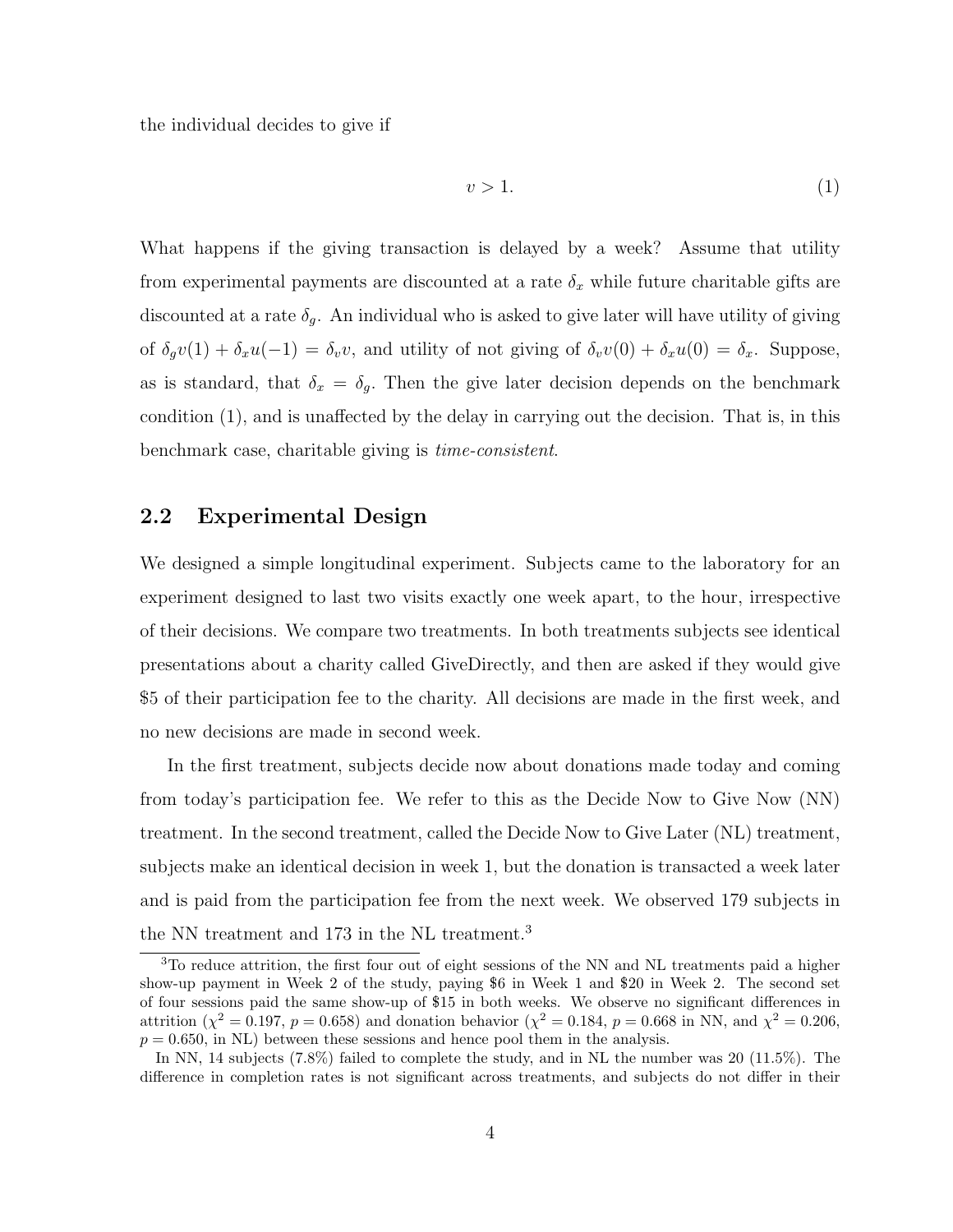the individual decides to give if

$$v > 1. \tag{1}$$

What happens if the giving transaction is delayed by a week? Assume that utility from experimental payments are discounted at a rate $\delta_x$ while future charitable gifts are discounted at a rate $\delta_g$. An individual who is asked to give later will have utility of giving of $\delta_g v(1) + \delta_x u(-1) = \delta_v v$, and utility of not giving of $\delta_v v(0) + \delta_x u(0) = \delta_x$. Suppose, as is standard, that $\delta_x = \delta_g$. Then the give later decision depends on the benchmark condition (1), and is unaffected by the delay in carrying out the decision. That is, in this benchmark case, charitable giving is *time-consistent*.

## 2.2 Experimental Design

We designed a simple longitudinal experiment. Subjects came to the laboratory for an experiment designed to last two visits exactly one week apart, to the hour, irrespective of their decisions. We compare two treatments. In both treatments subjects see identical presentations about a charity called GiveDirectly, and then are asked if they would give $5 of their participation fee to the charity. All decisions are made in the first week, and no new decisions are made in second week.

In the first treatment, subjects decide now about donations made today and coming from today's participation fee. We refer to this as the Decide Now to Give Now (NN) treatment. In the second treatment, called the Decide Now to Give Later (NL) treatment, subjects make an identical decision in week 1, but the donation is transacted a week later and is paid from the participation fee from the next week. We observed 179 subjects in the NN treatment and 173 in the NL treatment.[3]

[3] To reduce attrition, the first four out of eight sessions of the NN and NL treatments paid a higher show-up payment in Week 2 of the study, paying $6 in Week 1 and $20 in Week 2. The second set of four sessions paid the same show-up of $15 in both weeks. We observe no significant differences in attrition ($\chi^2 = 0.197$, $p = 0.658$) and donation behavior ($\chi^2 = 0.184$, $p = 0.668$ in NN, and $\chi^2 = 0.206$, $p = 0.650$, in NL) between these sessions and hence pool them in the analysis.

In NN, 14 subjects (7.8%) failed to complete the study, and in NL the number was 20 (11.5%). The difference in completion rates is not significant across treatments, and subjects do not differ in their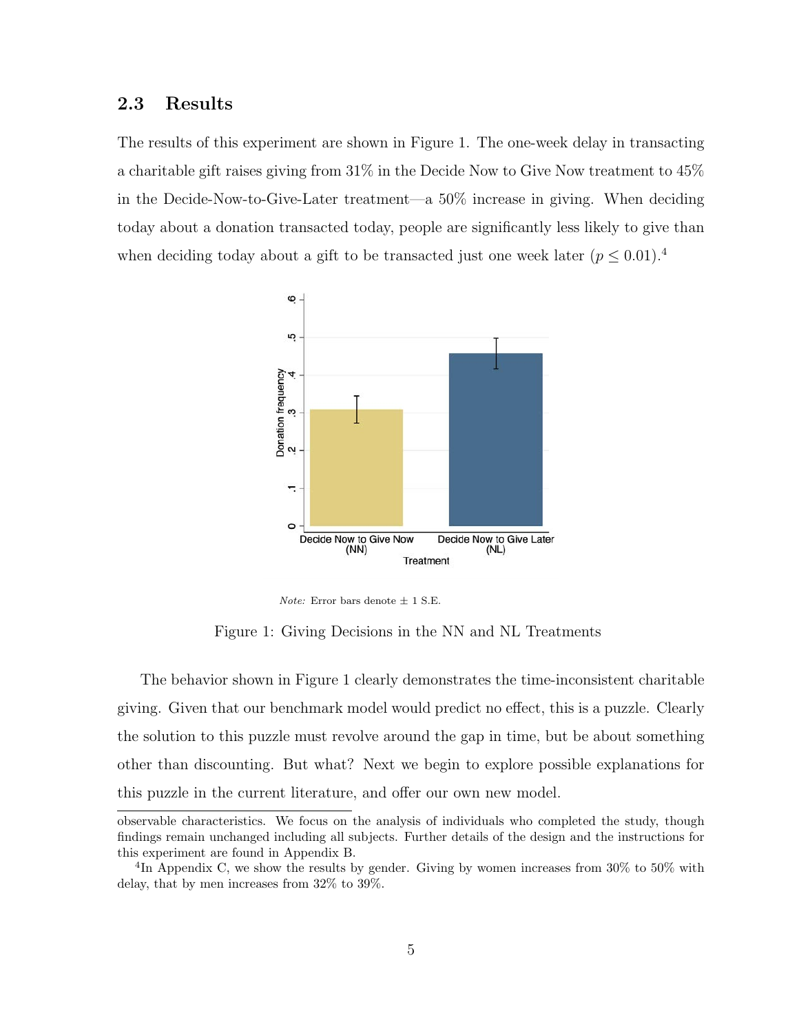### 2.3 Results

The results of this experiment are shown in Figure 1. The one-week delay in transacting a charitable gift raises giving from 31% in the Decide Now to Give Now treatment to 45% in the Decide-Now-to-Give-Later treatment—a 50% increase in giving. When deciding today about a donation transacted today, people are significantly less likely to give than when deciding today about a gift to be transacted just one week later ($p \leq 0.01$).[4]

*Note:* Error bars denote ± 1 S.E.

Figure 1: Giving Decisions in the NN and NL Treatments

The behavior shown in Figure 1 clearly demonstrates the time-inconsistent charitable giving. Given that our benchmark model would predict no effect, this is a puzzle. Clearly the solution to this puzzle must revolve around the gap in time, but be about something other than discounting. But what? Next we begin to explore possible explanations for this puzzle in the current literature, and offer our own new model.

---

observable characteristics. We focus on the analysis of individuals who completed the study, though findings remain unchanged including all subjects. Further details of the design and the instructions for this experiment are found in Appendix B.

[4]In Appendix C, we show the results by gender. Giving by women increases from 30% to 50% with delay, that by men increases from 32% to 39%.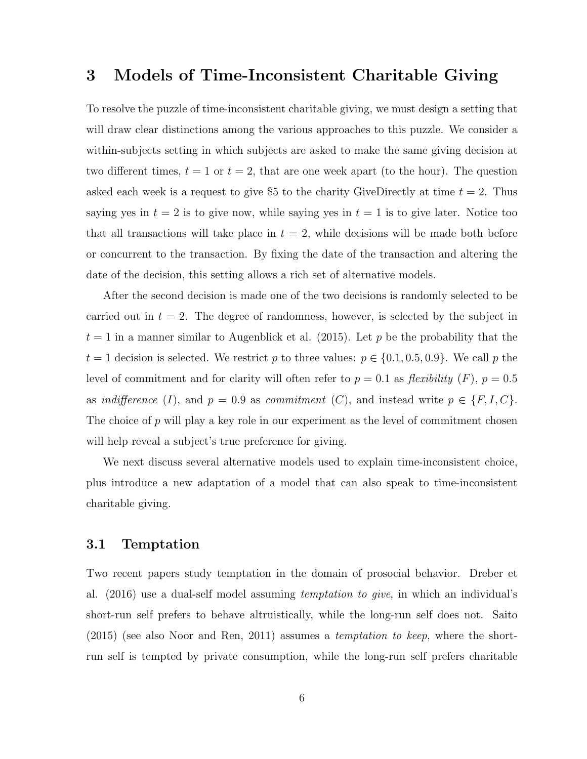## 3 Models of Time-Inconsistent Charitable Giving

To resolve the puzzle of time-inconsistent charitable giving, we must design a setting that will draw clear distinctions among the various approaches to this puzzle. We consider a within-subjects setting in which subjects are asked to make the same giving decision at two different times, $t = 1$ or $t = 2$, that are one week apart (to the hour). The question asked each week is a request to give \$5 to the charity GiveDirectly at time $t = 2$. Thus saying yes in $t = 2$ is to give now, while saying yes in $t = 1$ is to give later. Notice too that all transactions will take place in $t = 2$, while decisions will be made both before or concurrent to the transaction. By fixing the date of the transaction and altering the date of the decision, this setting allows a rich set of alternative models.

After the second decision is made one of the two decisions is randomly selected to be carried out in $t = 2$. The degree of randomness, however, is selected by the subject in $t = 1$ in a manner similar to Augenblick et al. (2015). Let $p$ be the probability that the $t = 1$ decision is selected. We restrict $p$ to three values: $p \in \{0.1, 0.5, 0.9\}$. We call $p$ the level of commitment and for clarity will often refer to $p = 0.1$ as *flexibility* ($F$), $p = 0.5$ as *indifference* ($I$), and $p = 0.9$ as *commitment* ($C$), and instead write $p \in \{F, I, C\}$. The choice of $p$ will play a key role in our experiment as the level of commitment chosen will help reveal a subject's true preference for giving.

We next discuss several alternative models used to explain time-inconsistent choice, plus introduce a new adaptation of a model that can also speak to time-inconsistent charitable giving.

### 3.1 Temptation

Two recent papers study temptation in the domain of prosocial behavior. Dreber et al. (2016) use a dual-self model assuming *temptation to give*, in which an individual's short-run self prefers to behave altruistically, while the long-run self does not. Saito (2015) (see also Noor and Ren, 2011) assumes a *temptation to keep*, where the short-run self is tempted by private consumption, while the long-run self prefers charitable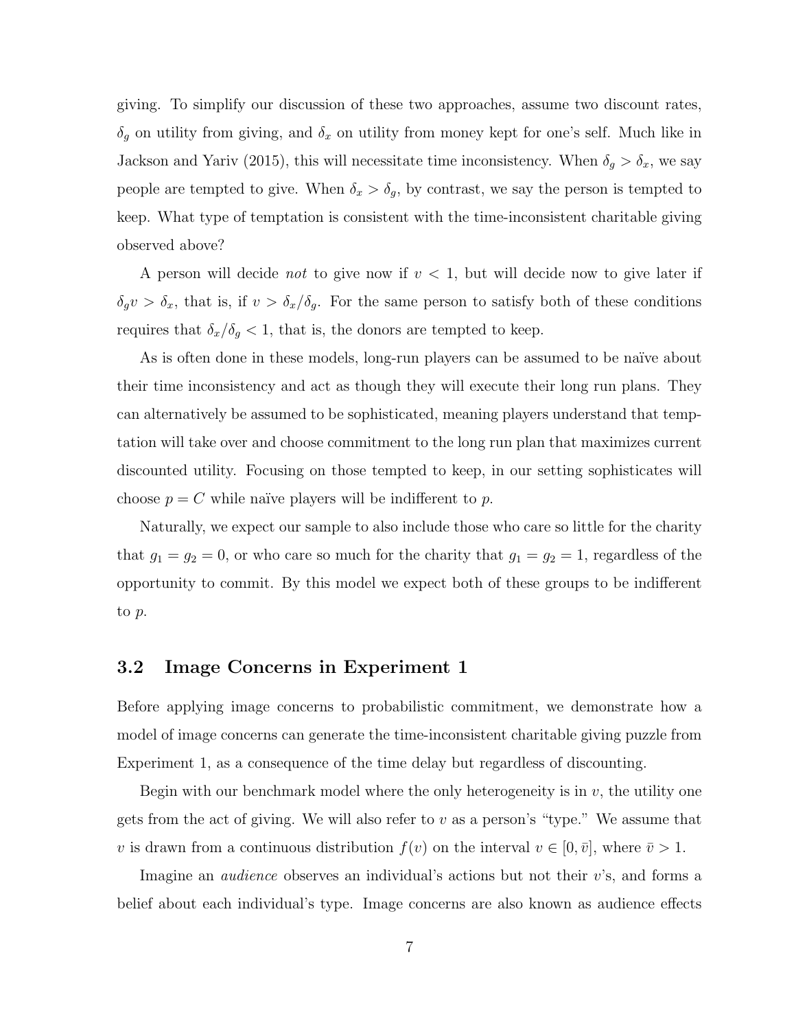giving. To simplify our discussion of these two approaches, assume two discount rates, $\delta_g$ on utility from giving, and $\delta_x$ on utility from money kept for one's self. Much like in Jackson and Yariv (2015), this will necessitate time inconsistency. When $\delta_g > \delta_x$, we say people are tempted to give. When $\delta_x > \delta_g$, by contrast, we say the person is tempted to keep. What type of temptation is consistent with the time-inconsistent charitable giving observed above?

A person will decide *not* to give now if $v < 1$, but will decide now to give later if $\delta_g v > \delta_x$, that is, if $v > \delta_x/\delta_g$. For the same person to satisfy both of these conditions requires that $\delta_x/\delta_g < 1$, that is, the donors are tempted to keep.

As is often done in these models, long-run players can be assumed to be naïve about their time inconsistency and act as though they will execute their long run plans. They can alternatively be assumed to be sophisticated, meaning players understand that temptation will take over and choose commitment to the long run plan that maximizes current discounted utility. Focusing on those tempted to keep, in our setting sophisticates will choose $p = C$ while naïve players will be indifferent to $p$.

Naturally, we expect our sample to also include those who care so little for the charity that $g_1 = g_2 = 0$, or who care so much for the charity that $g_1 = g_2 = 1$, regardless of the opportunity to commit. By this model we expect both of these groups to be indifferent to $p$.

## 3.2 Image Concerns in Experiment 1

Before applying image concerns to probabilistic commitment, we demonstrate how a model of image concerns can generate the time-inconsistent charitable giving puzzle from Experiment 1, as a consequence of the time delay but regardless of discounting.

Begin with our benchmark model where the only heterogeneity is in $v$, the utility one gets from the act of giving. We will also refer to $v$ as a person's "type." We assume that $v$ is drawn from a continuous distribution $f(v)$ on the interval $v \in [0, \bar{v}]$, where $\bar{v} > 1$.

Imagine an *audience* observes an individual's actions but not their $v$'s, and forms a belief about each individual's type. Image concerns are also known as audience effects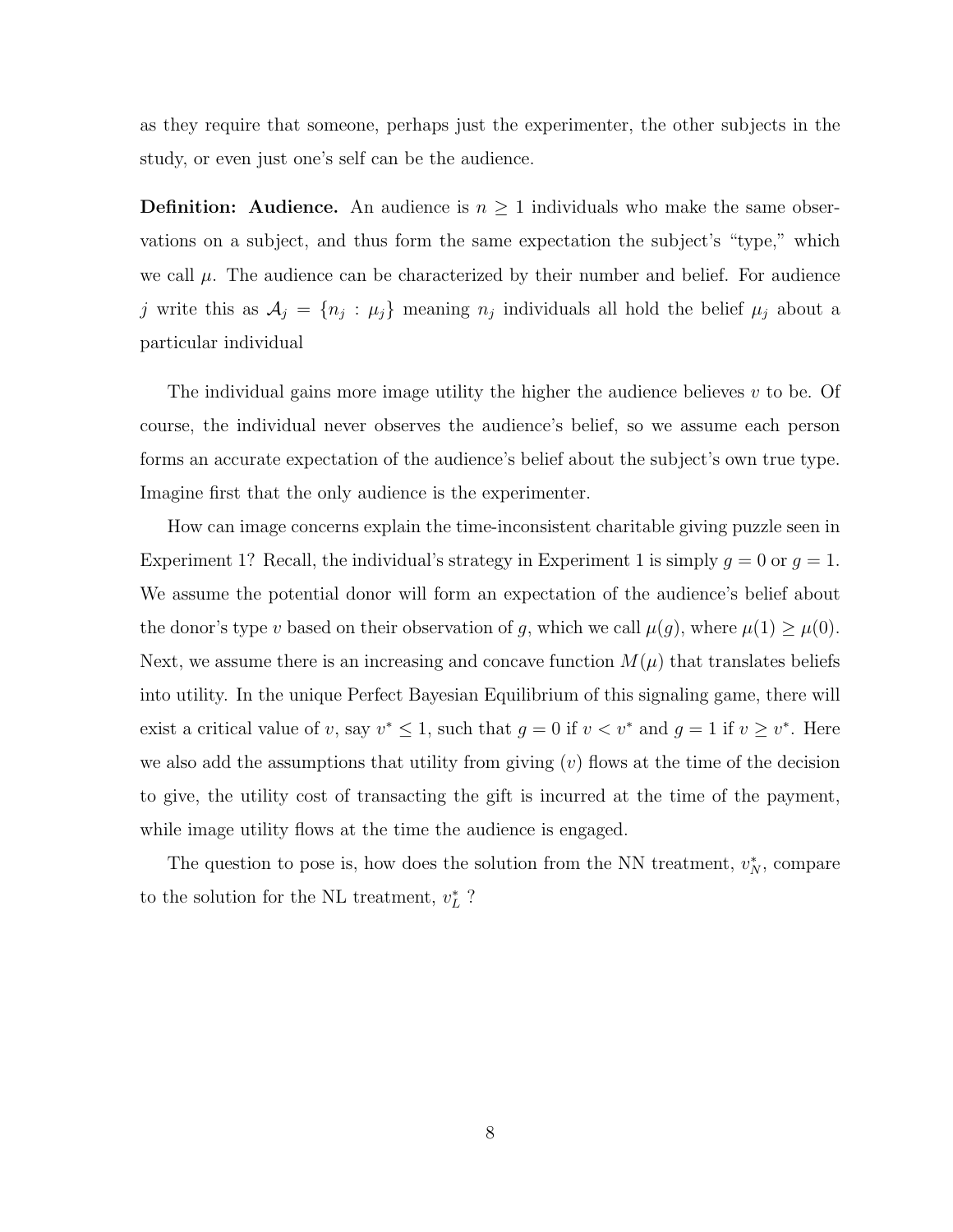as they require that someone, perhaps just the experimenter, the other subjects in the study, or even just one's self can be the audience.

**Definition: Audience.** An audience is $n \geq 1$ individuals who make the same observations on a subject, and thus form the same expectation the subject's "type," which we call $\mu$. The audience can be characterized by their number and belief. For audience $j$ write this as $\mathcal{A}_j = \{n_j : \mu_j\}$ meaning $n_j$ individuals all hold the belief $\mu_j$ about a particular individual

The individual gains more image utility the higher the audience believes $v$ to be. Of course, the individual never observes the audience's belief, so we assume each person forms an accurate expectation of the audience's belief about the subject's own true type. Imagine first that the only audience is the experimenter.

How can image concerns explain the time-inconsistent charitable giving puzzle seen in Experiment 1? Recall, the individual's strategy in Experiment 1 is simply $g = 0$ or $g = 1$. We assume the potential donor will form an expectation of the audience's belief about the donor's type $v$ based on their observation of $g$, which we call $\mu(g)$, where $\mu(1) \geq \mu(0)$. Next, we assume there is an increasing and concave function $M(\mu)$ that translates beliefs into utility. In the unique Perfect Bayesian Equilibrium of this signaling game, there will exist a critical value of $v$, say $v^* \leq 1$, such that $g = 0$ if $v < v^*$ and $g = 1$ if $v \geq v^*$. Here we also add the assumptions that utility from giving ($v$) flows at the time of the decision to give, the utility cost of transacting the gift is incurred at the time of the payment, while image utility flows at the time the audience is engaged.

The question to pose is, how does the solution from the NN treatment, $v_N^*$, compare to the solution for the NL treatment, $v_L^*$ ?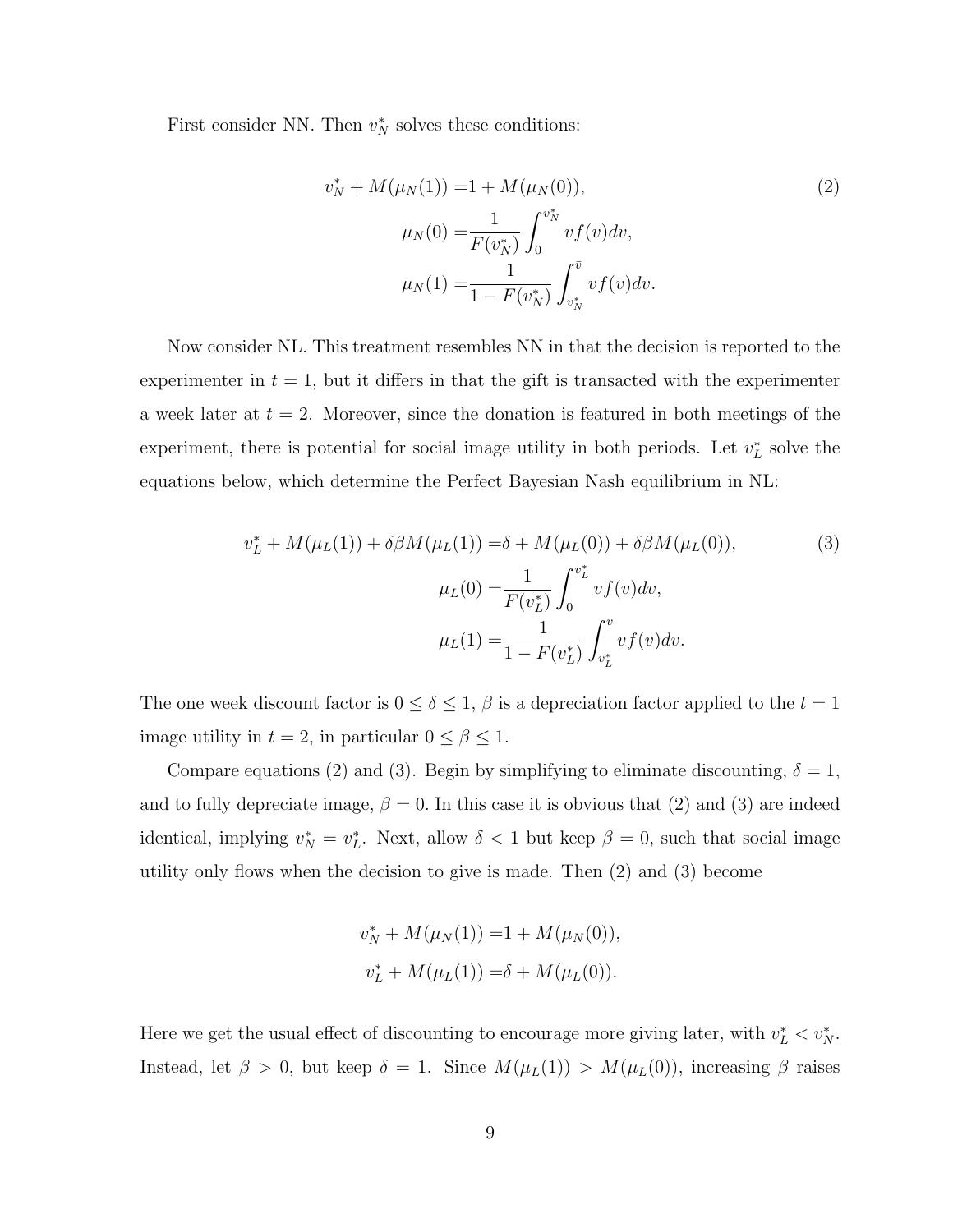First consider NN. Then $v_N^*$ solves these conditions:

$$
\begin{aligned}
v_N^* + M(\mu_N(1)) =& 1 + M(\mu_N(0)), \\
\mu_N(0) =& \frac{1}{F(v_N^*)} \int_0^{v_N^*} v f(v) dv, \\
\mu_N(1) =& \frac{1}{1 - F(v_N^*)} \int_{v_N^*}^{\bar{v}} v f(v) dv.
\end{aligned} \tag{2}
$$

Now consider NL. This treatment resembles NN in that the decision is reported to the experimenter in $t = 1$, but it differs in that the gift is transacted with the experimenter a week later at $t = 2$. Moreover, since the donation is featured in both meetings of the experiment, there is potential for social image utility in both periods. Let $v_L^*$ solve the equations below, which determine the Perfect Bayesian Nash equilibrium in NL:

$$
\begin{aligned}
v_L^* + M(\mu_L(1)) + \delta\beta M(\mu_L(1)) =& \delta + M(\mu_L(0)) + \delta\beta M(\mu_L(0)), \\
\mu_L(0) =& \frac{1}{F(v_L^*)} \int_0^{v_L^*} v f(v) dv, \\
\mu_L(1) =& \frac{1}{1 - F(v_L^*)} \int_{v_L^*}^{\bar{v}} v f(v) dv.
\end{aligned} \tag{3}
$$

The one week discount factor is $0 \leq \delta \leq 1$, $\beta$ is a depreciation factor applied to the $t = 1$ image utility in $t = 2$, in particular $0 \leq \beta \leq 1$.

Compare equations (2) and (3). Begin by simplifying to eliminate discounting, $\delta = 1$, and to fully depreciate image, $\beta = 0$. In this case it is obvious that (2) and (3) are indeed identical, implying $v_N^* = v_L^*$. Next, allow $\delta < 1$ but keep $\beta = 0$, such that social image utility only flows when the decision to give is made. Then (2) and (3) become

$$
\begin{aligned}
v_N^* + M(\mu_N(1)) =& 1 + M(\mu_N(0)), \\
v_L^* + M(\mu_L(1)) =& \delta + M(\mu_L(0)).
\end{aligned}
$$

Here we get the usual effect of discounting to encourage more giving later, with $v_L^* < v_N^*$. Instead, let $\beta > 0$, but keep $\delta = 1$. Since $M(\mu_L(1)) > M(\mu_L(0))$, increasing $\beta$ raises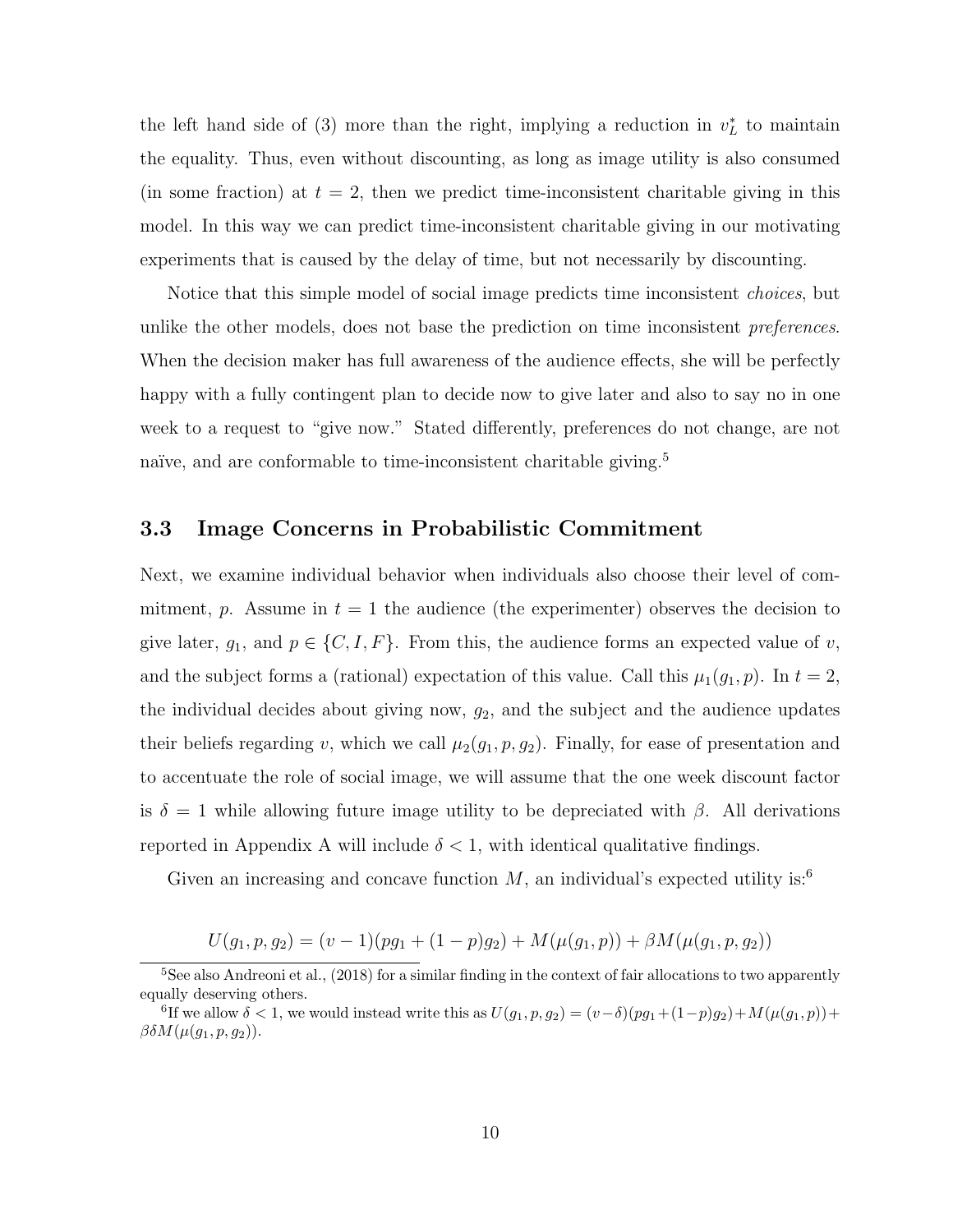the left hand side of (3) more than the right, implying a reduction in $v_L^*$ to maintain the equality. Thus, even without discounting, as long as image utility is also consumed (in some fraction) at $t = 2$, then we predict time-inconsistent charitable giving in this model. In this way we can predict time-inconsistent charitable giving in our motivating experiments that is caused by the delay of time, but not necessarily by discounting.

Notice that this simple model of social image predicts time inconsistent *choices*, but unlike the other models, does not base the prediction on time inconsistent *preferences*. When the decision maker has full awareness of the audience effects, she will be perfectly happy with a fully contingent plan to decide now to give later and also to say no in one week to a request to "give now." Stated differently, preferences do not change, are not naïve, and are conformable to time-inconsistent charitable giving.[5]

### 3.3 Image Concerns in Probabilistic Commitment

Next, we examine individual behavior when individuals also choose their level of commitment, $p$. Assume in $t = 1$ the audience (the experimenter) observes the decision to give later, $g_1$, and $p \in \{C, I, F\}$. From this, the audience forms an expected value of $v$, and the subject forms a (rational) expectation of this value. Call this $\mu_1(g_1, p)$. In $t = 2$, the individual decides about giving now, $g_2$, and the subject and the audience updates their beliefs regarding $v$, which we call $\mu_2(g_1, p, g_2)$. Finally, for ease of presentation and to accentuate the role of social image, we will assume that the one week discount factor is $\delta = 1$ while allowing future image utility to be depreciated with $\beta$. All derivations reported in Appendix A will include $\delta < 1$, with identical qualitative findings.

Given an increasing and concave function $M$, an individual's expected utility is:[6]

$$U(g_1, p, g_2) = (v - 1)(pg_1 + (1 - p)g_2) + M(\mu(g_1, p)) + \beta M(\mu(g_1, p, g_2))$$

[5] See also Andreoni et al., (2018) for a similar finding in the context of fair allocations to two apparently equally deserving others.

[6] If we allow $\delta < 1$, we would instead write this as $U(g_1, p, g_2) = (v - \delta)(pg_1 + (1 - p)g_2) + M(\mu(g_1, p)) + \beta\delta M(\mu(g_1, p, g_2))$.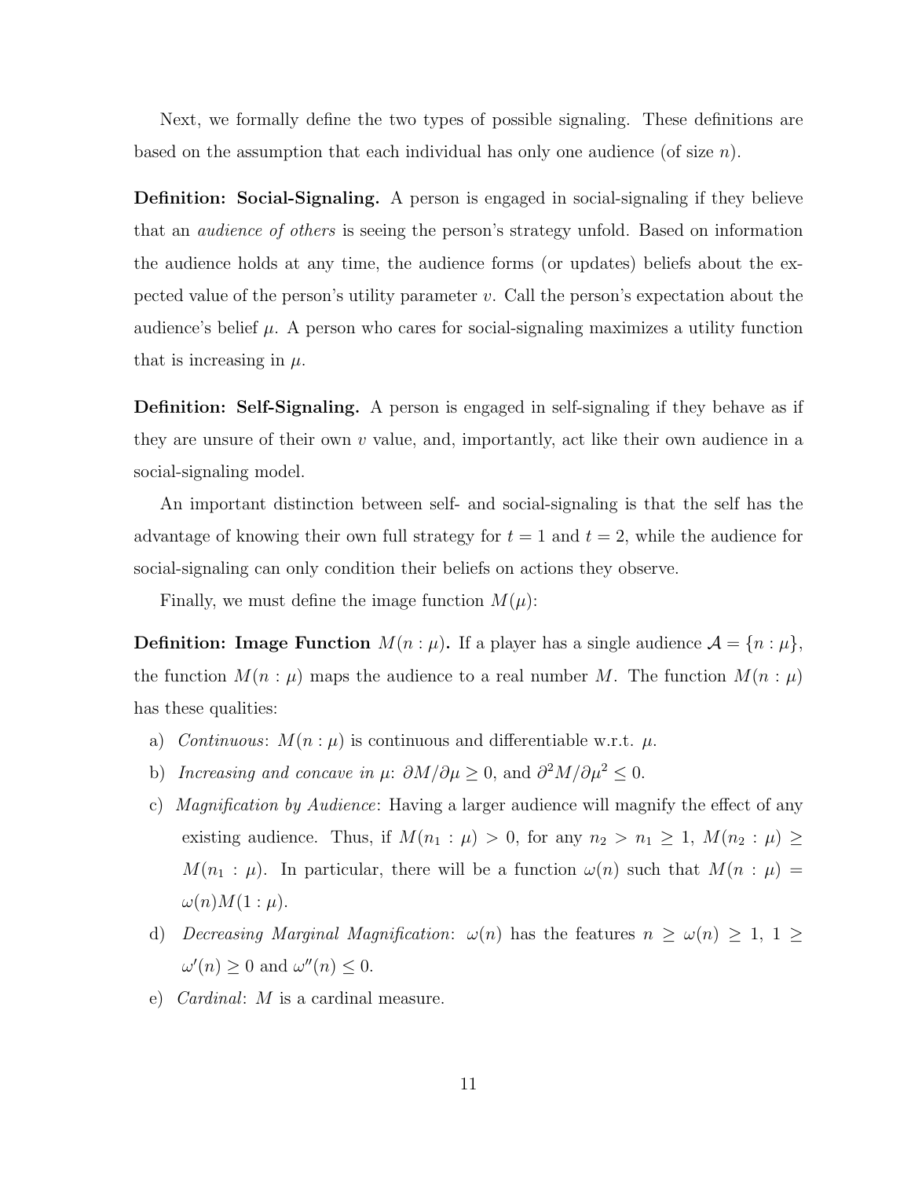Next, we formally define the two types of possible signaling. These definitions are based on the assumption that each individual has only one audience (of size $n$).

**Definition: Social-Signaling.** A person is engaged in social-signaling if they believe that an *audience of others* is seeing the person's strategy unfold. Based on information the audience holds at any time, the audience forms (or updates) beliefs about the expected value of the person's utility parameter $v$. Call the person's expectation about the audience's belief $\mu$. A person who cares for social-signaling maximizes a utility function that is increasing in $\mu$.

**Definition: Self-Signaling.** A person is engaged in self-signaling if they behave as if they are unsure of their own $v$ value, and, importantly, act like their own audience in a social-signaling model.

An important distinction between self- and social-signaling is that the self has the advantage of knowing their own full strategy for $t = 1$ and $t = 2$, while the audience for social-signaling can only condition their beliefs on actions they observe.

Finally, we must define the image function $M(\mu)$:

**Definition: Image Function $M(n : \mu)$.** If a player has a single audience $\mathcal{A} = \{n : \mu\}$, the function $M(n : \mu)$ maps the audience to a real number $M$. The function $M(n : \mu)$ has these qualities:

a) *Continuous*: $M(n : \mu)$ is continuous and differentiable w.r.t. $\mu$.

b) *Increasing and concave in* $\mu$: $\partial M/\partial \mu \geq 0$, and $\partial^2 M/\partial \mu^2 \leq 0$.

c) *Magnification by Audience*: Having a larger audience will magnify the effect of any existing audience. Thus, if $M(n_1 : \mu) > 0$, for any $n_2 > n_1 \geq 1$, $M(n_2 : \mu) \geq M(n_1 : \mu)$. In particular, there will be a function $\omega(n)$ such that $M(n : \mu) = \omega(n)M(1 : \mu)$.

d) *Decreasing Marginal Magnification*: $\omega(n)$ has the features $n \geq \omega(n) \geq 1$, $1 \geq \omega'(n) \geq 0$ and $\omega''(n) \leq 0$.

e) *Cardinal*: $M$ is a cardinal measure.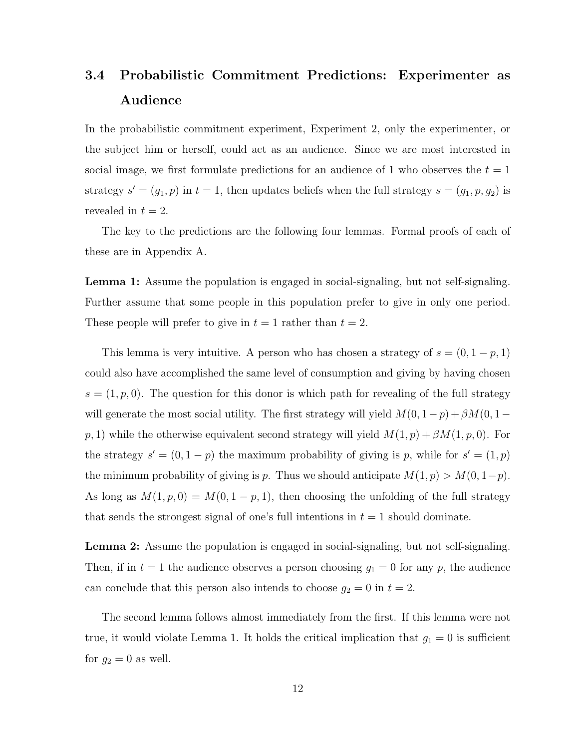### 3.4 Probabilistic Commitment Predictions: Experimenter as Audience

In the probabilistic commitment experiment, Experiment 2, only the experimenter, or the subject him or herself, could act as an audience. Since we are most interested in social image, we first formulate predictions for an audience of 1 who observes the $t = 1$ strategy $s' = (g_1, p)$ in $t = 1$, then updates beliefs when the full strategy $s = (g_1, p, g_2)$ is revealed in $t = 2$.

The key to the predictions are the following four lemmas. Formal proofs of each of these are in Appendix A.

**Lemma 1:** Assume the population is engaged in social-signaling, but not self-signaling. Further assume that some people in this population prefer to give in only one period. These people will prefer to give in $t = 1$ rather than $t = 2$.

This lemma is very intuitive. A person who has chosen a strategy of $s = (0, 1 - p, 1)$ could also have accomplished the same level of consumption and giving by having chosen $s = (1, p, 0)$. The question for this donor is which path for revealing of the full strategy will generate the most social utility. The first strategy will yield $M(0, 1-p) + \beta M(0, 1-p, 1)$ while the otherwise equivalent second strategy will yield $M(1, p) + \beta M(1, p, 0)$. For the strategy $s' = (0, 1 - p)$ the maximum probability of giving is $p$, while for $s' = (1, p)$ the minimum probability of giving is $p$. Thus we should anticipate $M(1, p) > M(0, 1-p)$. As long as $M(1, p, 0) = M(0, 1 - p, 1)$, then choosing the unfolding of the full strategy that sends the strongest signal of one's full intentions in $t = 1$ should dominate.

**Lemma 2:** Assume the population is engaged in social-signaling, but not self-signaling. Then, if in $t = 1$ the audience observes a person choosing $g_1 = 0$ for any $p$, the audience can conclude that this person also intends to choose $g_2 = 0$ in $t = 2$.

The second lemma follows almost immediately from the first. If this lemma were not true, it would violate Lemma 1. It holds the critical implication that $g_1 = 0$ is sufficient for $g_2 = 0$ as well.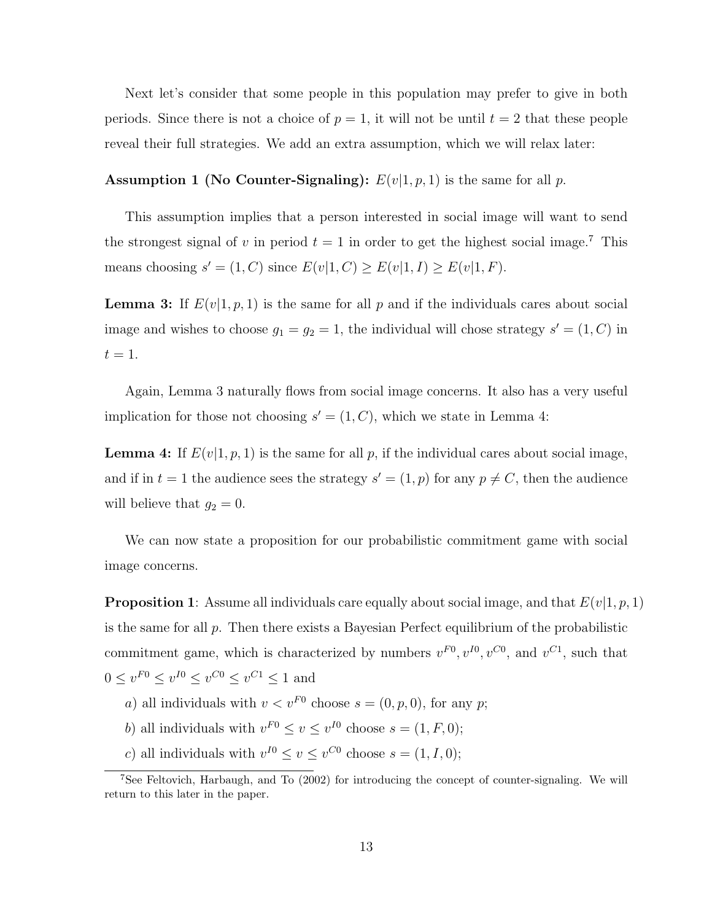Next let's consider that some people in this population may prefer to give in both periods. Since there is not a choice of $p = 1$, it will not be until $t = 2$ that these people reveal their full strategies. We add an extra assumption, which we will relax later:

**Assumption 1 (No Counter-Signaling):** $E(v|1, p, 1)$ is the same for all $p$.

This assumption implies that a person interested in social image will want to send the strongest signal of $v$ in period $t = 1$ in order to get the highest social image.[7] This means choosing $s' = (1, C)$ since $E(v|1, C) \geq E(v|1, I) \geq E(v|1, F)$.

**Lemma 3:** If $E(v|1, p, 1)$ is the same for all $p$ and if the individuals cares about social image and wishes to choose $g_1 = g_2 = 1$, the individual will chose strategy $s' = (1, C)$ in $t = 1$.

Again, Lemma 3 naturally flows from social image concerns. It also has a very useful implication for those not choosing $s' = (1, C)$, which we state in Lemma 4:

**Lemma 4:** If $E(v|1, p, 1)$ is the same for all $p$, if the individual cares about social image, and if in $t = 1$ the audience sees the strategy $s' = (1, p)$ for any $p \neq C$, then the audience will believe that $g_2 = 0$.

We can now state a proposition for our probabilistic commitment game with social image concerns.

**Proposition 1**: Assume all individuals care equally about social image, and that $E(v|1, p, 1)$ is the same for all $p$. Then there exists a Bayesian Perfect equilibrium of the probabilistic commitment game, which is characterized by numbers $v^{F0}, v^{I0}, v^{C0}$, and $v^{C1}$, such that $0 \leq v^{F0} \leq v^{I0} \leq v^{C0} \leq v^{C1} \leq 1$ and

*a*) all individuals with $v < v^{F0}$ choose $s = (0, p, 0)$, for any $p$;

*b*) all individuals with $v^{F0} \leq v \leq v^{I0}$ choose $s = (1, F, 0)$;

*c*) all individuals with $v^{I0} \leq v \leq v^{C0}$ choose $s = (1, I, 0)$;

[7] See Feltovich, Harbaugh, and To (2002) for introducing the concept of counter-signaling. We will return to this later in the paper.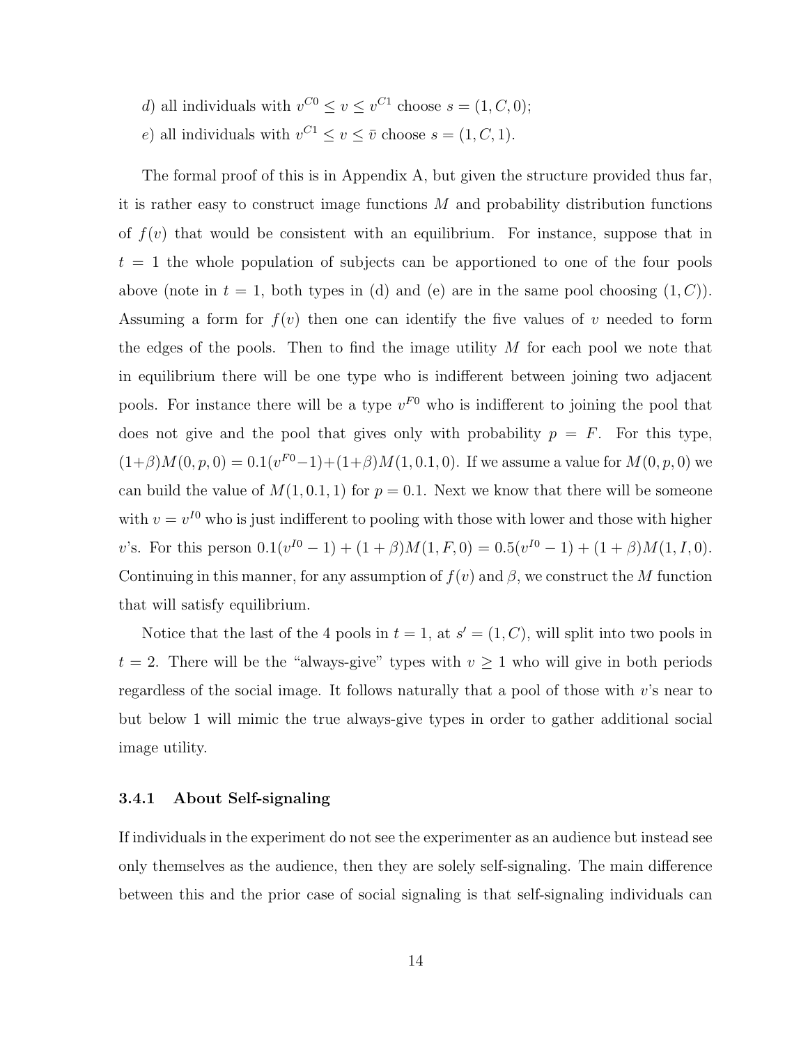*d*) all individuals with $v^{C0} \leq v \leq v^{C1}$ choose $s = (1, C, 0)$;

*e*) all individuals with $v^{C1} \leq v \leq \bar{v}$ choose $s = (1, C, 1)$.

The formal proof of this is in Appendix A, but given the structure provided thus far, it is rather easy to construct image functions $M$ and probability distribution functions of $f(v)$ that would be consistent with an equilibrium. For instance, suppose that in $t = 1$ the whole population of subjects can be apportioned to one of the four pools above (note in $t = 1$, both types in (d) and (e) are in the same pool choosing $(1, C)$). Assuming a form for $f(v)$ then one can identify the five values of $v$ needed to form the edges of the pools. Then to find the image utility $M$ for each pool we note that in equilibrium there will be one type who is indifferent between joining two adjacent pools. For instance there will be a type $v^{F0}$ who is indifferent to joining the pool that does not give and the pool that gives only with probability $p = F$. For this type, $(1+\beta)M(0, p, 0) = 0.1(v^{F0}-1)+(1+\beta)M(1, 0.1, 0)$. If we assume a value for $M(0, p, 0)$ we can build the value of $M(1, 0.1, 1)$ for $p = 0.1$. Next we know that there will be someone with $v = v^{I0}$ who is just indifferent to pooling with those with lower and those with higher $v$'s. For this person $0.1(v^{I0} - 1) + (1 + \beta)M(1, F, 0) = 0.5(v^{I0} - 1) + (1 + \beta)M(1, I, 0)$. Continuing in this manner, for any assumption of $f(v)$ and $\beta$, we construct the $M$ function that will satisfy equilibrium.

Notice that the last of the 4 pools in $t = 1$, at $s' = (1, C)$, will split into two pools in $t = 2$. There will be the "always-give" types with $v \geq 1$ who will give in both periods regardless of the social image. It follows naturally that a pool of those with $v$'s near to but below 1 will mimic the true always-give types in order to gather additional social image utility.

### 3.4.1 About Self-signaling

If individuals in the experiment do not see the experimenter as an audience but instead see only themselves as the audience, then they are solely self-signaling. The main difference between this and the prior case of social signaling is that self-signaling individuals can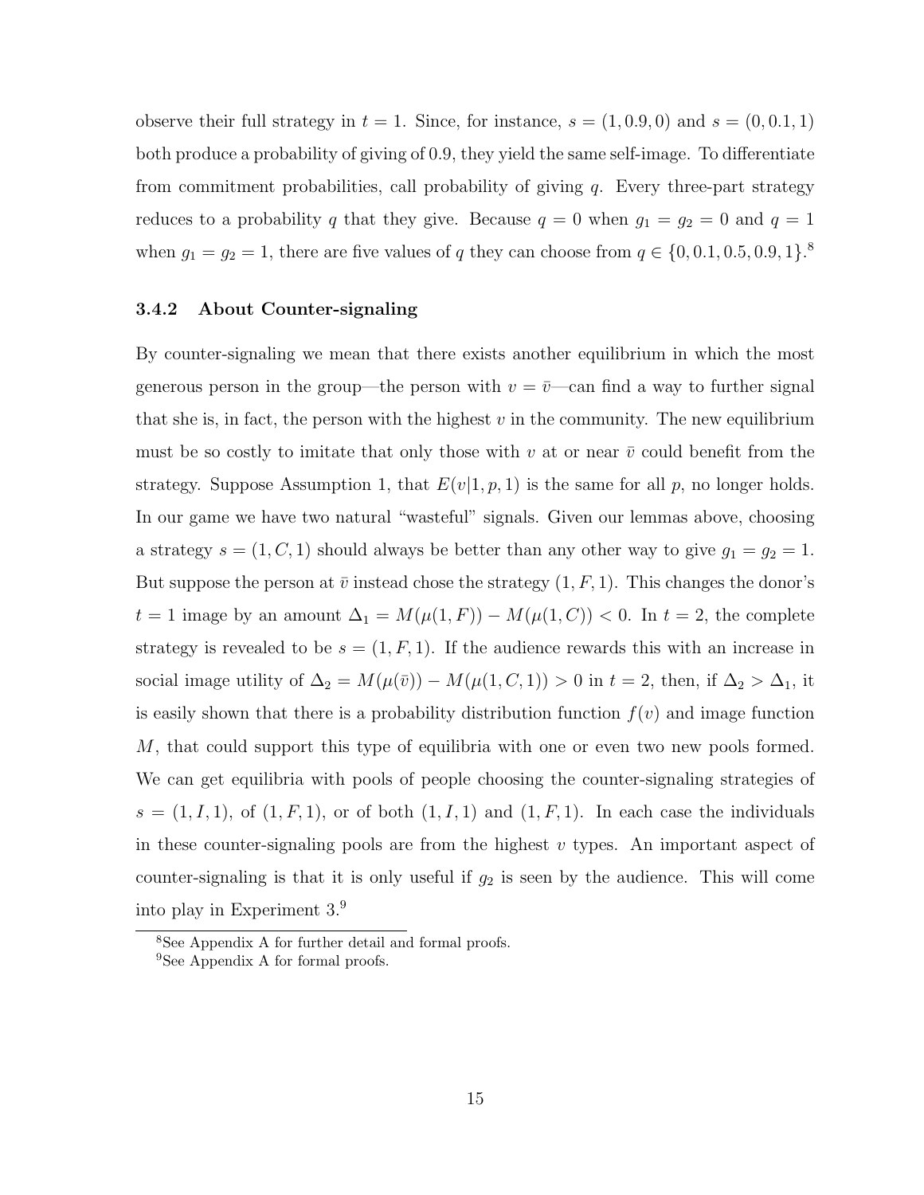observe their full strategy in $t = 1$. Since, for instance, $s = (1, 0.9, 0)$ and $s = (0, 0.1, 1)$ both produce a probability of giving of 0.9, they yield the same self-image. To differentiate from commitment probabilities, call probability of giving $q$. Every three-part strategy reduces to a probability $q$ that they give. Because $q = 0$ when $g_1 = g_2 = 0$ and $q = 1$ when $g_1 = g_2 = 1$, there are five values of $q$ they can choose from $q \in \{0, 0.1, 0.5, 0.9, 1\}$.[8]

### 3.4.2 About Counter-signaling

By counter-signaling we mean that there exists another equilibrium in which the most generous person in the group—the person with $v = \bar{v}$—can find a way to further signal that she is, in fact, the person with the highest $v$ in the community. The new equilibrium must be so costly to imitate that only those with $v$ at or near $\bar{v}$ could benefit from the strategy. Suppose Assumption 1, that $E(v|1, p, 1)$ is the same for all $p$, no longer holds. In our game we have two natural "wasteful" signals. Given our lemmas above, choosing a strategy $s = (1, C, 1)$ should always be better than any other way to give $g_1 = g_2 = 1$. But suppose the person at $\bar{v}$ instead chose the strategy $(1, F, 1)$. This changes the donor's $t = 1$ image by an amount $\Delta_1 = M(\mu(1, F)) - M(\mu(1, C)) < 0$. In $t = 2$, the complete strategy is revealed to be $s = (1, F, 1)$. If the audience rewards this with an increase in social image utility of $\Delta_2 = M(\mu(\bar{v})) - M(\mu(1, C, 1)) > 0$ in $t = 2$, then, if $\Delta_2 > \Delta_1$, it is easily shown that there is a probability distribution function $f(v)$ and image function $M$, that could support this type of equilibria with one or even two new pools formed. We can get equilibria with pools of people choosing the counter-signaling strategies of $s = (1, I, 1)$, of $(1, F, 1)$, or of both $(1, I, 1)$ and $(1, F, 1)$. In each case the individuals in these counter-signaling pools are from the highest $v$ types. An important aspect of counter-signaling is that it is only useful if $g_2$ is seen by the audience. This will come into play in Experiment 3.[9]

[8] See Appendix A for further detail and formal proofs.

[9] See Appendix A for formal proofs.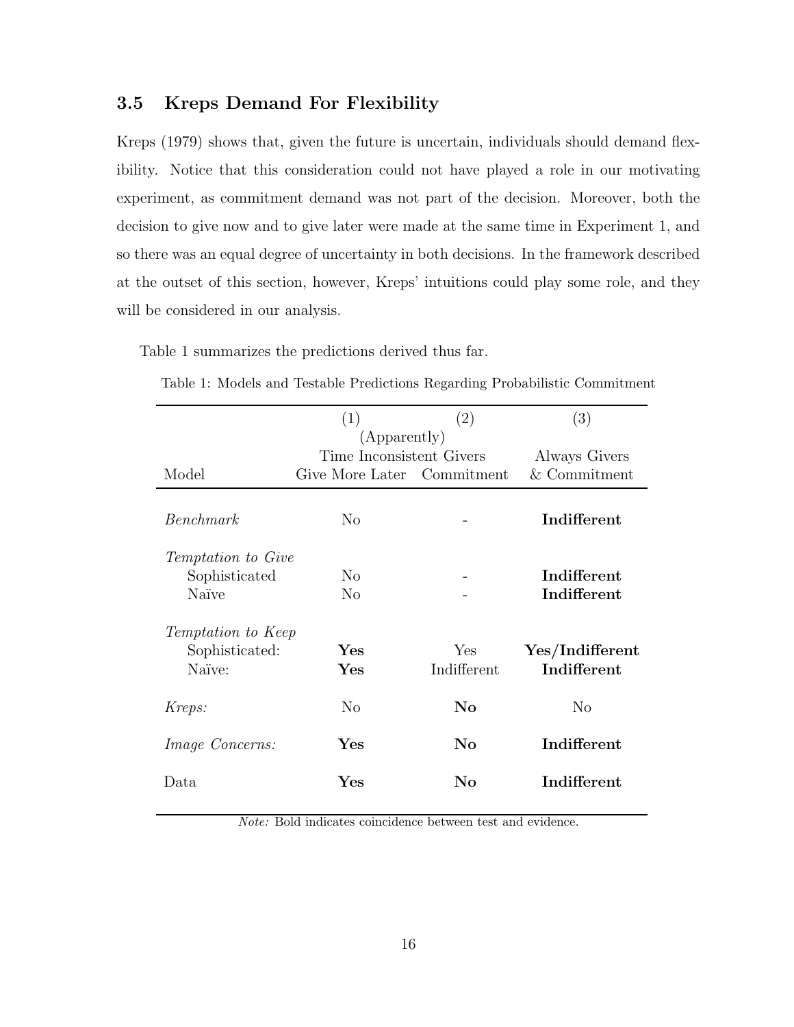### 3.5 Kreps Demand For Flexibility

Kreps (1979) shows that, given the future is uncertain, individuals should demand flexibility. Notice that this consideration could not have played a role in our motivating experiment, as commitment demand was not part of the decision. Moreover, both the decision to give now and to give later were made at the same time in Experiment 1, and so there was an equal degree of uncertainty in both decisions. In the framework described at the outset of this section, however, Kreps' intuitions could play some role, and they will be considered in our analysis.

Table 1 summarizes the predictions derived thus far.

Table 1: Models and Testable Predictions Regarding Probabilistic Commitment

| | (1) | (2) | (3) |
|---|---|---|---|
| | (Apparently) Time Inconsistent Givers | | Always Givers |
| Model | Give More Later | Commitment | & Commitment |
| *Benchmark* | No | - | **Indifferent** |
| *Temptation to Give* | | | |
| Sophisticated | No | - | **Indifferent** |
| Naïve | No | - | **Indifferent** |
| *Temptation to Keep* | | | |
| Sophisticated: | **Yes** | Yes | **Yes/Indifferent** |
| Naïve: | **Yes** | Indifferent | **Indifferent** |
| *Kreps:* | No | **No** | No |
| *Image Concerns:* | **Yes** | **No** | **Indifferent** |
| Data | **Yes** | **No** | **Indifferent** |

*Note:* Bold indicates coincidence between test and evidence.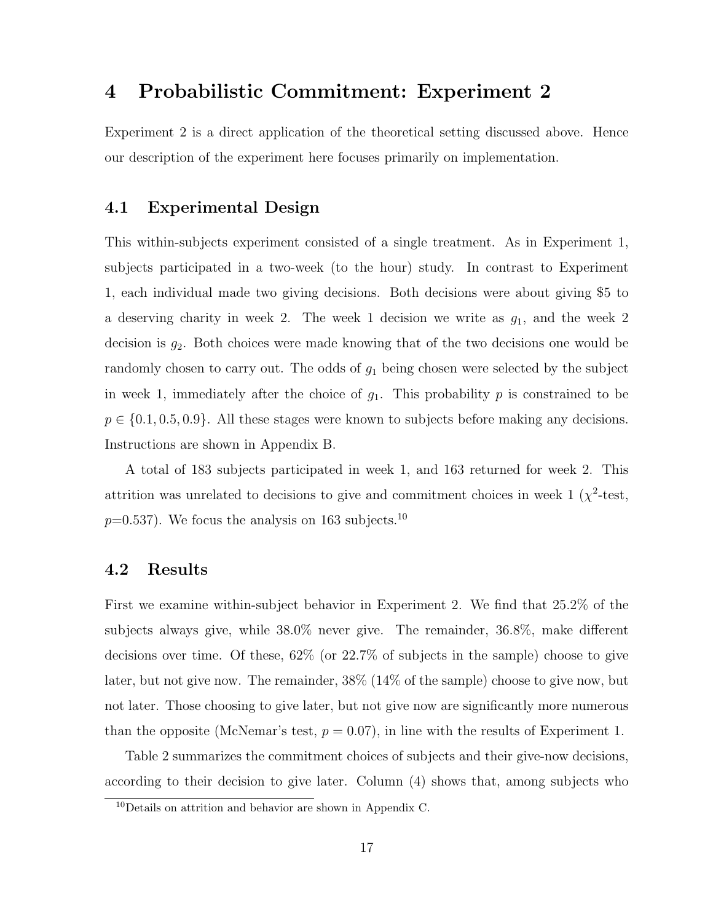# 4 Probabilistic Commitment: Experiment 2

Experiment 2 is a direct application of the theoretical setting discussed above. Hence our description of the experiment here focuses primarily on implementation.

## 4.1 Experimental Design

This within-subjects experiment consisted of a single treatment. As in Experiment 1, subjects participated in a two-week (to the hour) study. In contrast to Experiment 1, each individual made two giving decisions. Both decisions were about giving \$5 to a deserving charity in week 2. The week 1 decision we write as $g_1$, and the week 2 decision is $g_2$. Both choices were made knowing that of the two decisions one would be randomly chosen to carry out. The odds of $g_1$ being chosen were selected by the subject in week 1, immediately after the choice of $g_1$. This probability $p$ is constrained to be $p \in \{0.1, 0.5, 0.9\}$. All these stages were known to subjects before making any decisions. Instructions are shown in Appendix B.

A total of 183 subjects participated in week 1, and 163 returned for week 2. This attrition was unrelated to decisions to give and commitment choices in week 1 ($\chi^2$-test, $p$=0.537). We focus the analysis on 163 subjects.[10]

## 4.2 Results

First we examine within-subject behavior in Experiment 2. We find that 25.2% of the subjects always give, while 38.0% never give. The remainder, 36.8%, make different decisions over time. Of these, 62% (or 22.7% of subjects in the sample) choose to give later, but not give now. The remainder, 38% (14% of the sample) choose to give now, but not later. Those choosing to give later, but not give now are significantly more numerous than the opposite (McNemar's test, $p = 0.07$), in line with the results of Experiment 1.

Table 2 summarizes the commitment choices of subjects and their give-now decisions, according to their decision to give later. Column (4) shows that, among subjects who

[10] Details on attrition and behavior are shown in Appendix C.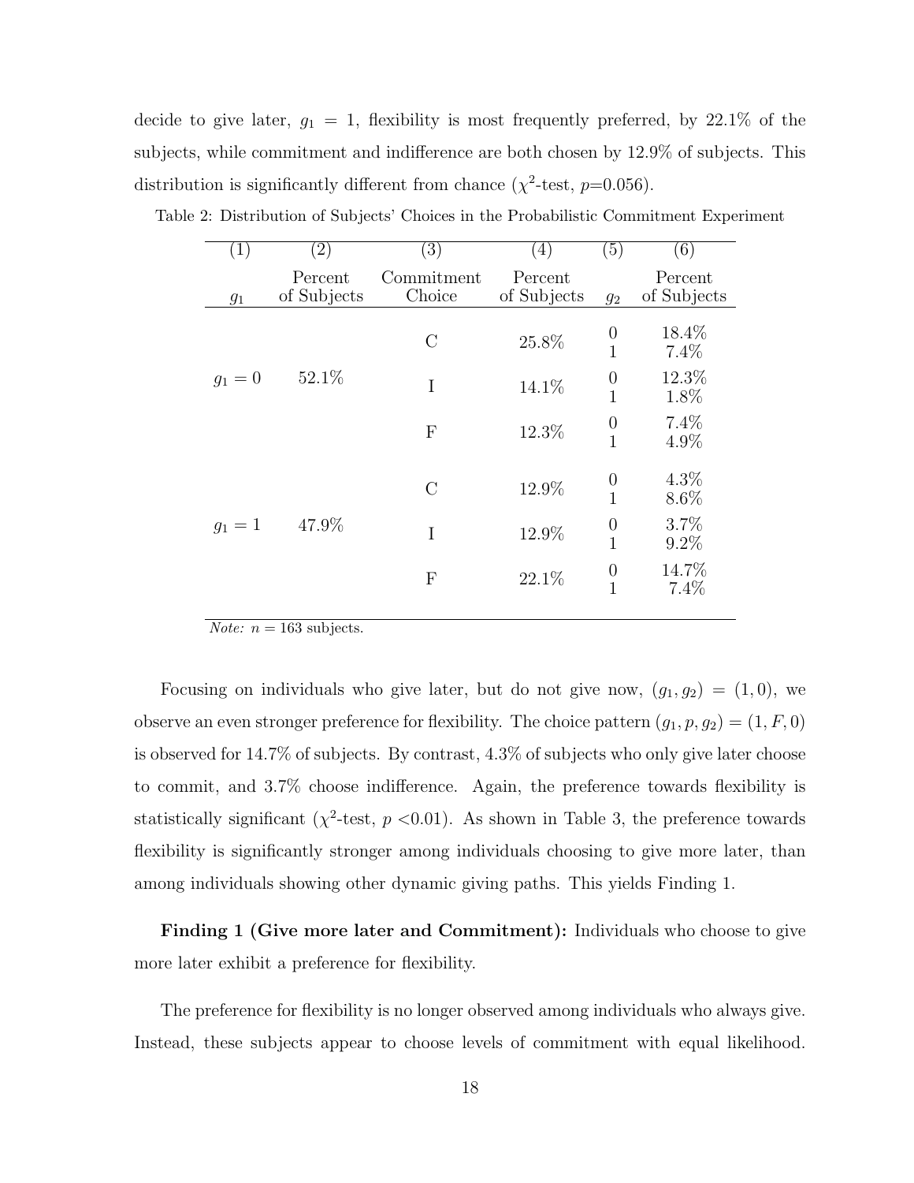decide to give later, $g_1 = 1$, flexibility is most frequently preferred, by 22.1% of the subjects, while commitment and indifference are both chosen by 12.9% of subjects. This distribution is significantly different from chance ($\chi^2$-test, $p$=0.056).

Table 2: Distribution of Subjects' Choices in the Probabilistic Commitment Experiment

| (1) | (2) | (3) | (4) | (5) | (6) |
|---|---|---|---|---|---|
| $g_1$ | Percent of Subjects | Commitment Choice | Percent of Subjects | $g_2$ | Percent of Subjects |
| $g_1 = 0$ | 52.1% | C | 25.8% | 0 | 18.4% |
| | | | | 1 | 7.4% |
| | | I | 14.1% | 0 | 12.3% |
| | | | | 1 | 1.8% |
| | | F | 12.3% | 0 | 7.4% |
| | | | | 1 | 4.9% |
| $g_1 = 1$ | 47.9% | C | 12.9% | 0 | 4.3% |
| | | | | 1 | 8.6% |
| | | I | 12.9% | 0 | 3.7% |
| | | | | 1 | 9.2% |
| | | F | 22.1% | 0 | 14.7% |
| | | | | 1 | 7.4% |

*Note:* $n = 163$ subjects.

Focusing on individuals who give later, but do not give now, $(g_1, g_2) = (1, 0)$, we observe an even stronger preference for flexibility. The choice pattern $(g_1, p, g_2) = (1, F, 0)$ is observed for 14.7% of subjects. By contrast, 4.3% of subjects who only give later choose to commit, and 3.7% choose indifference. Again, the preference towards flexibility is statistically significant ($\chi^2$-test, $p$ <0.01). As shown in Table 3, the preference towards flexibility is significantly stronger among individuals choosing to give more later, than among individuals showing other dynamic giving paths. This yields Finding 1.

**Finding 1 (Give more later and Commitment):** Individuals who choose to give more later exhibit a preference for flexibility.

The preference for flexibility is no longer observed among individuals who always give. Instead, these subjects appear to choose levels of commitment with equal likelihood.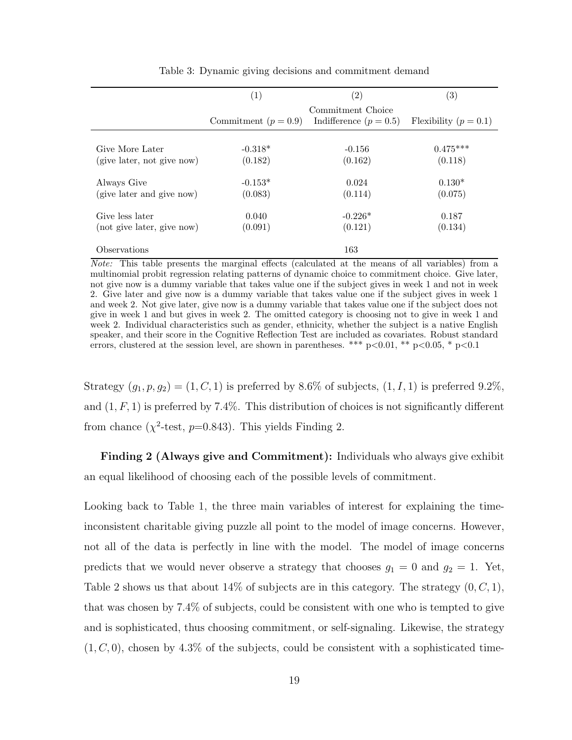Table 3: Dynamic giving decisions and commitment demand

| | (1) | (2) | (3) |
|---|---|---|---|
| | | Commitment Choice | |
| | Commitment ($p = 0.9$) | Indifference ($p = 0.5$) | Flexibility ($p = 0.1$) |
| Give More Later | -0.318* | -0.156 | 0.475*** |
| (give later, not give now) | (0.182) | (0.162) | (0.118) |
| Always Give | -0.153* | 0.024 | 0.130* |
| (give later and give now) | (0.083) | (0.114) | (0.075) |
| Give less later | 0.040 | -0.226* | 0.187 |
| (not give later, give now) | (0.091) | (0.121) | (0.134) |
| Observations | | 163 | |

*Note:* This table presents the marginal effects (calculated at the means of all variables) from a multinomial probit regression relating patterns of dynamic choice to commitment choice. Give later, not give now is a dummy variable that takes value one if the subject gives in week 1 and not in week 2. Give later and give now is a dummy variable that takes value one if the subject gives in week 1 and week 2. Not give later, give now is a dummy variable that takes value one if the subject does not give in week 1 and but gives in week 2. The omitted category is choosing not to give in week 1 and week 2. Individual characteristics such as gender, ethnicity, whether the subject is a native English speaker, and their score in the Cognitive Reflection Test are included as covariates. Robust standard errors, clustered at the session level, are shown in parentheses. *** p<0.01, ** p<0.05, * p<0.1

Strategy $(g_1, p, g_2) = (1, C, 1)$ is preferred by 8.6% of subjects, $(1, I, 1)$ is preferred 9.2%, and $(1, F, 1)$ is preferred by 7.4%. This distribution of choices is not significantly different from chance ($\chi^2$-test, $p$=0.843). This yields Finding 2.

**Finding 2 (Always give and Commitment):** Individuals who always give exhibit an equal likelihood of choosing each of the possible levels of commitment.

Looking back to Table 1, the three main variables of interest for explaining the time-inconsistent charitable giving puzzle all point to the model of image concerns. However, not all of the data is perfectly in line with the model. The model of image concerns predicts that we would never observe a strategy that chooses $g_1 = 0$ and $g_2 = 1$. Yet, Table 2 shows us that about 14% of subjects are in this category. The strategy $(0, C, 1)$, that was chosen by 7.4% of subjects, could be consistent with one who is tempted to give and is sophisticated, thus choosing commitment, or self-signaling. Likewise, the strategy $(1, C, 0)$, chosen by 4.3% of the subjects, could be consistent with a sophisticated time-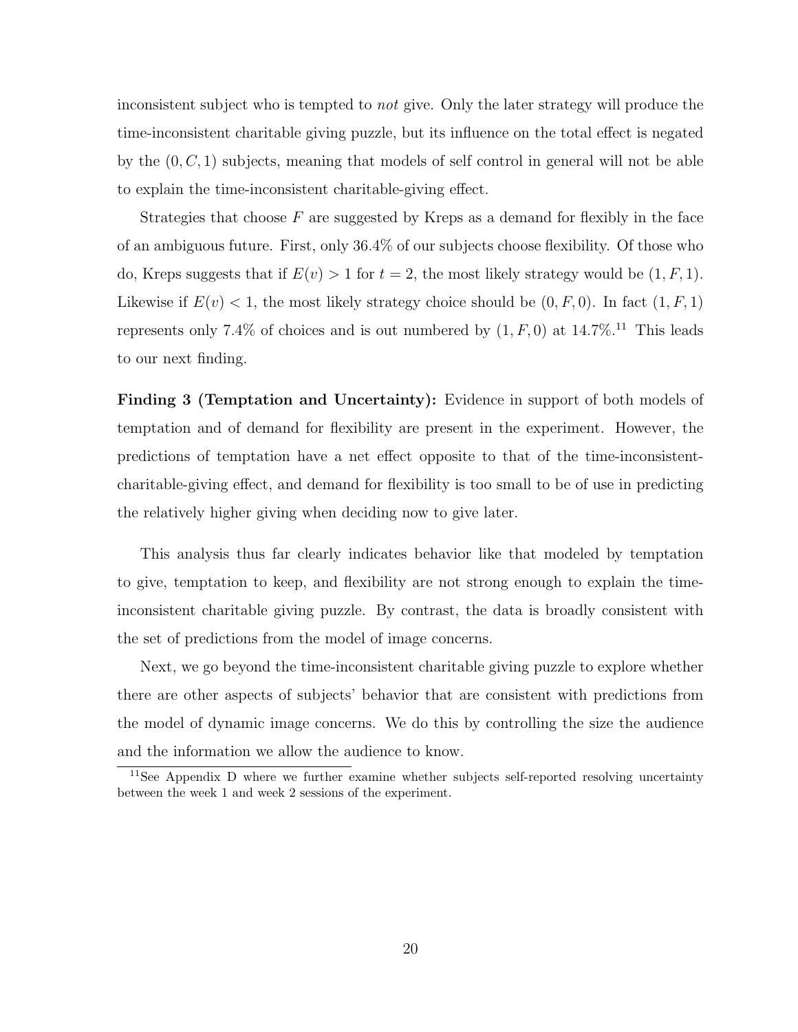inconsistent subject who is tempted to *not* give. Only the later strategy will produce the time-inconsistent charitable giving puzzle, but its influence on the total effect is negated by the $(0, C, 1)$ subjects, meaning that models of self control in general will not be able to explain the time-inconsistent charitable-giving effect.

Strategies that choose $F$ are suggested by Kreps as a demand for flexibly in the face of an ambiguous future. First, only 36.4% of our subjects choose flexibility. Of those who do, Kreps suggests that if $E(v) > 1$ for $t = 2$, the most likely strategy would be $(1, F, 1)$. Likewise if $E(v) < 1$, the most likely strategy choice should be $(0, F, 0)$. In fact $(1, F, 1)$ represents only 7.4% of choices and is out numbered by $(1, F, 0)$ at 14.7%.[11] This leads to our next finding.

**Finding 3 (Temptation and Uncertainty):** Evidence in support of both models of temptation and of demand for flexibility are present in the experiment. However, the predictions of temptation have a net effect opposite to that of the time-inconsistent-charitable-giving effect, and demand for flexibility is too small to be of use in predicting the relatively higher giving when deciding now to give later.

This analysis thus far clearly indicates behavior like that modeled by temptation to give, temptation to keep, and flexibility are not strong enough to explain the time-inconsistent charitable giving puzzle. By contrast, the data is broadly consistent with the set of predictions from the model of image concerns.

Next, we go beyond the time-inconsistent charitable giving puzzle to explore whether there are other aspects of subjects' behavior that are consistent with predictions from the model of dynamic image concerns. We do this by controlling the size the audience and the information we allow the audience to know.

[11]See Appendix D where we further examine whether subjects self-reported resolving uncertainty between the week 1 and week 2 sessions of the experiment.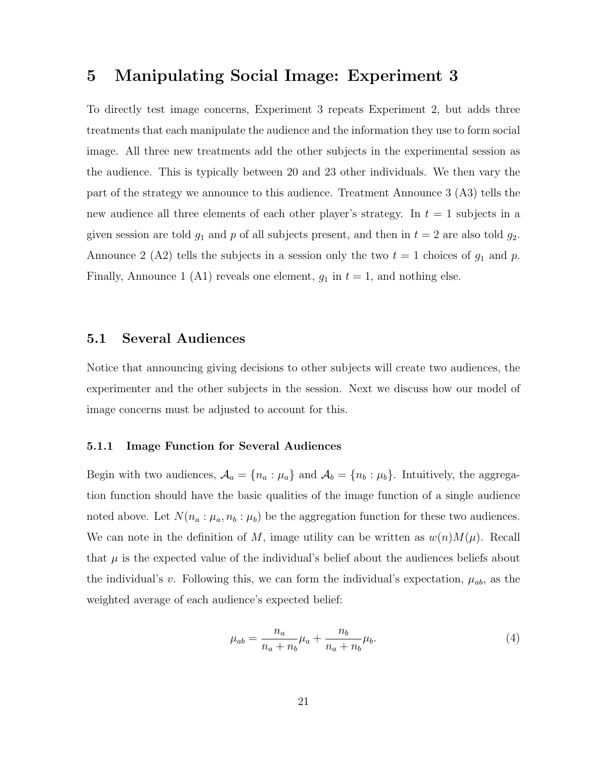# 5 Manipulating Social Image: Experiment 3

To directly test image concerns, Experiment 3 repeats Experiment 2, but adds three treatments that each manipulate the audience and the information they use to form social image. All three new treatments add the other subjects in the experimental session as the audience. This is typically between 20 and 23 other individuals. We then vary the part of the strategy we announce to this audience. Treatment Announce 3 (A3) tells the new audience all three elements of each other player's strategy. In $t = 1$ subjects in a given session are told $g_1$ and $p$ of all subjects present, and then in $t = 2$ are also told $g_2$. Announce 2 (A2) tells the subjects in a session only the two $t = 1$ choices of $g_1$ and $p$. Finally, Announce 1 (A1) reveals one element, $g_1$ in $t = 1$, and nothing else.

## 5.1 Several Audiences

Notice that announcing giving decisions to other subjects will create two audiences, the experimenter and the other subjects in the session. Next we discuss how our model of image concerns must be adjusted to account for this.

### 5.1.1 Image Function for Several Audiences

Begin with two audiences, $\mathcal{A}_a = \{n_a : \mu_a\}$ and $\mathcal{A}_b = \{n_b : \mu_b\}$. Intuitively, the aggregation function should have the basic qualities of the image function of a single audience noted above. Let $N(n_a : \mu_a, n_b : \mu_b)$ be the aggregation function for these two audiences. We can note in the definition of $M$, image utility can be written as $w(n)M(\mu)$. Recall that $\mu$ is the expected value of the individual's belief about the audiences beliefs about the individual's $v$. Following this, we can form the individual's expectation, $\mu_{ab}$, as the weighted average of each audience's expected belief:

$$\mu_{ab} = \frac{n_a}{n_a + n_b}\mu_a + \frac{n_b}{n_a + n_b}\mu_b. \tag{4}$$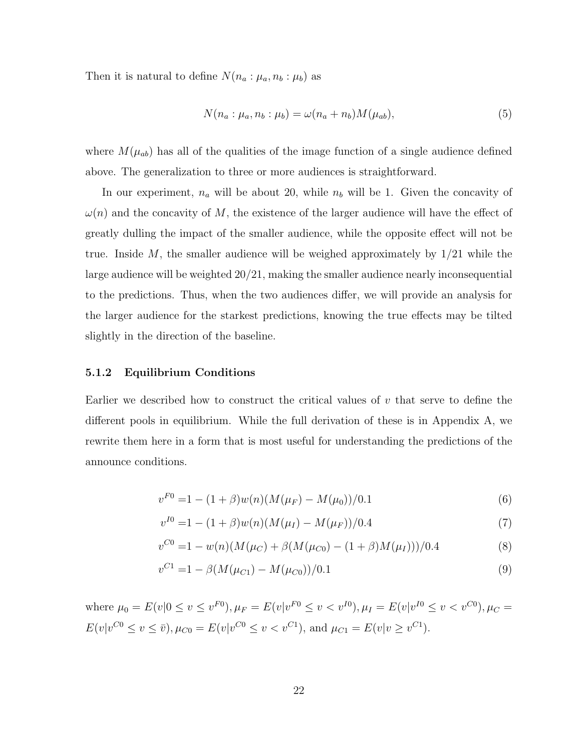Then it is natural to define $N(n_a : \mu_a, n_b : \mu_b)$ as

$$N(n_a : \mu_a, n_b : \mu_b) = \omega(n_a + n_b)M(\mu_{ab}), \tag{5}$$

where $M(\mu_{ab})$ has all of the qualities of the image function of a single audience defined above. The generalization to three or more audiences is straightforward.

In our experiment, $n_a$ will be about 20, while $n_b$ will be 1. Given the concavity of $\omega(n)$ and the concavity of $M$, the existence of the larger audience will have the effect of greatly dulling the impact of the smaller audience, while the opposite effect will not be true. Inside $M$, the smaller audience will be weighed approximately by 1/21 while the large audience will be weighted 20/21, making the smaller audience nearly inconsequential to the predictions. Thus, when the two audiences differ, we will provide an analysis for the larger audience for the starkest predictions, knowing the true effects may be tilted slightly in the direction of the baseline.

### 5.1.2 Equilibrium Conditions

Earlier we described how to construct the critical values of $v$ that serve to define the different pools in equilibrium. While the full derivation of these is in Appendix A, we rewrite them here in a form that is most useful for understanding the predictions of the announce conditions.

$$v^{F0} = 1 - (1+\beta)w(n)(M(\mu_F) - M(\mu_0))/0.1 \tag{6}$$

$$v^{I0} = 1 - (1+\beta)w(n)(M(\mu_I) - M(\mu_F))/0.4 \tag{7}$$

$$v^{C0} = 1 - w(n)(M(\mu_C) + \beta(M(\mu_{C0}) - (1+\beta)M(\mu_I)))/0.4 \tag{8}$$

$$v^{C1} = 1 - \beta(M(\mu_{C1}) - M(\mu_{C0}))/0.1 \tag{9}$$

where $\mu_0 = E(v|0 \leq v \leq v^{F0}), \mu_F = E(v|v^{F0} \leq v < v^{I0}), \mu_I = E(v|v^{I0} \leq v < v^{C0}), \mu_C = E(v|v^{C0} \leq v \leq \bar{v}), \mu_{C0} = E(v|v^{C0} \leq v < v^{C1})$, and $\mu_{C1} = E(v|v \geq v^{C1})$.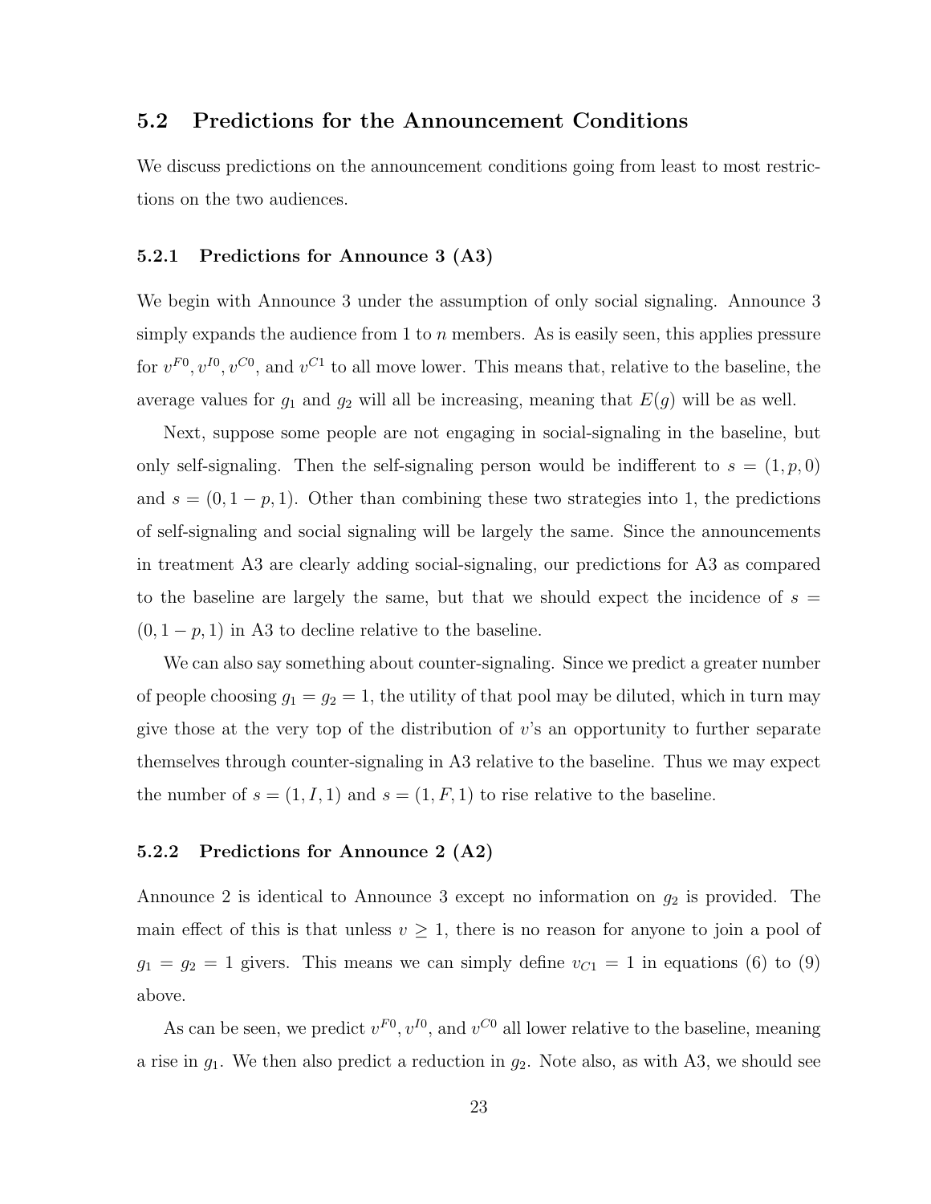## 5.2 Predictions for the Announcement Conditions

We discuss predictions on the announcement conditions going from least to most restrictions on the two audiences.

### 5.2.1 Predictions for Announce 3 (A3)

We begin with Announce 3 under the assumption of only social signaling. Announce 3 simply expands the audience from 1 to $n$ members. As is easily seen, this applies pressure for $v^{F0}, v^{I0}, v^{C0}$, and $v^{C1}$ to all move lower. This means that, relative to the baseline, the average values for $g_1$ and $g_2$ will all be increasing, meaning that $E(g)$ will be as well.

Next, suppose some people are not engaging in social-signaling in the baseline, but only self-signaling. Then the self-signaling person would be indifferent to $s = (1, p, 0)$ and $s = (0, 1-p, 1)$. Other than combining these two strategies into 1, the predictions of self-signaling and social signaling will be largely the same. Since the announcements in treatment A3 are clearly adding social-signaling, our predictions for A3 as compared to the baseline are largely the same, but that we should expect the incidence of $s = (0, 1-p, 1)$ in A3 to decline relative to the baseline.

We can also say something about counter-signaling. Since we predict a greater number of people choosing $g_1 = g_2 = 1$, the utility of that pool may be diluted, which in turn may give those at the very top of the distribution of $v$'s an opportunity to further separate themselves through counter-signaling in A3 relative to the baseline. Thus we may expect the number of $s = (1, I, 1)$ and $s = (1, F, 1)$ to rise relative to the baseline.

### 5.2.2 Predictions for Announce 2 (A2)

Announce 2 is identical to Announce 3 except no information on $g_2$ is provided. The main effect of this is that unless $v \geq 1$, there is no reason for anyone to join a pool of $g_1 = g_2 = 1$ givers. This means we can simply define $v_{C1} = 1$ in equations (6) to (9) above.

As can be seen, we predict $v^{F0}, v^{I0}$, and $v^{C0}$ all lower relative to the baseline, meaning a rise in $g_1$. We then also predict a reduction in $g_2$. Note also, as with A3, we should see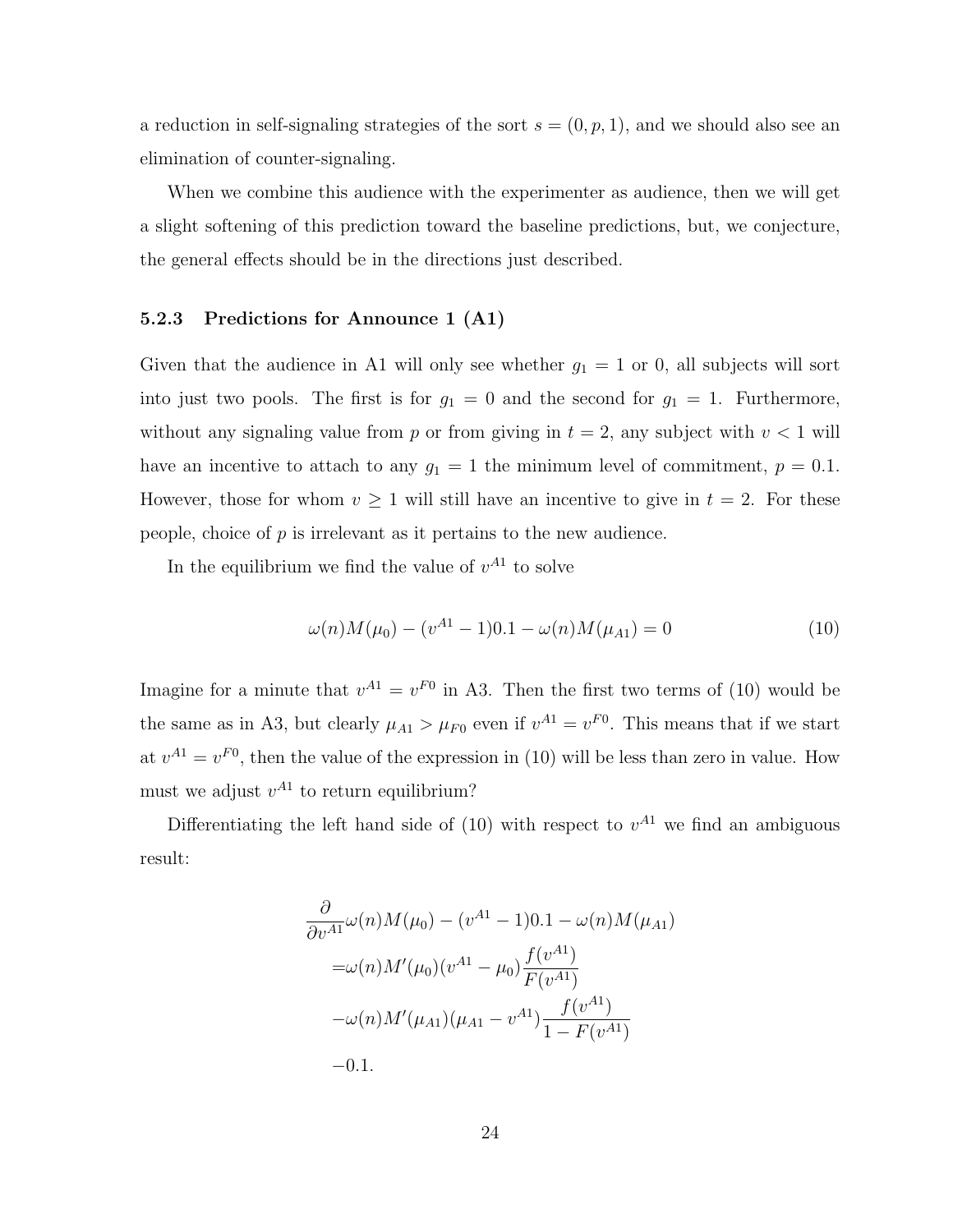a reduction in self-signaling strategies of the sort $s = (0, p, 1)$, and we should also see an elimination of counter-signaling.

When we combine this audience with the experimenter as audience, then we will get a slight softening of this prediction toward the baseline predictions, but, we conjecture, the general effects should be in the directions just described.

### 5.2.3 Predictions for Announce 1 (A1)

Given that the audience in A1 will only see whether $g_1 = 1$ or 0, all subjects will sort into just two pools. The first is for $g_1 = 0$ and the second for $g_1 = 1$. Furthermore, without any signaling value from $p$ or from giving in $t = 2$, any subject with $v < 1$ will have an incentive to attach to any $g_1 = 1$ the minimum level of commitment, $p = 0.1$. However, those for whom $v \geq 1$ will still have an incentive to give in $t = 2$. For these people, choice of $p$ is irrelevant as it pertains to the new audience.

In the equilibrium we find the value of $v^{A1}$ to solve

$$\omega(n)M(\mu_0) - (v^{A1} - 1)0.1 - \omega(n)M(\mu_{A1}) = 0 \tag{10}$$

Imagine for a minute that $v^{A1} = v^{F0}$ in A3. Then the first two terms of (10) would be the same as in A3, but clearly $\mu_{A1} > \mu_{F0}$ even if $v^{A1} = v^{F0}$. This means that if we start at $v^{A1} = v^{F0}$, then the value of the expression in (10) will be less than zero in value. How must we adjust $v^{A1}$ to return equilibrium?

Differentiating the left hand side of (10) with respect to $v^{A1}$ we find an ambiguous result:

$$\begin{aligned}
&\frac{\partial}{\partial v^{A1}} \omega(n)M(\mu_0) - (v^{A1} - 1)0.1 - \omega(n)M(\mu_{A1}) \\
&= \omega(n)M'(\mu_0)(v^{A1} - \mu_0)\frac{f(v^{A1})}{F(v^{A1})} \\
&- \omega(n)M'(\mu_{A1})(\mu_{A1} - v^{A1})\frac{f(v^{A1})}{1 - F(v^{A1})} \\
&- 0.1.
\end{aligned}$$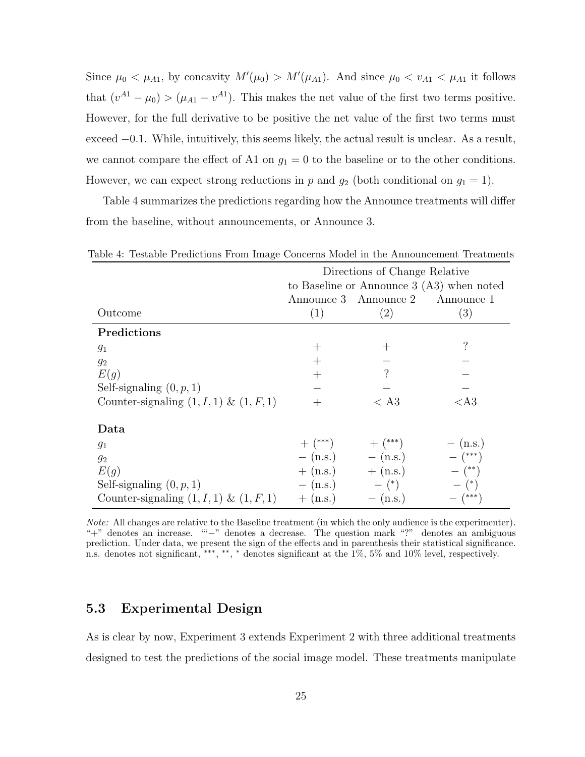Since $\mu_0 < \mu_{A1}$, by concavity $M'(\mu_0) > M'(\mu_{A1})$. And since $\mu_0 < v_{A1} < \mu_{A1}$ it follows that $(v^{A1} - \mu_0) > (\mu_{A1} - v^{A1})$. This makes the net value of the first two terms positive. However, for the full derivative to be positive the net value of the first two terms must exceed $-0.1$. While, intuitively, this seems likely, the actual result is unclear. As a result, we cannot compare the effect of A1 on $g_1 = 0$ to the baseline or to the other conditions. However, we can expect strong reductions in $p$ and $g_2$ (both conditional on $g_1 = 1$).

Table 4 summarizes the predictions regarding how the Announce treatments will differ from the baseline, without announcements, or Announce 3.

Table 4: Testable Predictions From Image Concerns Model in the Announcement Treatments

| | Directions of Change Relative to Baseline or Announce 3 (A3) when noted | | |
|---|---|---|---|
| | Announce 3 | Announce 2 | Announce 1 |
| Outcome | (1) | (2) | (3) |
| **Predictions** | | | |
| $g_1$ | $+$ | $+$ | ? |
| $g_2$ | $+$ | $-$ | $-$ |
| $E(g)$ | $+$ | ? | $-$ |
| Self-signaling $(0, p, 1)$ | $-$ | $-$ | $-$ |
| Counter-signaling $(1, I, 1)$ & $(1, F, 1)$ | $+$ | $<$ A3 | $<$A3 |
| **Data** | | | |
| $g_1$ | $+$ (***) | $+$ (***) | $-$ (n.s.) |
| $g_2$ | $-$ (n.s.) | $-$ (n.s.) | $-$ (***) |
| $E(g)$ | $+$ (n.s.) | $+$ (n.s.) | $-$ (**) |
| Self-signaling $(0, p, 1)$ | $-$ (n.s.) | $-$ (*) | $-$ (*) |
| Counter-signaling $(1, I, 1)$ & $(1, F, 1)$ | $+$ (n.s.) | $-$ (n.s.) | $-$ (***) |

*Note:* All changes are relative to the Baseline treatment (in which the only audience is the experimenter). "+" denotes an increase. "'−" denotes a decrease. The question mark "?" denotes an ambiguous prediction. Under data, we present the sign of the effects and in parenthesis their statistical significance. n.s. denotes not significant, ***, **, * denotes significant at the 1%, 5% and 10% level, respectively.

## 5.3 Experimental Design

As is clear by now, Experiment 3 extends Experiment 2 with three additional treatments designed to test the predictions of the social image model. These treatments manipulate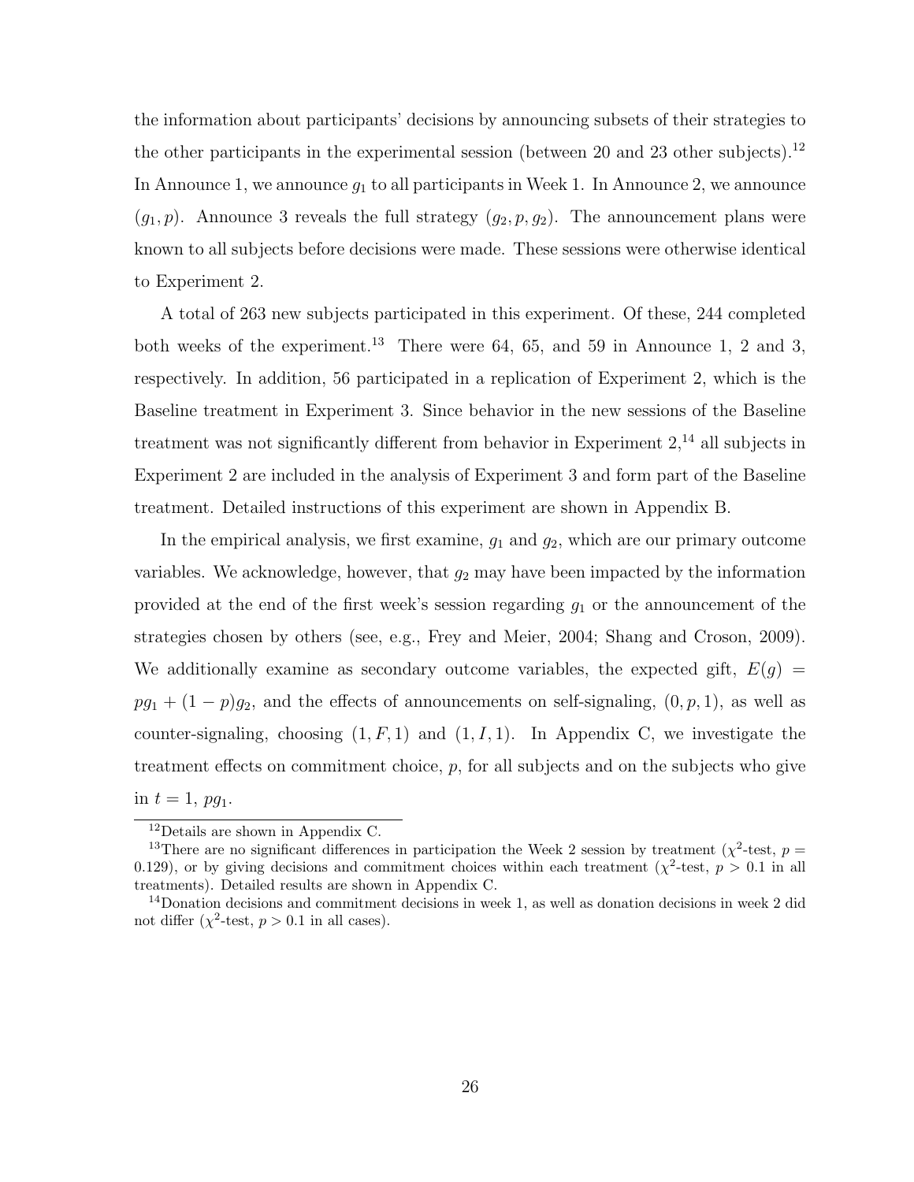the information about participants' decisions by announcing subsets of their strategies to the other participants in the experimental session (between 20 and 23 other subjects).[12] In Announce 1, we announce $g_1$ to all participants in Week 1. In Announce 2, we announce $(g_1, p)$. Announce 3 reveals the full strategy $(g_2, p, g_2)$. The announcement plans were known to all subjects before decisions were made. These sessions were otherwise identical to Experiment 2.

A total of 263 new subjects participated in this experiment. Of these, 244 completed both weeks of the experiment.[13] There were 64, 65, and 59 in Announce 1, 2 and 3, respectively. In addition, 56 participated in a replication of Experiment 2, which is the Baseline treatment in Experiment 3. Since behavior in the new sessions of the Baseline treatment was not significantly different from behavior in Experiment 2,[14] all subjects in Experiment 2 are included in the analysis of Experiment 3 and form part of the Baseline treatment. Detailed instructions of this experiment are shown in Appendix B.

In the empirical analysis, we first examine, $g_1$ and $g_2$, which are our primary outcome variables. We acknowledge, however, that $g_2$ may have been impacted by the information provided at the end of the first week's session regarding $g_1$ or the announcement of the strategies chosen by others (see, e.g., Frey and Meier, 2004; Shang and Croson, 2009). We additionally examine as secondary outcome variables, the expected gift, $E(g) = pg_1 + (1-p)g_2$, and the effects of announcements on self-signaling, $(0, p, 1)$, as well as counter-signaling, choosing $(1, F, 1)$ and $(1, I, 1)$. In Appendix C, we investigate the treatment effects on commitment choice, $p$, for all subjects and on the subjects who give in $t = 1$, $pg_1$.

---

[12] Details are shown in Appendix C.

[13] There are no significant differences in participation the Week 2 session by treatment ($\chi^2$-test, $p = 0.129$), or by giving decisions and commitment choices within each treatment ($\chi^2$-test, $p > 0.1$ in all treatments). Detailed results are shown in Appendix C.

[14] Donation decisions and commitment decisions in week 1, as well as donation decisions in week 2 did not differ ($\chi^2$-test, $p > 0.1$ in all cases).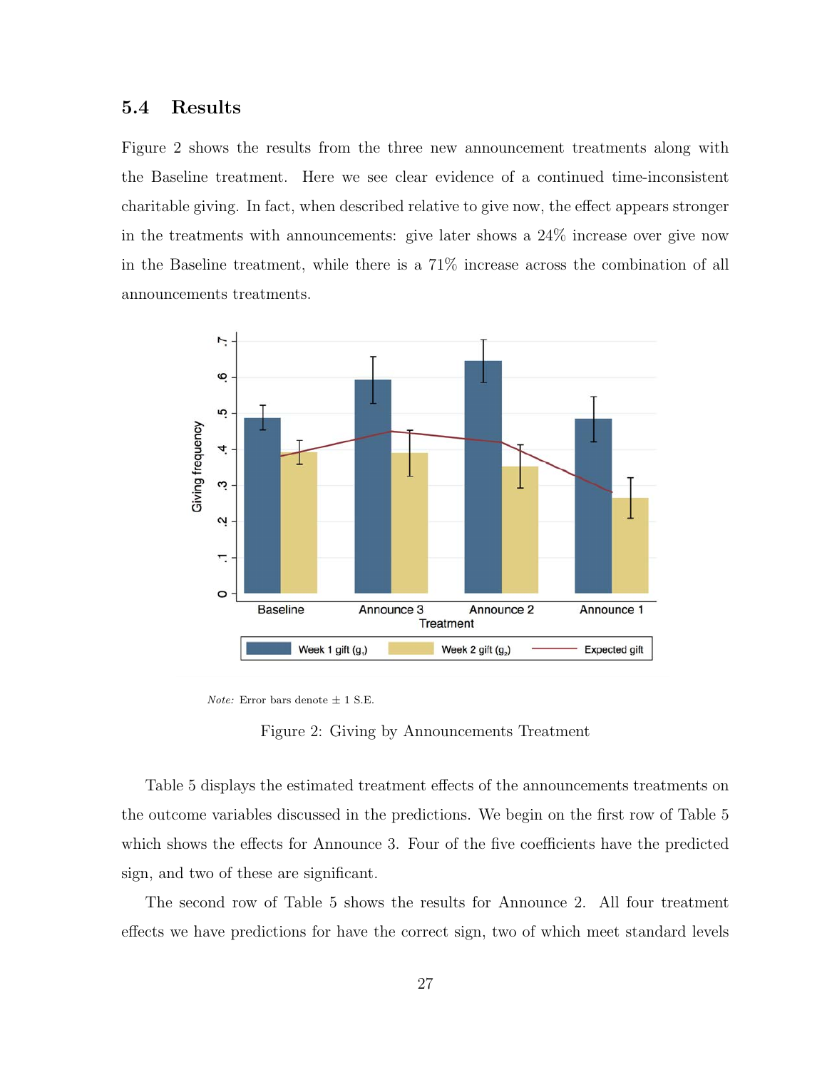### 5.4 Results

Figure 2 shows the results from the three new announcement treatments along with the Baseline treatment. Here we see clear evidence of a continued time-inconsistent charitable giving. In fact, when described relative to give now, the effect appears stronger in the treatments with announcements: give later shows a 24% increase over give now in the Baseline treatment, while there is a 71% increase across the combination of all announcements treatments.

*Note:* Error bars denote ± 1 S.E.

Figure 2: Giving by Announcements Treatment

Table 5 displays the estimated treatment effects of the announcements treatments on the outcome variables discussed in the predictions. We begin on the first row of Table 5 which shows the effects for Announce 3. Four of the five coefficients have the predicted sign, and two of these are significant.

The second row of Table 5 shows the results for Announce 2. All four treatment effects we have predictions for have the correct sign, two of which meet standard levels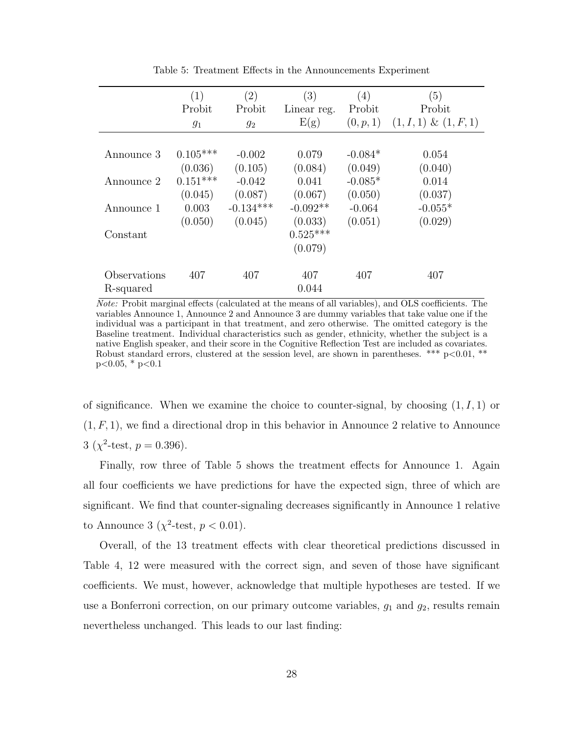Table 5: Treatment Effects in the Announcements Experiment

| | (1) | (2) | (3) | (4) | (5) |
|---|---|---|---|---|---|
| | Probit | Probit | Linear reg. | Probit | Probit |
| | $g_1$ | $g_2$ | E(g) | $(0, p, 1)$ | $(1, I, 1)$ & $(1, F, 1)$ |
| Announce 3 | 0.105*** | -0.002 | 0.079 | -0.084* | 0.054 |
| | (0.036) | (0.105) | (0.084) | (0.049) | (0.040) |
| Announce 2 | 0.151*** | -0.042 | 0.041 | -0.085* | 0.014 |
| | (0.045) | (0.087) | (0.067) | (0.050) | (0.037) |
| Announce 1 | 0.003 | -0.134*** | -0.092** | -0.064 | -0.055* |
| | (0.050) | (0.045) | (0.033) | (0.051) | (0.029) |
| Constant | | | 0.525*** | | |
| | | | (0.079) | | |
| Observations | 407 | 407 | 407 | 407 | 407 |
| R-squared | | | 0.044 | | |

*Note:* Probit marginal effects (calculated at the means of all variables), and OLS coefficients. The variables Announce 1, Announce 2 and Announce 3 are dummy variables that take value one if the individual was a participant in that treatment, and zero otherwise. The omitted category is the Baseline treatment. Individual characteristics such as gender, ethnicity, whether the subject is a native English speaker, and their score in the Cognitive Reflection Test are included as covariates. Robust standard errors, clustered at the session level, are shown in parentheses. *** p<0.01, ** p<0.05, * p<0.1

of significance. When we examine the choice to counter-signal, by choosing $(1, I, 1)$ or $(1, F, 1)$, we find a directional drop in this behavior in Announce 2 relative to Announce 3 ($\chi^2$-test, $p = 0.396$).

Finally, row three of Table 5 shows the treatment effects for Announce 1. Again all four coefficients we have predictions for have the expected sign, three of which are significant. We find that counter-signaling decreases significantly in Announce 1 relative to Announce 3 ($\chi^2$-test, $p < 0.01$).

Overall, of the 13 treatment effects with clear theoretical predictions discussed in Table 4, 12 were measured with the correct sign, and seven of those have significant coefficients. We must, however, acknowledge that multiple hypotheses are tested. If we use a Bonferroni correction, on our primary outcome variables, $g_1$ and $g_2$, results remain nevertheless unchanged. This leads to our last finding: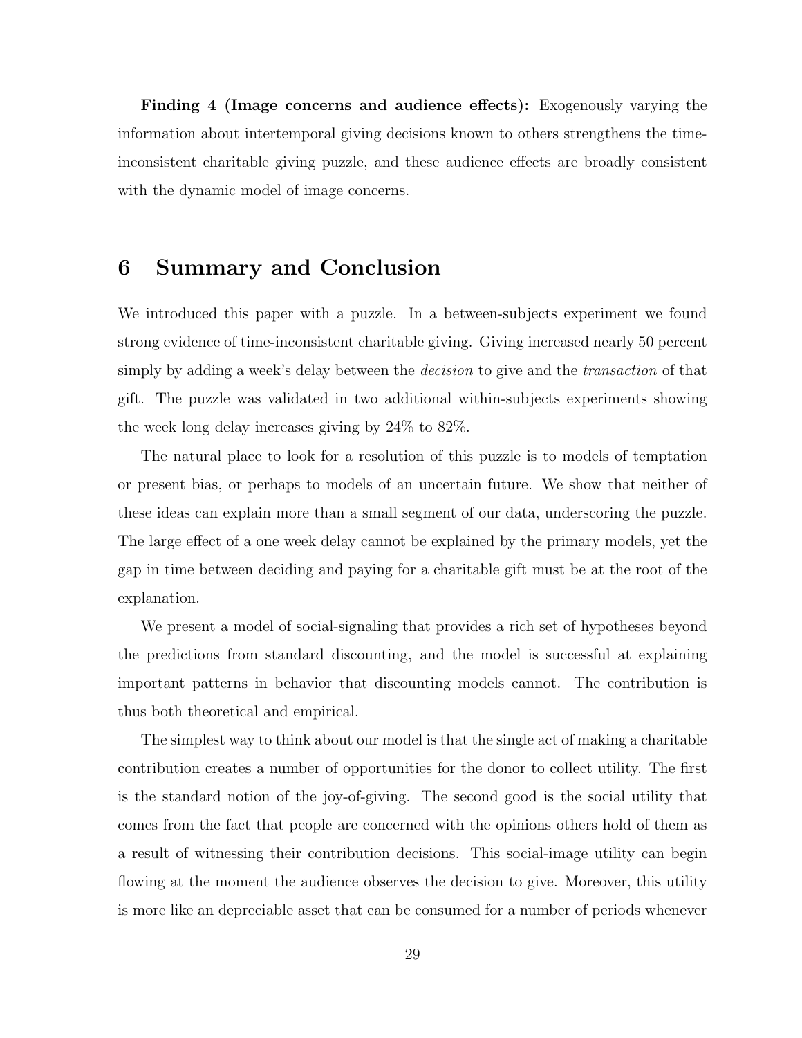**Finding 4 (Image concerns and audience effects):** Exogenously varying the information about intertemporal giving decisions known to others strengthens the time-inconsistent charitable giving puzzle, and these audience effects are broadly consistent with the dynamic model of image concerns.

# 6 Summary and Conclusion

We introduced this paper with a puzzle. In a between-subjects experiment we found strong evidence of time-inconsistent charitable giving. Giving increased nearly 50 percent simply by adding a week's delay between the *decision* to give and the *transaction* of that gift. The puzzle was validated in two additional within-subjects experiments showing the week long delay increases giving by 24% to 82%.

The natural place to look for a resolution of this puzzle is to models of temptation or present bias, or perhaps to models of an uncertain future. We show that neither of these ideas can explain more than a small segment of our data, underscoring the puzzle. The large effect of a one week delay cannot be explained by the primary models, yet the gap in time between deciding and paying for a charitable gift must be at the root of the explanation.

We present a model of social-signaling that provides a rich set of hypotheses beyond the predictions from standard discounting, and the model is successful at explaining important patterns in behavior that discounting models cannot. The contribution is thus both theoretical and empirical.

The simplest way to think about our model is that the single act of making a charitable contribution creates a number of opportunities for the donor to collect utility. The first is the standard notion of the joy-of-giving. The second good is the social utility that comes from the fact that people are concerned with the opinions others hold of them as a result of witnessing their contribution decisions. This social-image utility can begin flowing at the moment the audience observes the decision to give. Moreover, this utility is more like an depreciable asset that can be consumed for a number of periods whenever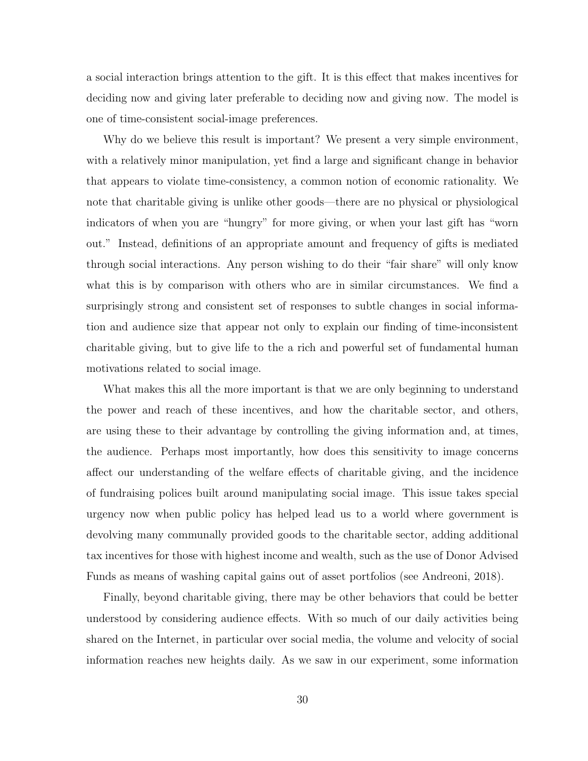a social interaction brings attention to the gift. It is this effect that makes incentives for deciding now and giving later preferable to deciding now and giving now. The model is one of time-consistent social-image preferences.

Why do we believe this result is important? We present a very simple environment, with a relatively minor manipulation, yet find a large and significant change in behavior that appears to violate time-consistency, a common notion of economic rationality. We note that charitable giving is unlike other goods—there are no physical or physiological indicators of when you are "hungry" for more giving, or when your last gift has "worn out." Instead, definitions of an appropriate amount and frequency of gifts is mediated through social interactions. Any person wishing to do their "fair share" will only know what this is by comparison with others who are in similar circumstances. We find a surprisingly strong and consistent set of responses to subtle changes in social information and audience size that appear not only to explain our finding of time-inconsistent charitable giving, but to give life to the a rich and powerful set of fundamental human motivations related to social image.

What makes this all the more important is that we are only beginning to understand the power and reach of these incentives, and how the charitable sector, and others, are using these to their advantage by controlling the giving information and, at times, the audience. Perhaps most importantly, how does this sensitivity to image concerns affect our understanding of the welfare effects of charitable giving, and the incidence of fundraising polices built around manipulating social image. This issue takes special urgency now when public policy has helped lead us to a world where government is devolving many communally provided goods to the charitable sector, adding additional tax incentives for those with highest income and wealth, such as the use of Donor Advised Funds as means of washing capital gains out of asset portfolios (see Andreoni, 2018).

Finally, beyond charitable giving, there may be other behaviors that could be better understood by considering audience effects. With so much of our daily activities being shared on the Internet, in particular over social media, the volume and velocity of social information reaches new heights daily. As we saw in our experiment, some information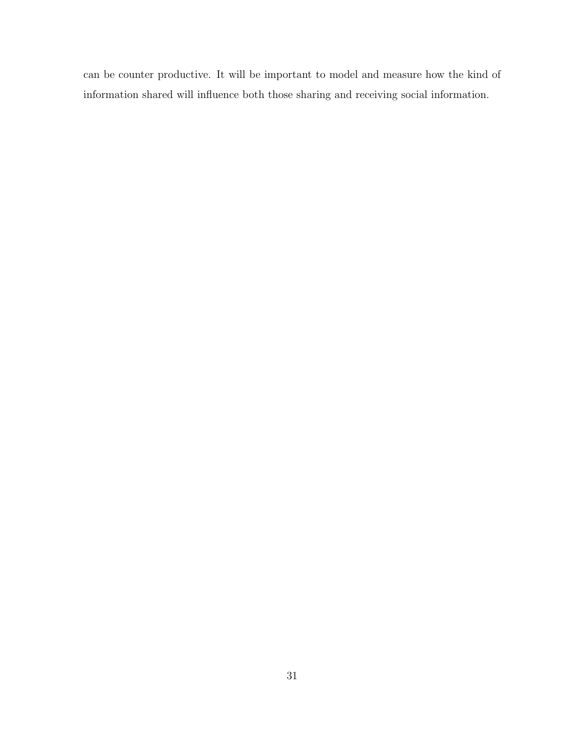can be counter productive. It will be important to model and measure how the kind of information shared will influence both those sharing and receiving social information.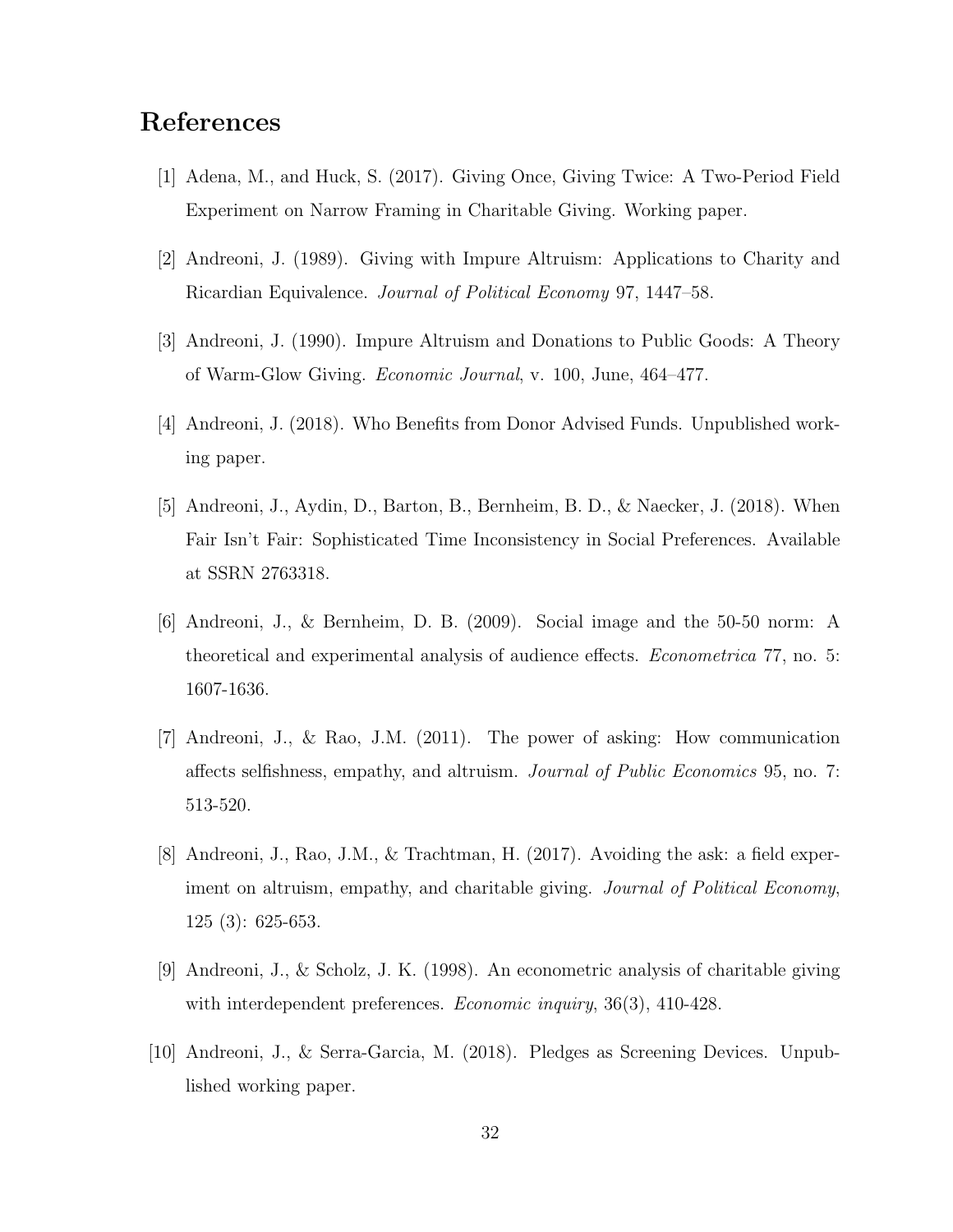# References

[1] Adena, M., and Huck, S. (2017). Giving Once, Giving Twice: A Two-Period Field Experiment on Narrow Framing in Charitable Giving. Working paper.

[2] Andreoni, J. (1989). Giving with Impure Altruism: Applications to Charity and Ricardian Equivalence. *Journal of Political Economy* 97, 1447–58.

[3] Andreoni, J. (1990). Impure Altruism and Donations to Public Goods: A Theory of Warm-Glow Giving. *Economic Journal*, v. 100, June, 464–477.

[4] Andreoni, J. (2018). Who Benefits from Donor Advised Funds. Unpublished working paper.

[5] Andreoni, J., Aydin, D., Barton, B., Bernheim, B. D., & Naecker, J. (2018). When Fair Isn't Fair: Sophisticated Time Inconsistency in Social Preferences. Available at SSRN 2763318.

[6] Andreoni, J., & Bernheim, D. B. (2009). Social image and the 50-50 norm: A theoretical and experimental analysis of audience effects. *Econometrica* 77, no. 5: 1607-1636.

[7] Andreoni, J., & Rao, J.M. (2011). The power of asking: How communication affects selfishness, empathy, and altruism. *Journal of Public Economics* 95, no. 7: 513-520.

[8] Andreoni, J., Rao, J.M., & Trachtman, H. (2017). Avoiding the ask: a field experiment on altruism, empathy, and charitable giving. *Journal of Political Economy*, 125 (3): 625-653.

[9] Andreoni, J., & Scholz, J. K. (1998). An econometric analysis of charitable giving with interdependent preferences. *Economic inquiry*, 36(3), 410-428.

[10] Andreoni, J., & Serra-Garcia, M. (2018). Pledges as Screening Devices. Unpublished working paper.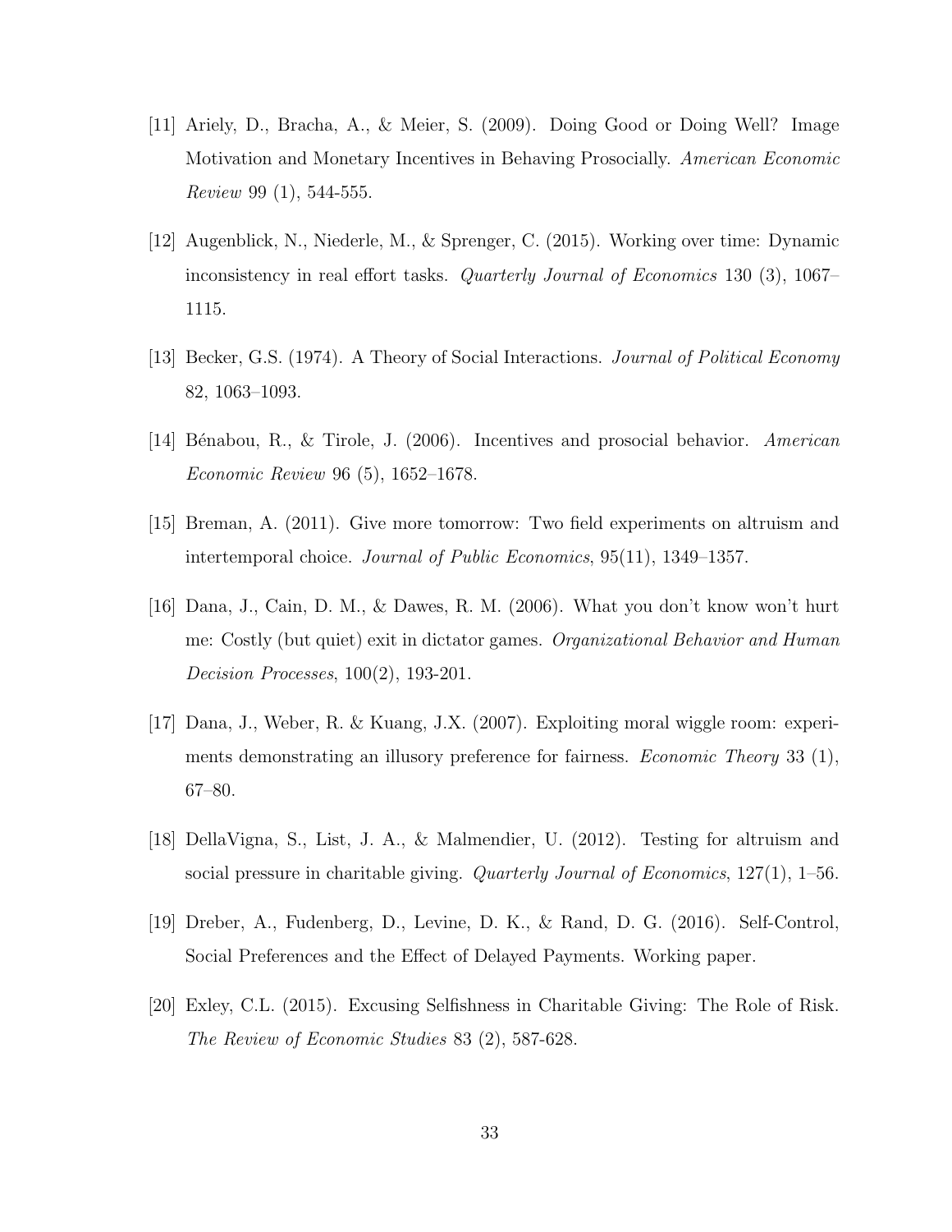[11] Ariely, D., Bracha, A., & Meier, S. (2009). Doing Good or Doing Well? Image Motivation and Monetary Incentives in Behaving Prosocially. *American Economic Review* 99 (1), 544-555.

[12] Augenblick, N., Niederle, M., & Sprenger, C. (2015). Working over time: Dynamic inconsistency in real effort tasks. *Quarterly Journal of Economics* 130 (3), 1067–1115.

[13] Becker, G.S. (1974). A Theory of Social Interactions. *Journal of Political Economy* 82, 1063–1093.

[14] Bénabou, R., & Tirole, J. (2006). Incentives and prosocial behavior. *American Economic Review* 96 (5), 1652–1678.

[15] Breman, A. (2011). Give more tomorrow: Two field experiments on altruism and intertemporal choice. *Journal of Public Economics*, 95(11), 1349–1357.

[16] Dana, J., Cain, D. M., & Dawes, R. M. (2006). What you don't know won't hurt me: Costly (but quiet) exit in dictator games. *Organizational Behavior and Human Decision Processes*, 100(2), 193-201.

[17] Dana, J., Weber, R. & Kuang, J.X. (2007). Exploiting moral wiggle room: experiments demonstrating an illusory preference for fairness. *Economic Theory* 33 (1), 67–80.

[18] DellaVigna, S., List, J. A., & Malmendier, U. (2012). Testing for altruism and social pressure in charitable giving. *Quarterly Journal of Economics*, 127(1), 1–56.

[19] Dreber, A., Fudenberg, D., Levine, D. K., & Rand, D. G. (2016). Self-Control, Social Preferences and the Effect of Delayed Payments. Working paper.

[20] Exley, C.L. (2015). Excusing Selfishness in Charitable Giving: The Role of Risk. *The Review of Economic Studies* 83 (2), 587-628.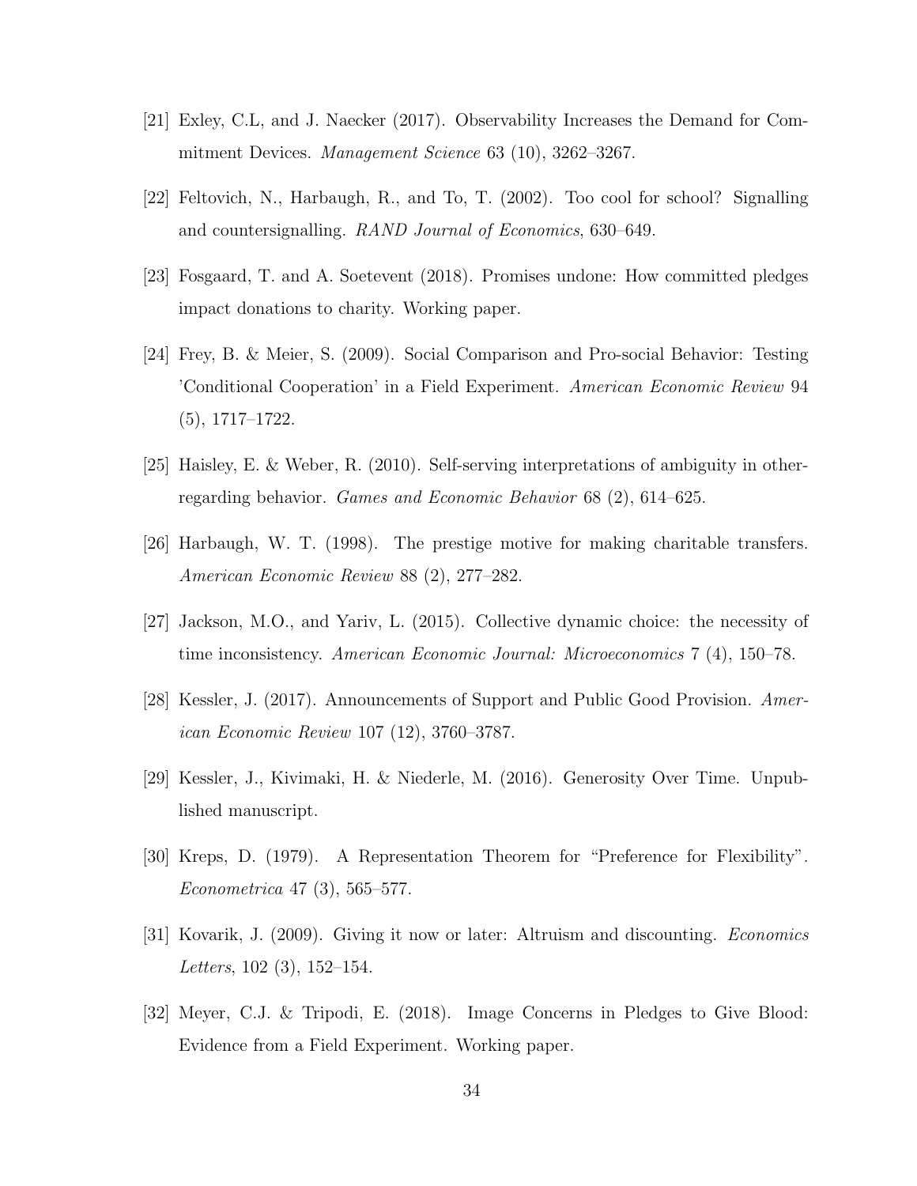[21] Exley, C.L, and J. Naecker (2017). Observability Increases the Demand for Commitment Devices. *Management Science* 63 (10), 3262–3267.

[22] Feltovich, N., Harbaugh, R., and To, T. (2002). Too cool for school? Signalling and countersignalling. *RAND Journal of Economics*, 630–649.

[23] Fosgaard, T. and A. Soetevent (2018). Promises undone: How committed pledges impact donations to charity. Working paper.

[24] Frey, B. & Meier, S. (2009). Social Comparison and Pro-social Behavior: Testing 'Conditional Cooperation' in a Field Experiment. *American Economic Review* 94 (5), 1717–1722.

[25] Haisley, E. & Weber, R. (2010). Self-serving interpretations of ambiguity in other-regarding behavior. *Games and Economic Behavior* 68 (2), 614–625.

[26] Harbaugh, W. T. (1998). The prestige motive for making charitable transfers. *American Economic Review* 88 (2), 277–282.

[27] Jackson, M.O., and Yariv, L. (2015). Collective dynamic choice: the necessity of time inconsistency. *American Economic Journal: Microeconomics* 7 (4), 150–78.

[28] Kessler, J. (2017). Announcements of Support and Public Good Provision. *American Economic Review* 107 (12), 3760–3787.

[29] Kessler, J., Kivimaki, H. & Niederle, M. (2016). Generosity Over Time. Unpublished manuscript.

[30] Kreps, D. (1979). A Representation Theorem for "Preference for Flexibility". *Econometrica* 47 (3), 565–577.

[31] Kovarik, J. (2009). Giving it now or later: Altruism and discounting. *Economics Letters*, 102 (3), 152–154.

[32] Meyer, C.J. & Tripodi, E. (2018). Image Concerns in Pledges to Give Blood: Evidence from a Field Experiment. Working paper.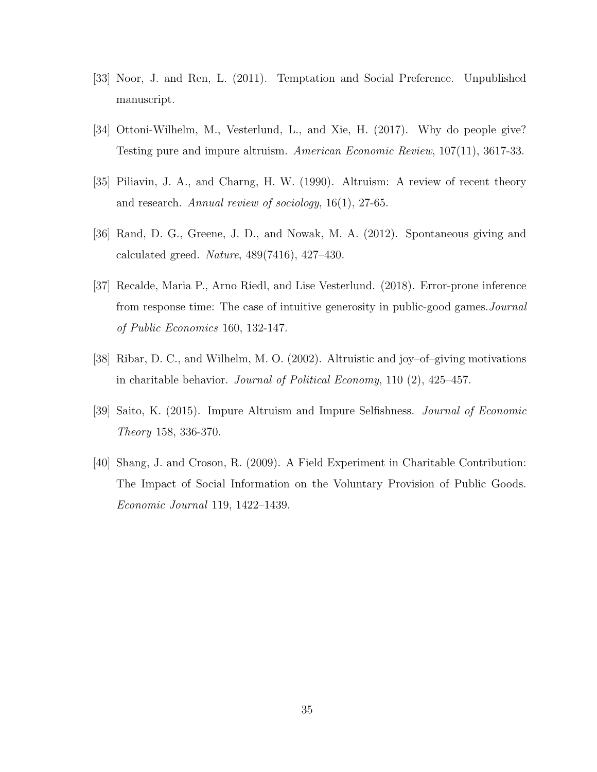[33] Noor, J. and Ren, L. (2011). Temptation and Social Preference. Unpublished manuscript.

[34] Ottoni-Wilhelm, M., Vesterlund, L., and Xie, H. (2017). Why do people give? Testing pure and impure altruism. *American Economic Review*, 107(11), 3617-33.

[35] Piliavin, J. A., and Charng, H. W. (1990). Altruism: A review of recent theory and research. *Annual review of sociology*, 16(1), 27-65.

[36] Rand, D. G., Greene, J. D., and Nowak, M. A. (2012). Spontaneous giving and calculated greed. *Nature*, 489(7416), 427–430.

[37] Recalde, Maria P., Arno Riedl, and Lise Vesterlund. (2018). Error-prone inference from response time: The case of intuitive generosity in public-good games.*Journal of Public Economics* 160, 132-147.

[38] Ribar, D. C., and Wilhelm, M. O. (2002). Altruistic and joy–of–giving motivations in charitable behavior. *Journal of Political Economy*, 110 (2), 425–457.

[39] Saito, K. (2015). Impure Altruism and Impure Selfishness. *Journal of Economic Theory* 158, 336-370.

[40] Shang, J. and Croson, R. (2009). A Field Experiment in Charitable Contribution: The Impact of Social Information on the Voluntary Provision of Public Goods. *Economic Journal* 119, 1422–1439.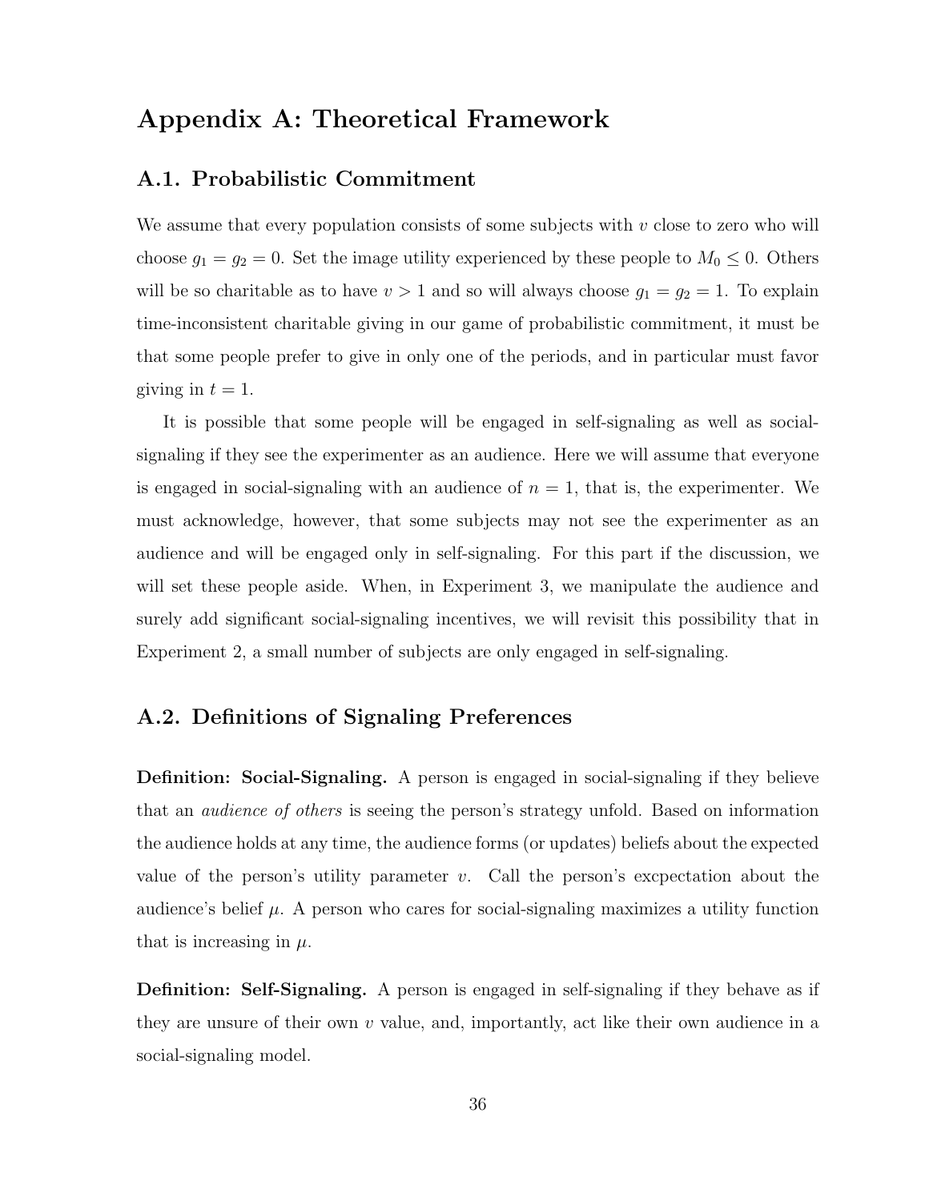# Appendix A: Theoretical Framework

## A.1. Probabilistic Commitment

We assume that every population consists of some subjects with $v$ close to zero who will choose $g_1 = g_2 = 0$. Set the image utility experienced by these people to $M_0 \leq 0$. Others will be so charitable as to have $v > 1$ and so will always choose $g_1 = g_2 = 1$. To explain time-inconsistent charitable giving in our game of probabilistic commitment, it must be that some people prefer to give in only one of the periods, and in particular must favor giving in $t = 1$.

It is possible that some people will be engaged in self-signaling as well as social-signaling if they see the experimenter as an audience. Here we will assume that everyone is engaged in social-signaling with an audience of $n = 1$, that is, the experimenter. We must acknowledge, however, that some subjects may not see the experimenter as an audience and will be engaged only in self-signaling. For this part if the discussion, we will set these people aside. When, in Experiment 3, we manipulate the audience and surely add significant social-signaling incentives, we will revisit this possibility that in Experiment 2, a small number of subjects are only engaged in self-signaling.

## A.2. Definitions of Signaling Preferences

**Definition: Social-Signaling.** A person is engaged in social-signaling if they believe that an *audience of others* is seeing the person's strategy unfold. Based on information the audience holds at any time, the audience forms (or updates) beliefs about the expected value of the person's utility parameter $v$. Call the person's excpectation about the audience's belief $\mu$. A person who cares for social-signaling maximizes a utility function that is increasing in $\mu$.

**Definition: Self-Signaling.** A person is engaged in self-signaling if they behave as if they are unsure of their own $v$ value, and, importantly, act like their own audience in a social-signaling model.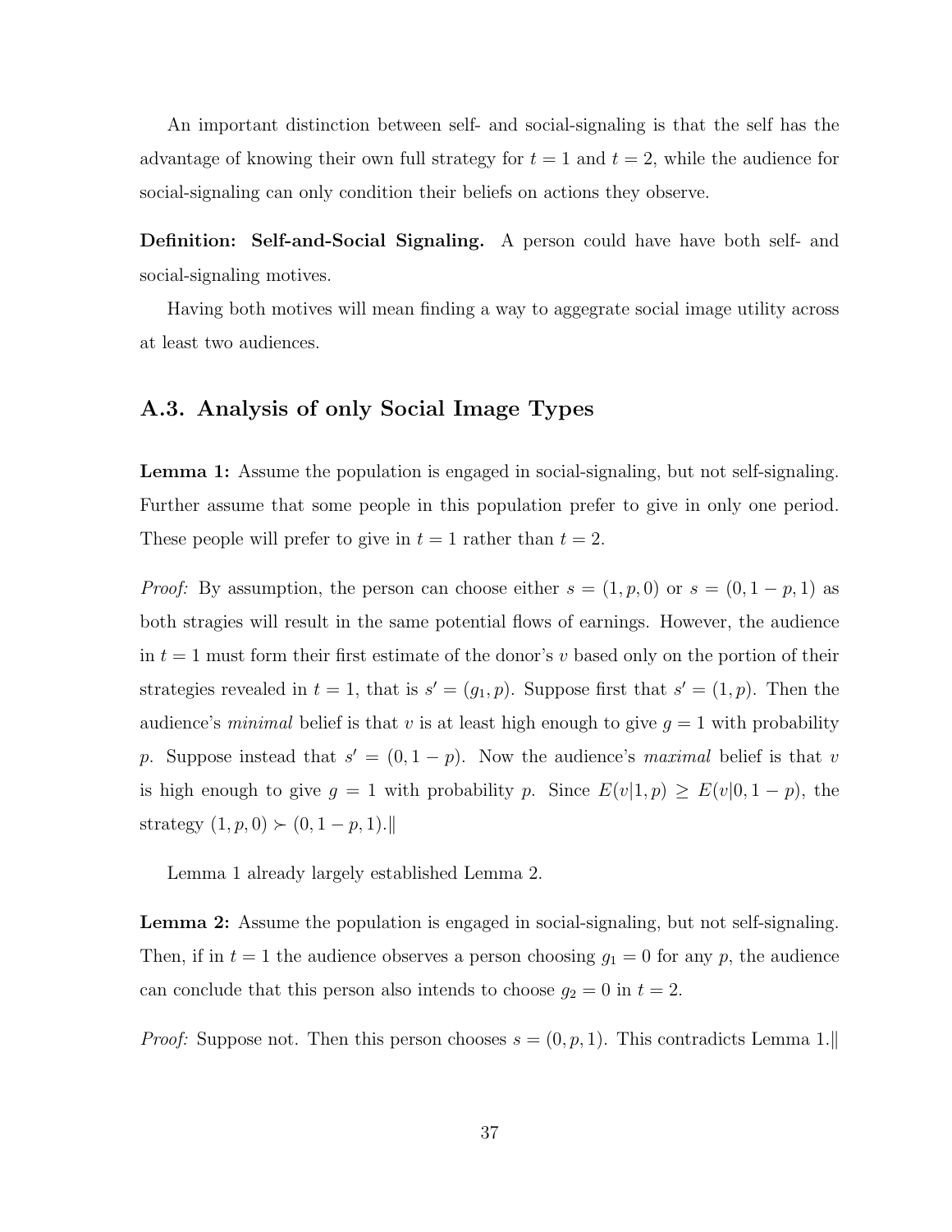An important distinction between self- and social-signaling is that the self has the advantage of knowing their own full strategy for $t = 1$ and $t = 2$, while the audience for social-signaling can only condition their beliefs on actions they observe.

**Definition: Self-and-Social Signaling.** A person could have have both self- and social-signaling motives.

Having both motives will mean finding a way to aggeregate social image utility across at least two audiences.

## A.3. Analysis of only Social Image Types

**Lemma 1:** Assume the population is engaged in social-signaling, but not self-signaling. Further assume that some people in this population prefer to give in only one period. These people will prefer to give in $t = 1$ rather than $t = 2$.

*Proof:* By assumption, the person can choose either $s = (1, p, 0)$ or $s = (0, 1 - p, 1)$ as both stragies will result in the same potential flows of earnings. However, the audience in $t = 1$ must form their first estimate of the donor's $v$ based only on the portion of their strategies revealed in $t = 1$, that is $s' = (g_1, p)$. Suppose first that $s' = (1, p)$. Then the audience's *minimal* belief is that $v$ is at least high enough to give $g = 1$ with probability $p$. Suppose instead that $s' = (0, 1 - p)$. Now the audience's *maximal* belief is that $v$ is high enough to give $g = 1$ with probability $p$. Since $E(v|1, p) \geq E(v|0, 1 - p)$, the strategy $(1, p, 0) \succ (0, 1 - p, 1)$.$\|$

Lemma 1 already largely established Lemma 2.

**Lemma 2:** Assume the population is engaged in social-signaling, but not self-signaling. Then, if in $t = 1$ the audience observes a person choosing $g_1 = 0$ for any $p$, the audience can conclude that this person also intends to choose $g_2 = 0$ in $t = 2$.

*Proof:* Suppose not. Then this person chooses $s = (0, p, 1)$. This contradicts Lemma 1.$\|$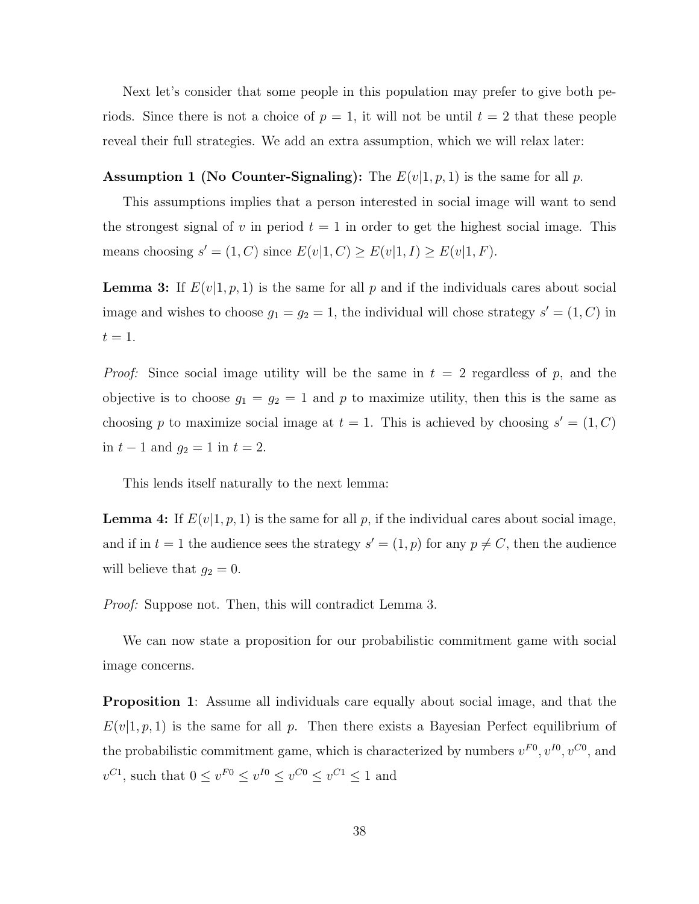Next let's consider that some people in this population may prefer to give both periods. Since there is not a choice of $p = 1$, it will not be until $t = 2$ that these people reveal their full strategies. We add an extra assumption, which we will relax later:

**Assumption 1 (No Counter-Signaling):** The $E(v|1, p, 1)$ is the same for all $p$.

This assumptions implies that a person interested in social image will want to send the strongest signal of $v$ in period $t = 1$ in order to get the highest social image. This means choosing $s' = (1, C)$ since $E(v|1, C) \geq E(v|1, I) \geq E(v|1, F)$.

**Lemma 3:** If $E(v|1, p, 1)$ is the same for all $p$ and if the individuals cares about social image and wishes to choose $g_1 = g_2 = 1$, the individual will chose strategy $s' = (1, C)$ in $t = 1$.

*Proof:* Since social image utility will be the same in $t = 2$ regardless of $p$, and the objective is to choose $g_1 = g_2 = 1$ and $p$ to maximize utility, then this is the same as choosing $p$ to maximize social image at $t = 1$. This is achieved by choosing $s' = (1, C)$ in $t - 1$ and $g_2 = 1$ in $t = 2$.

This lends itself naturally to the next lemma:

**Lemma 4:** If $E(v|1, p, 1)$ is the same for all $p$, if the individual cares about social image, and if in $t = 1$ the audience sees the strategy $s' = (1, p)$ for any $p \neq C$, then the audience will believe that $g_2 = 0$.

*Proof:* Suppose not. Then, this will contradict Lemma 3.

We can now state a proposition for our probabilistic commitment game with social image concerns.

**Proposition 1**: Assume all individuals care equally about social image, and that the $E(v|1, p, 1)$ is the same for all $p$. Then there exists a Bayesian Perfect equilibrium of the probabilistic commitment game, which is characterized by numbers $v^{F0}, v^{I0}, v^{C0}$, and $v^{C1}$, such that $0 \leq v^{F0} \leq v^{I0} \leq v^{C0} \leq v^{C1} \leq 1$ and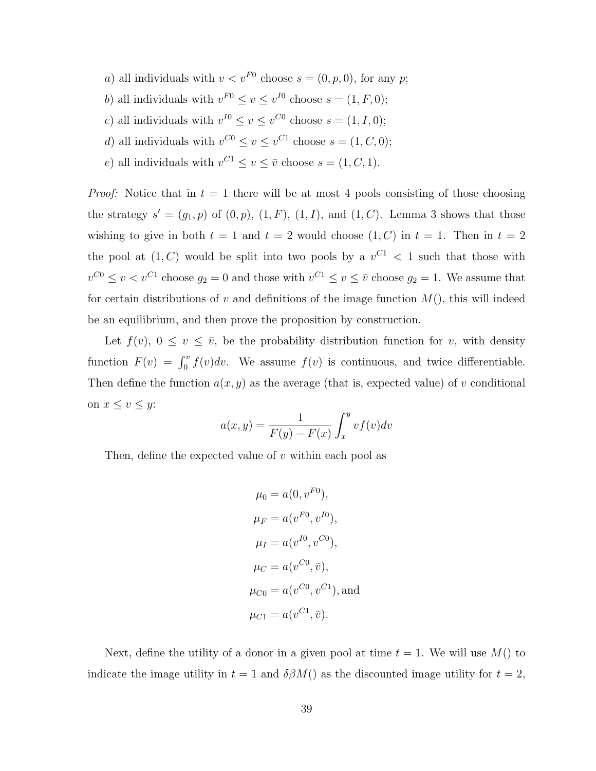*a*) all individuals with $v < v^{F0}$ choose $s = (0, p, 0)$, for any $p$;

*b*) all individuals with $v^{F0} \leq v \leq v^{I0}$ choose $s = (1, F, 0)$;

*c*) all individuals with $v^{I0} \leq v \leq v^{C0}$ choose $s = (1, I, 0)$;

*d*) all individuals with $v^{C0} \leq v \leq v^{C1}$ choose $s = (1, C, 0)$;

*e*) all individuals with $v^{C1} \leq v \leq \bar{v}$ choose $s = (1, C, 1)$.

*Proof:* Notice that in $t = 1$ there will be at most 4 pools consisting of those choosing the strategy $s' = (g_1, p)$ of $(0, p)$, $(1, F)$, $(1, I)$, and $(1, C)$. Lemma 3 shows that those wishing to give in both $t = 1$ and $t = 2$ would choose $(1, C)$ in $t = 1$. Then in $t = 2$ the pool at $(1, C)$ would be split into two pools by a $v^{C1} < 1$ such that those with $v^{C0} \leq v < v^{C1}$ choose $g_2 = 0$ and those with $v^{C1} \leq v \leq \bar{v}$ choose $g_2 = 1$. We assume that for certain distributions of $v$ and definitions of the image function $M()$, this will indeed be an equilibrium, and then prove the proposition by construction.

Let $f(v)$, $0 \leq v \leq \bar{v}$, be the probability distribution function for $v$, with density function $F(v) = \int_0^v f(v)dv$. We assume $f(v)$ is continuous, and twice differentiable. Then define the function $a(x, y)$ as the average (that is, expected value) of $v$ conditional on $x \leq v \leq y$:

$$a(x, y) = \frac{1}{F(y) - F(x)} \int_x^y v f(v) dv$$

Then, define the expected value of $v$ within each pool as

$$\begin{aligned}
\mu_0 &= a(0, v^{F0}), \\
\mu_F &= a(v^{F0}, v^{I0}), \\
\mu_I &= a(v^{I0}, v^{C0}), \\
\mu_C &= a(v^{C0}, \bar{v}), \\
\mu_{C0} &= a(v^{C0}, v^{C1}), \text{and} \\
\mu_{C1} &= a(v^{C1}, \bar{v}).
\end{aligned}$$

Next, define the utility of a donor in a given pool at time $t = 1$. We will use $M()$ to indicate the image utility in $t = 1$ and $\delta\beta M()$ as the discounted image utility for $t = 2$,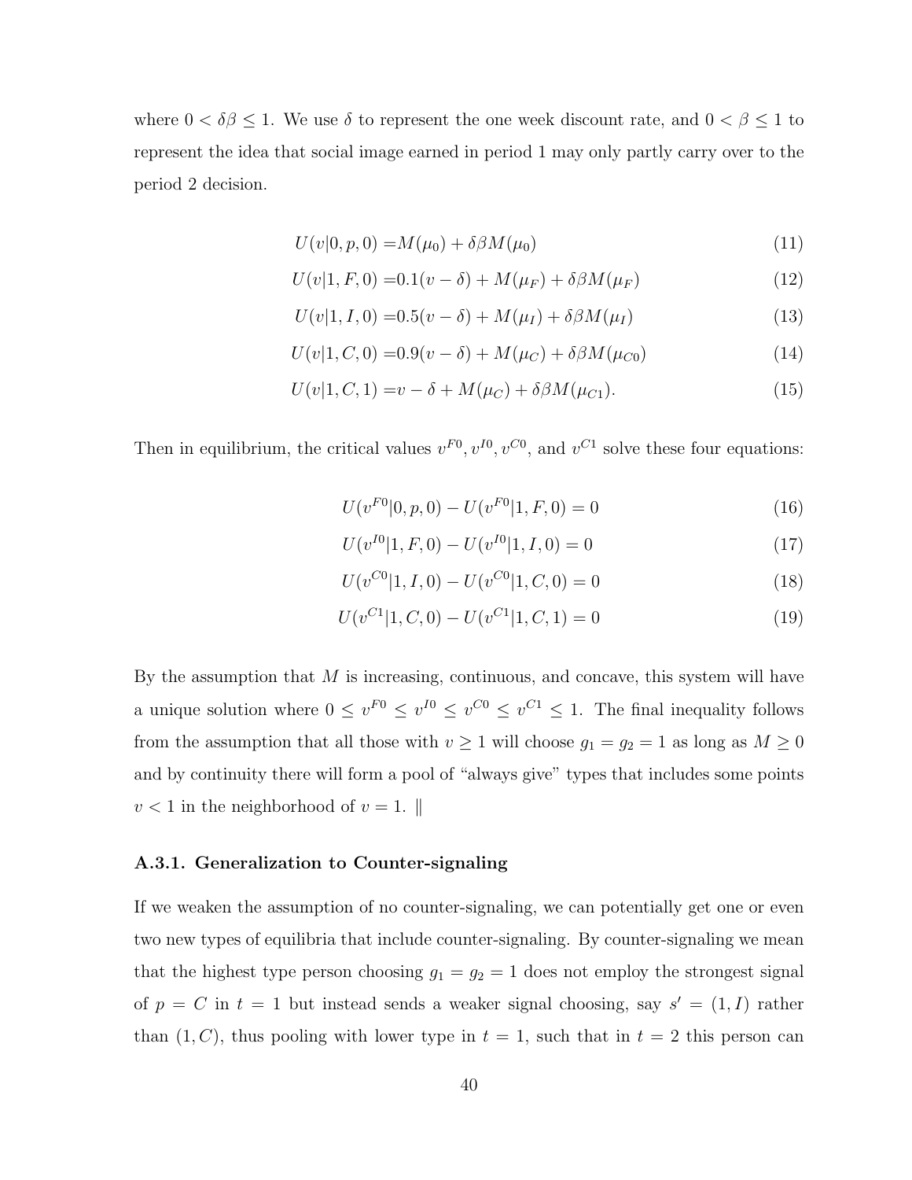where $0 < \delta\beta \leq 1$. We use $\delta$ to represent the one week discount rate, and $0 < \beta \leq 1$ to represent the idea that social image earned in period 1 may only partly carry over to the period 2 decision.

$$U(v|0,p,0) = M(\mu_0) + \delta\beta M(\mu_0) \tag{11}$$

$$U(v|1,F,0) = 0.1(v-\delta) + M(\mu_F) + \delta\beta M(\mu_F) \tag{12}$$

$$U(v|1,I,0) = 0.5(v-\delta) + M(\mu_I) + \delta\beta M(\mu_I) \tag{13}$$

$$U(v|1,C,0) = 0.9(v-\delta) + M(\mu_C) + \delta\beta M(\mu_{C0}) \tag{14}$$

$$U(v|1,C,1) = v - \delta + M(\mu_C) + \delta\beta M(\mu_{C1}). \tag{15}$$

Then in equilibrium, the critical values $v^{F0}, v^{I0}, v^{C0}$, and $v^{C1}$ solve these four equations:

$$U(v^{F0}|0,p,0) - U(v^{F0}|1,F,0) = 0 \tag{16}$$

$$U(v^{I0}|1,F,0) - U(v^{I0}|1,I,0) = 0 \tag{17}$$

$$U(v^{C0}|1,I,0) - U(v^{C0}|1,C,0) = 0 \tag{18}$$

$$U(v^{C1}|1,C,0) - U(v^{C1}|1,C,1) = 0 \tag{19}$$

By the assumption that $M$ is increasing, continuous, and concave, this system will have a unique solution where $0 \leq v^{F0} \leq v^{I0} \leq v^{C0} \leq v^{C1} \leq 1$. The final inequality follows from the assumption that all those with $v \geq 1$ will choose $g_1 = g_2 = 1$ as long as $M \geq 0$ and by continuity there will form a pool of "always give" types that includes some points $v < 1$ in the neighborhood of $v = 1$. ‖

### A.3.1. Generalization to Counter-signaling

If we weaken the assumption of no counter-signaling, we can potentially get one or even two new types of equilibria that include counter-signaling. By counter-signaling we mean that the highest type person choosing $g_1 = g_2 = 1$ does not employ the strongest signal of $p = C$ in $t = 1$ but instead sends a weaker signal choosing, say $s' = (1, I)$ rather than $(1, C)$, thus pooling with lower type in $t = 1$, such that in $t = 2$ this person can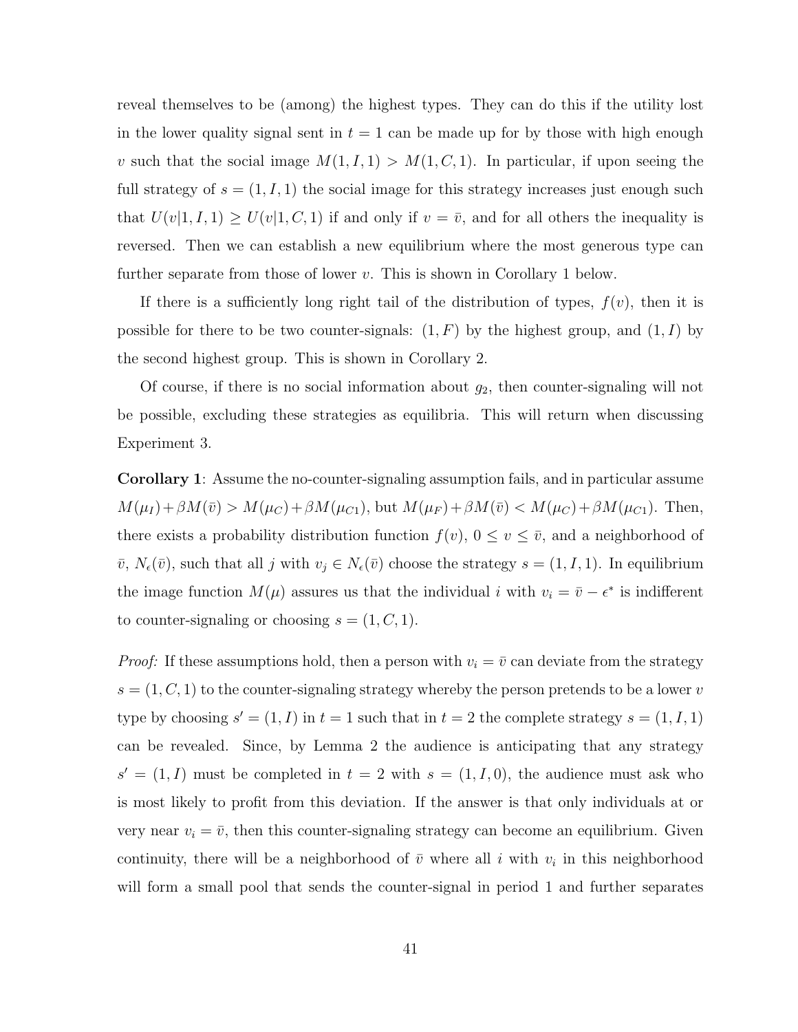reveal themselves to be (among) the highest types. They can do this if the utility lost in the lower quality signal sent in $t = 1$ can be made up for by those with high enough $v$ such that the social image $M(1, I, 1) > M(1, C, 1)$. In particular, if upon seeing the full strategy of $s = (1, I, 1)$ the social image for this strategy increases just enough such that $U(v|1, I, 1) \geq U(v|1, C, 1)$ if and only if $v = \bar{v}$, and for all others the inequality is reversed. Then we can establish a new equilibrium where the most generous type can further separate from those of lower $v$. This is shown in Corollary 1 below.

If there is a sufficiently long right tail of the distribution of types, $f(v)$, then it is possible for there to be two counter-signals: $(1, F)$ by the highest group, and $(1, I)$ by the second highest group. This is shown in Corollary 2.

Of course, if there is no social information about $g_2$, then counter-signaling will not be possible, excluding these strategies as equilibria. This will return when discussing Experiment 3.

**Corollary 1**: Assume the no-counter-signaling assumption fails, and in particular assume $M(\mu_I) + \beta M(\bar{v}) > M(\mu_C) + \beta M(\mu_{C1})$, but $M(\mu_F) + \beta M(\bar{v}) < M(\mu_C) + \beta M(\mu_{C1})$. Then, there exists a probability distribution function $f(v)$, $0 \leq v \leq \bar{v}$, and a neighborhood of $\bar{v}$, $N_\epsilon(\bar{v})$, such that all $j$ with $v_j \in N_\epsilon(\bar{v})$ choose the strategy $s = (1, I, 1)$. In equilibrium the image function $M(\mu)$ assures us that the individual $i$ with $v_i = \bar{v} - \epsilon^*$ is indifferent to counter-signaling or choosing $s = (1, C, 1)$.

*Proof:* If these assumptions hold, then a person with $v_i = \bar{v}$ can deviate from the strategy $s = (1, C, 1)$ to the counter-signaling strategy whereby the person pretends to be a lower $v$ type by choosing $s' = (1, I)$ in $t = 1$ such that in $t = 2$ the complete strategy $s = (1, I, 1)$ can be revealed. Since, by Lemma 2 the audience is anticipating that any strategy $s' = (1, I)$ must be completed in $t = 2$ with $s = (1, I, 0)$, the audience must ask who is most likely to profit from this deviation. If the answer is that only individuals at or very near $v_i = \bar{v}$, then this counter-signaling strategy can become an equilibrium. Given continuity, there will be a neighborhood of $\bar{v}$ where all $i$ with $v_i$ in this neighborhood will form a small pool that sends the counter-signal in period 1 and further separates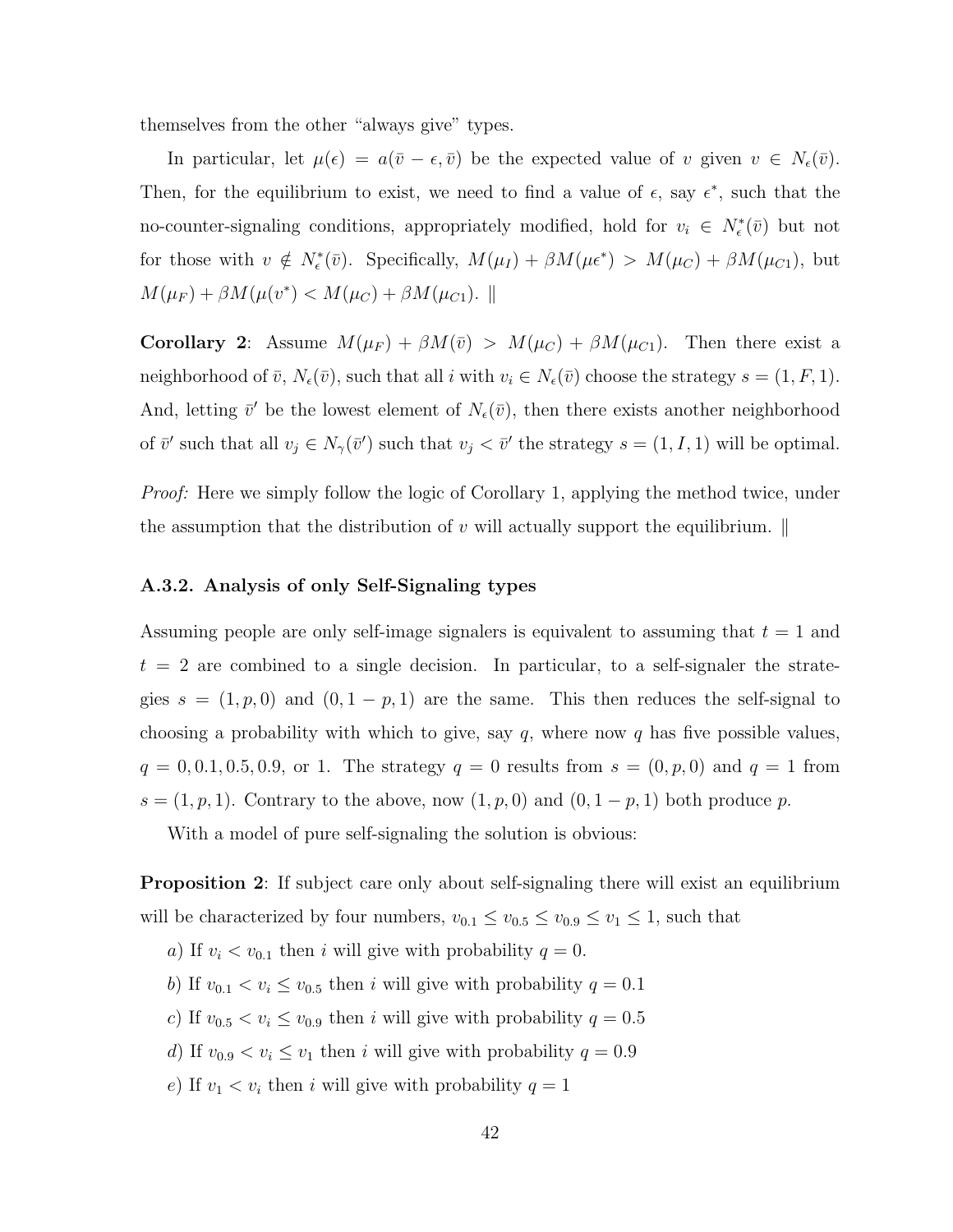themselves from the other "always give" types.

In particular, let $\mu(\epsilon) = a(\bar{v} - \epsilon, \bar{v})$ be the expected value of $v$ given $v \in N_\epsilon(\bar{v})$. Then, for the equilibrium to exist, we need to find a value of $\epsilon$, say $\epsilon^*$, such that the no-counter-signaling conditions, appropriately modified, hold for $v_i \in N^*_\epsilon(\bar{v})$ but not for those with $v \notin N^*_\epsilon(\bar{v})$. Specifically, $M(\mu_I) + \beta M(\mu\epsilon^*) > M(\mu_C) + \beta M(\mu_{C1})$, but $M(\mu_F) + \beta M(\mu(v^*) < M(\mu_C) + \beta M(\mu_{C1})$. ‖

**Corollary 2**: Assume $M(\mu_F) + \beta M(\bar{v}) > M(\mu_C) + \beta M(\mu_{C1})$. Then there exist a neighborhood of $\bar{v}$, $N_\epsilon(\bar{v})$, such that all $i$ with $v_i \in N_\epsilon(\bar{v})$ choose the strategy $s = (1, F, 1)$. And, letting $\bar{v}'$ be the lowest element of $N_\epsilon(\bar{v})$, then there exists another neighborhood of $\bar{v}'$ such that all $v_j \in N_\gamma(\bar{v}')$ such that $v_j < \bar{v}'$ the strategy $s = (1, I, 1)$ will be optimal.

*Proof:* Here we simply follow the logic of Corollary 1, applying the method twice, under the assumption that the distribution of $v$ will actually support the equilibrium. ‖

### A.3.2. Analysis of only Self-Signaling types

Assuming people are only self-image signalers is equivalent to assuming that $t = 1$ and $t = 2$ are combined to a single decision. In particular, to a self-signaler the strategies $s = (1, p, 0)$ and $(0, 1 - p, 1)$ are the same. This then reduces the self-signal to choosing a probability with which to give, say $q$, where now $q$ has five possible values, $q = 0, 0.1, 0.5, 0.9$, or 1. The strategy $q = 0$ results from $s = (0, p, 0)$ and $q = 1$ from $s = (1, p, 1)$. Contrary to the above, now $(1, p, 0)$ and $(0, 1 - p, 1)$ both produce $p$.

With a model of pure self-signaling the solution is obvious:

**Proposition 2**: If subject care only about self-signaling there will exist an equilibrium will be characterized by four numbers, $v_{0.1} \leq v_{0.5} \leq v_{0.9} \leq v_1 \leq 1$, such that

*a*) If $v_i < v_{0.1}$ then $i$ will give with probability $q = 0$.

*b*) If $v_{0.1} < v_i \leq v_{0.5}$ then $i$ will give with probability $q = 0.1$

*c*) If $v_{0.5} < v_i \leq v_{0.9}$ then $i$ will give with probability $q = 0.5$

*d*) If $v_{0.9} < v_i \leq v_1$ then $i$ will give with probability $q = 0.9$

*e*) If $v_1 < v_i$ then $i$ will give with probability $q = 1$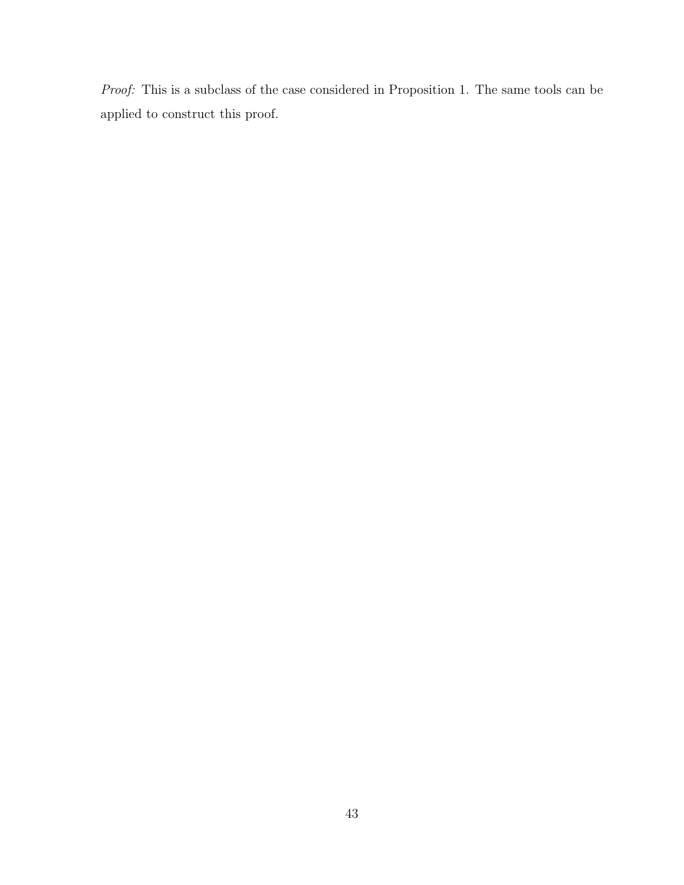*Proof:* This is a subclass of the case considered in Proposition 1. The same tools can be applied to construct this proof.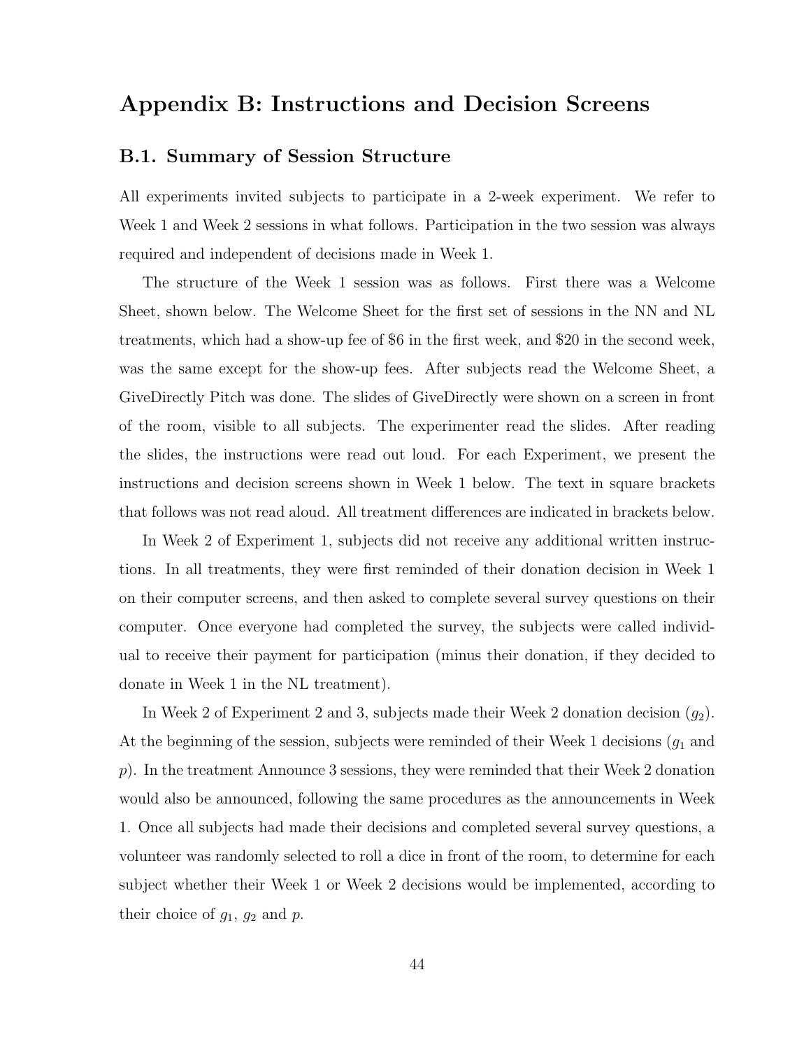# Appendix B: Instructions and Decision Screens

## B.1. Summary of Session Structure

All experiments invited subjects to participate in a 2-week experiment. We refer to Week 1 and Week 2 sessions in what follows. Participation in the two session was always required and independent of decisions made in Week 1.

The structure of the Week 1 session was as follows. First there was a Welcome Sheet, shown below. The Welcome Sheet for the first set of sessions in the NN and NL treatments, which had a show-up fee of $6 in the first week, and $20 in the second week, was the same except for the show-up fees. After subjects read the Welcome Sheet, a GiveDirectly Pitch was done. The slides of GiveDirectly were shown on a screen in front of the room, visible to all subjects. The experimenter read the slides. After reading the slides, the instructions were read out loud. For each Experiment, we present the instructions and decision screens shown in Week 1 below. The text in square brackets that follows was not read aloud. All treatment differences are indicated in brackets below.

In Week 2 of Experiment 1, subjects did not receive any additional written instructions. In all treatments, they were first reminded of their donation decision in Week 1 on their computer screens, and then asked to complete several survey questions on their computer. Once everyone had completed the survey, the subjects were called individual to receive their payment for participation (minus their donation, if they decided to donate in Week 1 in the NL treatment).

In Week 2 of Experiment 2 and 3, subjects made their Week 2 donation decision ($g_2$). At the beginning of the session, subjects were reminded of their Week 1 decisions ($g_1$ and $p$). In the treatment Announce 3 sessions, they were reminded that their Week 2 donation would also be announced, following the same procedures as the announcements in Week 1. Once all subjects had made their decisions and completed several survey questions, a volunteer was randomly selected to roll a dice in front of the room, to determine for each subject whether their Week 1 or Week 2 decisions would be implemented, according to their choice of $g_1$, $g_2$ and $p$.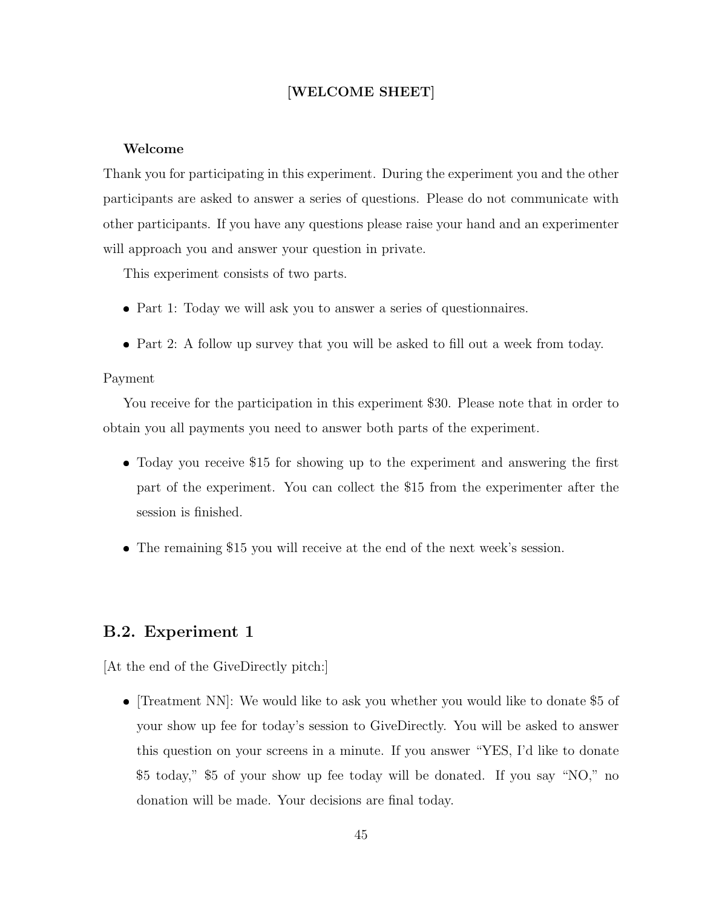[**WELCOME SHEET**]

**Welcome**

Thank you for participating in this experiment. During the experiment you and the other participants are asked to answer a series of questions. Please do not communicate with other participants. If you have any questions please raise your hand and an experimenter will approach you and answer your question in private.

This experiment consists of two parts.

- Part 1: Today we will ask you to answer a series of questionnaires.
- Part 2: A follow up survey that you will be asked to fill out a week from today.

Payment

You receive for the participation in this experiment $30. Please note that in order to obtain you all payments you need to answer both parts of the experiment.

- Today you receive $15 for showing up to the experiment and answering the first part of the experiment. You can collect the $15 from the experimenter after the session is finished.
- The remaining $15 you will receive at the end of the next week's session.

## B.2. Experiment 1

[At the end of the GiveDirectly pitch:]

- [Treatment NN]: We would like to ask you whether you would like to donate $5 of your show up fee for today's session to GiveDirectly. You will be asked to answer this question on your screens in a minute. If you answer "YES, I'd like to donate $5 today," $5 of your show up fee today will be donated. If you say "NO," no donation will be made. Your decisions are final today.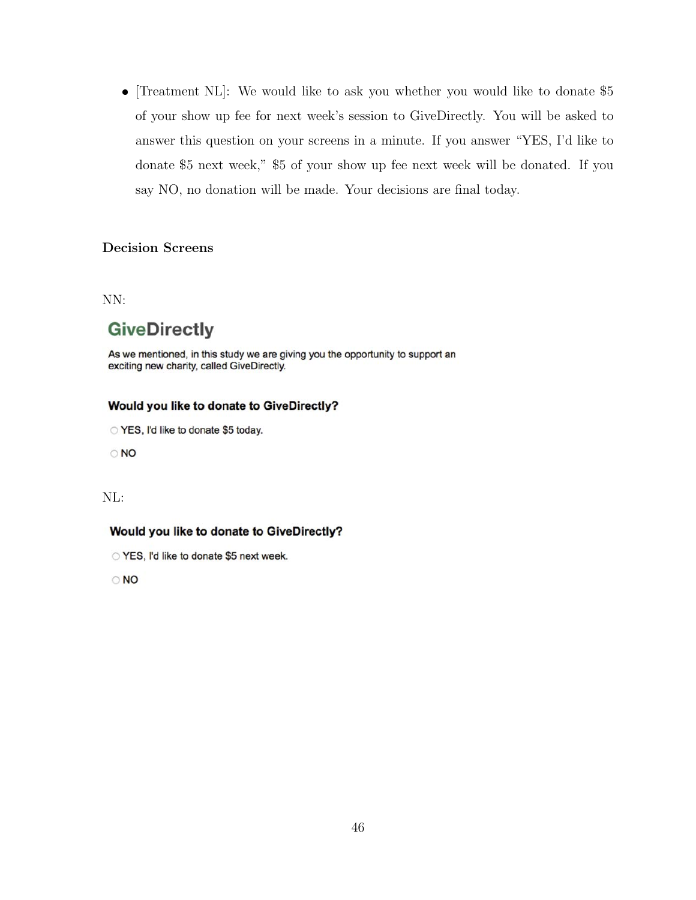- [Treatment NL]: We would like to ask you whether you would like to donate $5 of your show up fee for next week's session to GiveDirectly. You will be asked to answer this question on your screens in a minute. If you answer "YES, I'd like to donate $5 next week," $5 of your show up fee next week will be donated. If you say NO, no donation will be made. Your decisions are final today.

**Decision Screens**

NN:

**GiveDirectly**

As we mentioned, in this study we are giving you the opportunity to support an exciting new charity, called GiveDirectly.

**Would you like to donate to GiveDirectly?**

○ **YES**, I'd like to donate $5 today.

○ **NO**

NL:

**Would you like to donate to GiveDirectly?**

○ **YES**, I'd like to donate $5 next week.

○ **NO**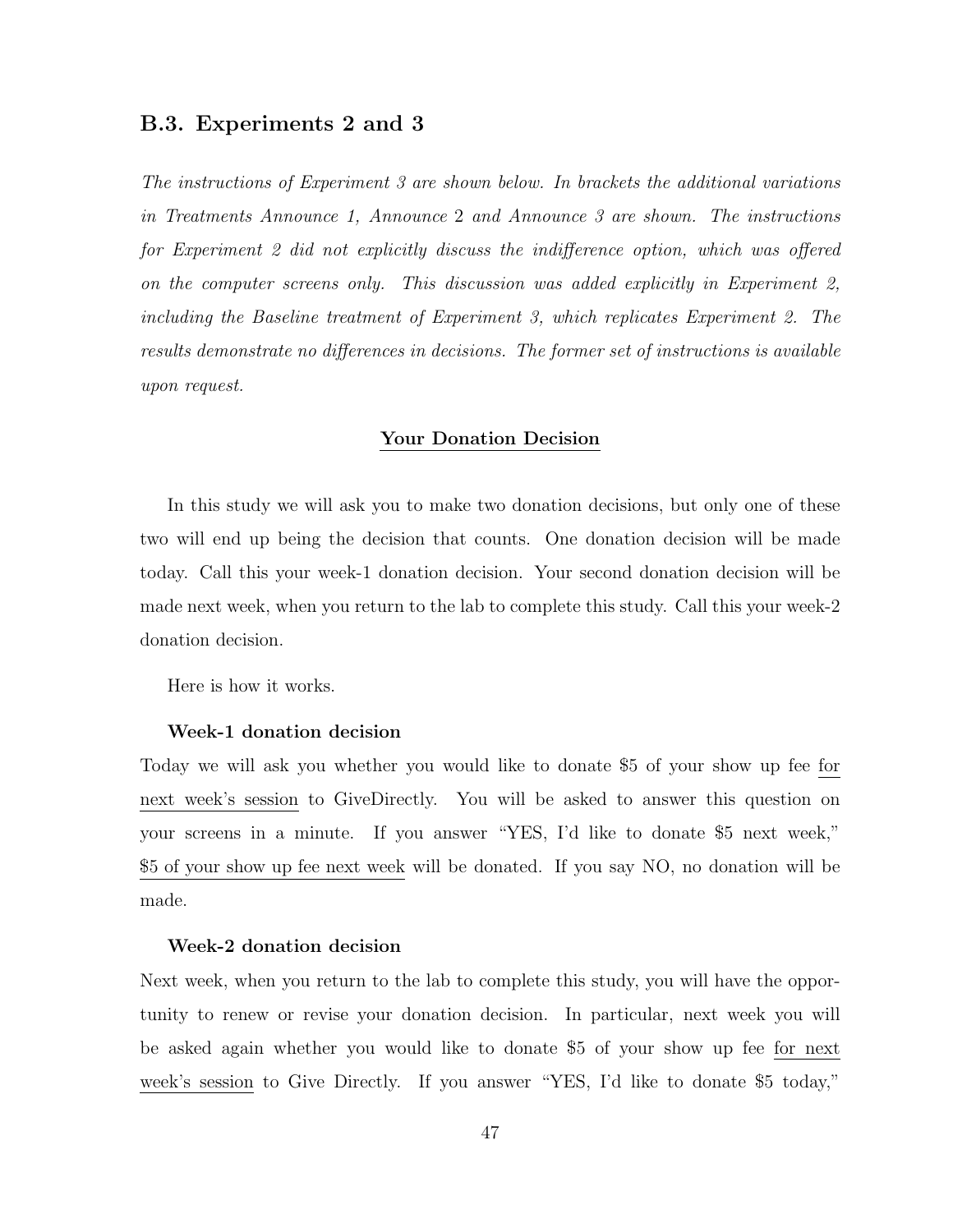## B.3. Experiments 2 and 3

*The instructions of Experiment 3 are shown below. In brackets the additional variations in Treatments Announce 1, Announce 2 and Announce 3 are shown. The instructions for Experiment 2 did not explicitly discuss the indifference option, which was offered on the computer screens only. This discussion was added explicitly in Experiment 2, including the Baseline treatment of Experiment 3, which replicates Experiment 2. The results demonstrate no differences in decisions. The former set of instructions is available upon request.*

### Your Donation Decision

In this study we will ask you to make two donation decisions, but only one of these two will end up being the decision that counts. One donation decision will be made today. Call this your week-1 donation decision. Your second donation decision will be made next week, when you return to the lab to complete this study. Call this your week-2 donation decision.

Here is how it works.

**Week-1 donation decision**

Today we will ask you whether you would like to donate $5 of your show up fee for next week's session to GiveDirectly. You will be asked to answer this question on your screens in a minute. If you answer "YES, I'd like to donate $5 next week," $5 of your show up fee next week will be donated. If you say NO, no donation will be made.

**Week-2 donation decision**

Next week, when you return to the lab to complete this study, you will have the opportunity to renew or revise your donation decision. In particular, next week you will be asked again whether you would like to donate $5 of your show up fee for next week's session to Give Directly. If you answer "YES, I'd like to donate $5 today,"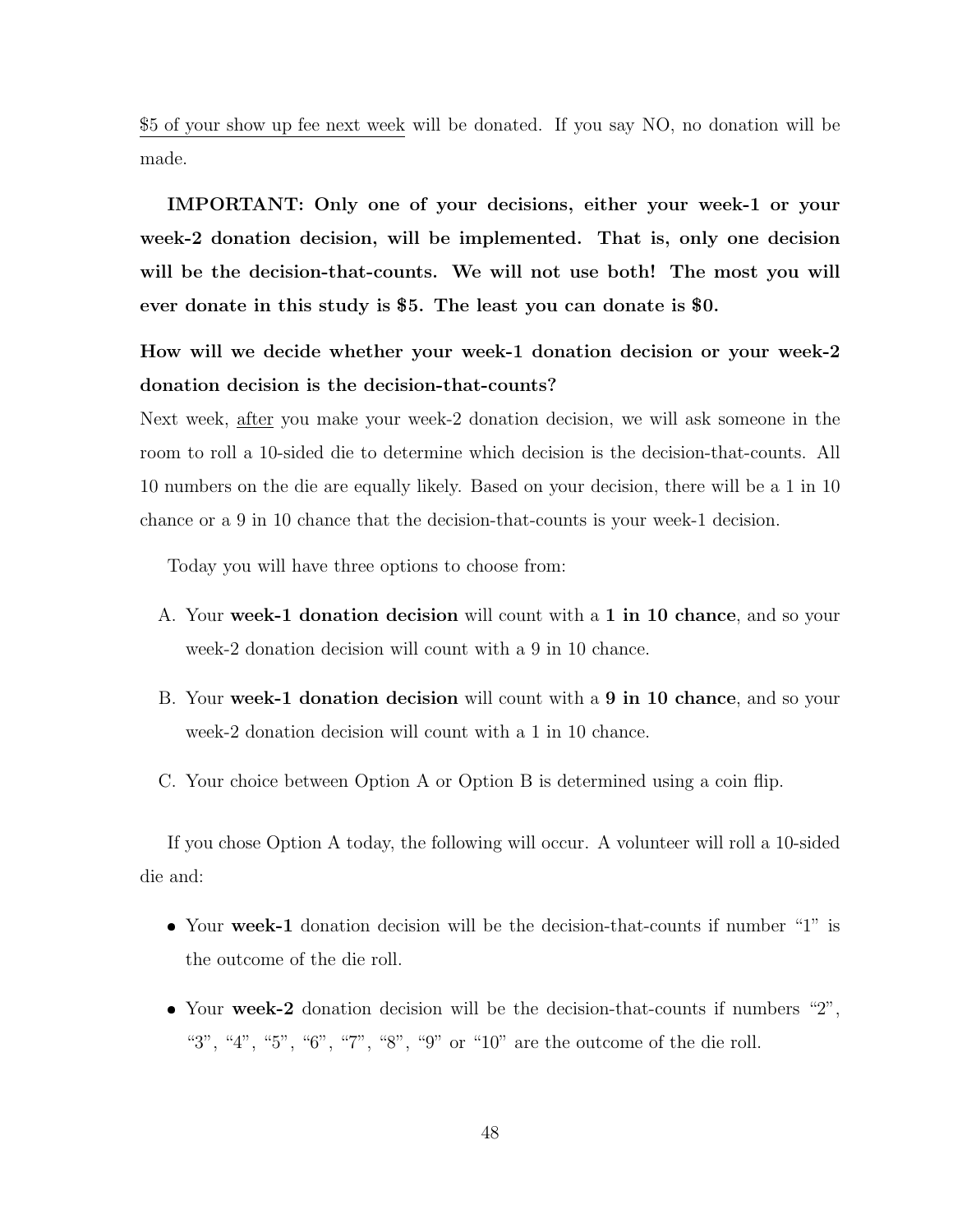<u>$5 of your show up fee next week</u> will be donated. If you say NO, no donation will be made.

**IMPORTANT: Only one of your decisions, either your week-1 or your week-2 donation decision, will be implemented. That is, only one decision will be the decision-that-counts. We will not use both! The most you will ever donate in this study is $5. The least you can donate is $0.**

**How will we decide whether your week-1 donation decision or your week-2 donation decision is the decision-that-counts?**

Next week, <u>after</u> you make your week-2 donation decision, we will ask someone in the room to roll a 10-sided die to determine which decision is the decision-that-counts. All 10 numbers on the die are equally likely. Based on your decision, there will be a 1 in 10 chance or a 9 in 10 chance that the decision-that-counts is your week-1 decision.

Today you will have three options to choose from:

A. Your **week-1 donation decision** will count with a **1 in 10 chance**, and so your week-2 donation decision will count with a 9 in 10 chance.

B. Your **week-1 donation decision** will count with a **9 in 10 chance**, and so your week-2 donation decision will count with a 1 in 10 chance.

C. Your choice between Option A or Option B is determined using a coin flip.

If you chose Option A today, the following will occur. A volunteer will roll a 10-sided die and:

- Your **week-1** donation decision will be the decision-that-counts if number "1" is the outcome of the die roll.
- Your **week-2** donation decision will be the decision-that-counts if numbers "2", "3", "4", "5", "6", "7", "8", "9" or "10" are the outcome of the die roll.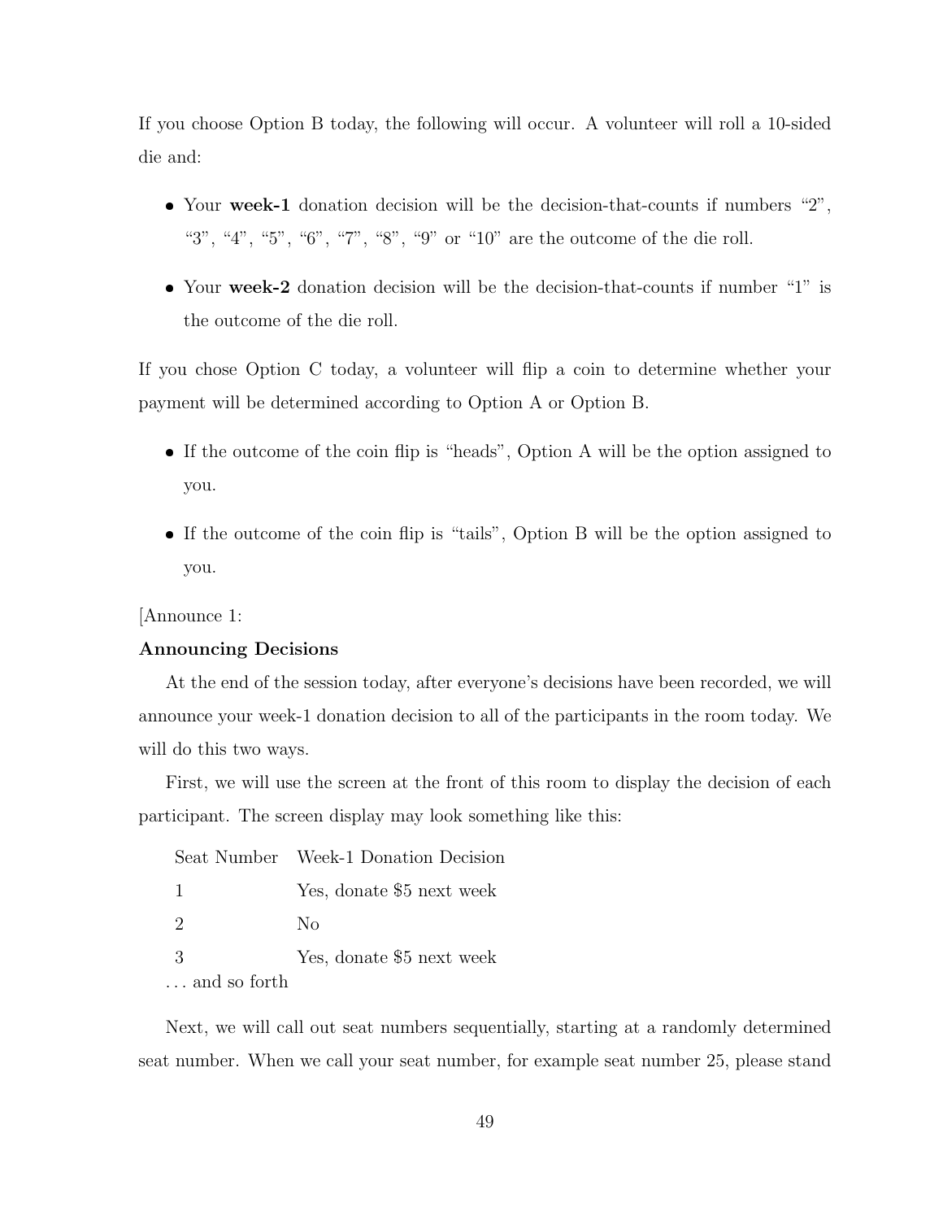If you choose Option B today, the following will occur. A volunteer will roll a 10-sided die and:

- Your **week-1** donation decision will be the decision-that-counts if numbers "2", "3", "4", "5", "6", "7", "8", "9" or "10" are the outcome of the die roll.
- Your **week-2** donation decision will be the decision-that-counts if number "1" is the outcome of the die roll.

If you chose Option C today, a volunteer will flip a coin to determine whether your payment will be determined according to Option A or Option B.

- If the outcome of the coin flip is "heads", Option A will be the option assigned to you.
- If the outcome of the coin flip is "tails", Option B will be the option assigned to you.

[Announce 1:

**Announcing Decisions**

At the end of the session today, after everyone's decisions have been recorded, we will announce your week-1 donation decision to all of the participants in the room today. We will do this two ways.

First, we will use the screen at the front of this room to display the decision of each participant. The screen display may look something like this:

| Seat Number | Week-1 Donation Decision |
|---|---|
| 1 | Yes, donate $5 next week |
| 2 | No |
| 3 | Yes, donate $5 next week |

... and so forth

Next, we will call out seat numbers sequentially, starting at a randomly determined seat number. When we call your seat number, for example seat number 25, please stand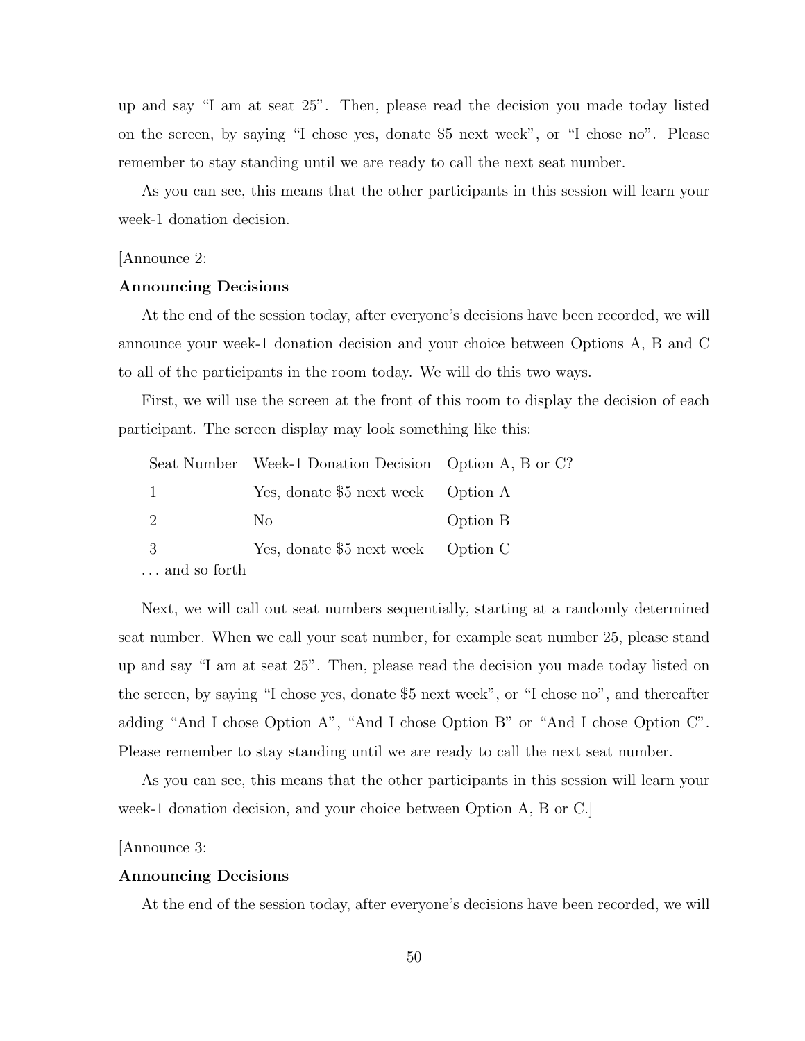up and say “I am at seat 25”. Then, please read the decision you made today listed on the screen, by saying “I chose yes, donate $5 next week”, or “I chose no”. Please remember to stay standing until we are ready to call the next seat number.

As you can see, this means that the other participants in this session will learn your week-1 donation decision.

[Announce 2:

**Announcing Decisions**

At the end of the session today, after everyone's decisions have been recorded, we will announce your week-1 donation decision and your choice between Options A, B and C to all of the participants in the room today. We will do this two ways.

First, we will use the screen at the front of this room to display the decision of each participant. The screen display may look something like this:

| Seat Number | Week-1 Donation Decision | Option A, B or C? |
|---|---|---|
| 1 | Yes, donate $5 next week | Option A |
| 2 | No | Option B |
| 3 | Yes, donate $5 next week | Option C |

... and so forth

Next, we will call out seat numbers sequentially, starting at a randomly determined seat number. When we call your seat number, for example seat number 25, please stand up and say “I am at seat 25”. Then, please read the decision you made today listed on the screen, by saying “I chose yes, donate $5 next week”, or “I chose no”, and thereafter adding “And I chose Option A”, “And I chose Option B” or “And I chose Option C”. Please remember to stay standing until we are ready to call the next seat number.

As you can see, this means that the other participants in this session will learn your week-1 donation decision, and your choice between Option A, B or C.]

[Announce 3:

**Announcing Decisions**

At the end of the session today, after everyone's decisions have been recorded, we will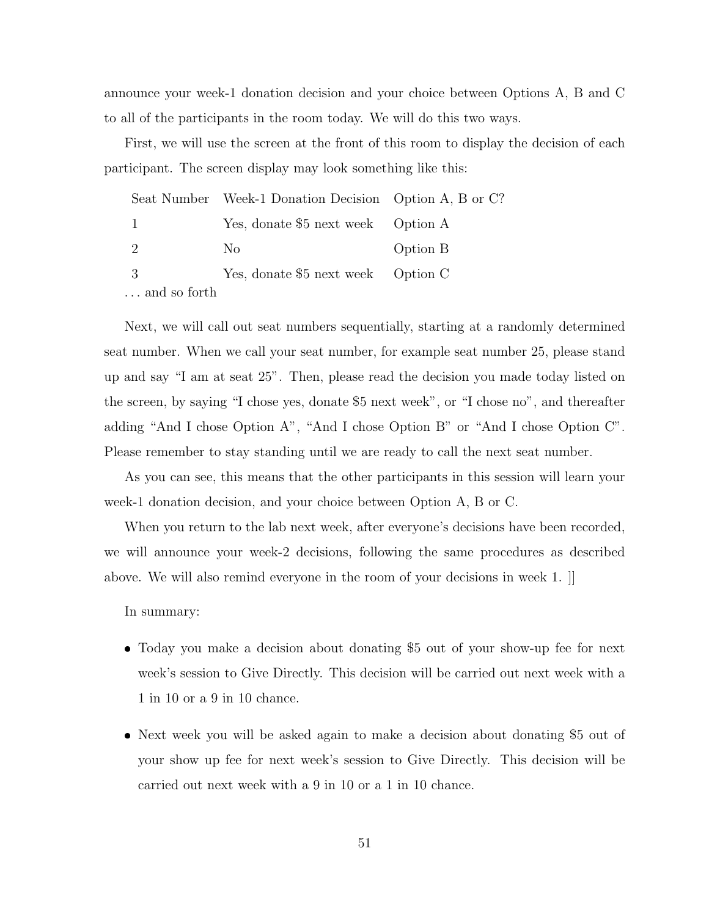announce your week-1 donation decision and your choice between Options A, B and C to all of the participants in the room today. We will do this two ways.

First, we will use the screen at the front of this room to display the decision of each participant. The screen display may look something like this:

| Seat Number | Week-1 Donation Decision | Option A, B or C? |
|---|---|---|
| 1 | Yes, donate $5 next week | Option A |
| 2 | No | Option B |
| 3 | Yes, donate $5 next week | Option C |

. . . and so forth

Next, we will call out seat numbers sequentially, starting at a randomly determined seat number. When we call your seat number, for example seat number 25, please stand up and say “I am at seat 25”. Then, please read the decision you made today listed on the screen, by saying “I chose yes, donate $5 next week”, or “I chose no”, and thereafter adding “And I chose Option A”, “And I chose Option B” or “And I chose Option C”. Please remember to stay standing until we are ready to call the next seat number.

As you can see, this means that the other participants in this session will learn your week-1 donation decision, and your choice between Option A, B or C.

When you return to the lab next week, after everyone's decisions have been recorded, we will announce your week-2 decisions, following the same procedures as described above. We will also remind everyone in the room of your decisions in week 1. ]]

In summary:

- Today you make a decision about donating $5 out of your show-up fee for next week's session to Give Directly. This decision will be carried out next week with a 1 in 10 or a 9 in 10 chance.
- Next week you will be asked again to make a decision about donating $5 out of your show up fee for next week's session to Give Directly. This decision will be carried out next week with a 9 in 10 or a 1 in 10 chance.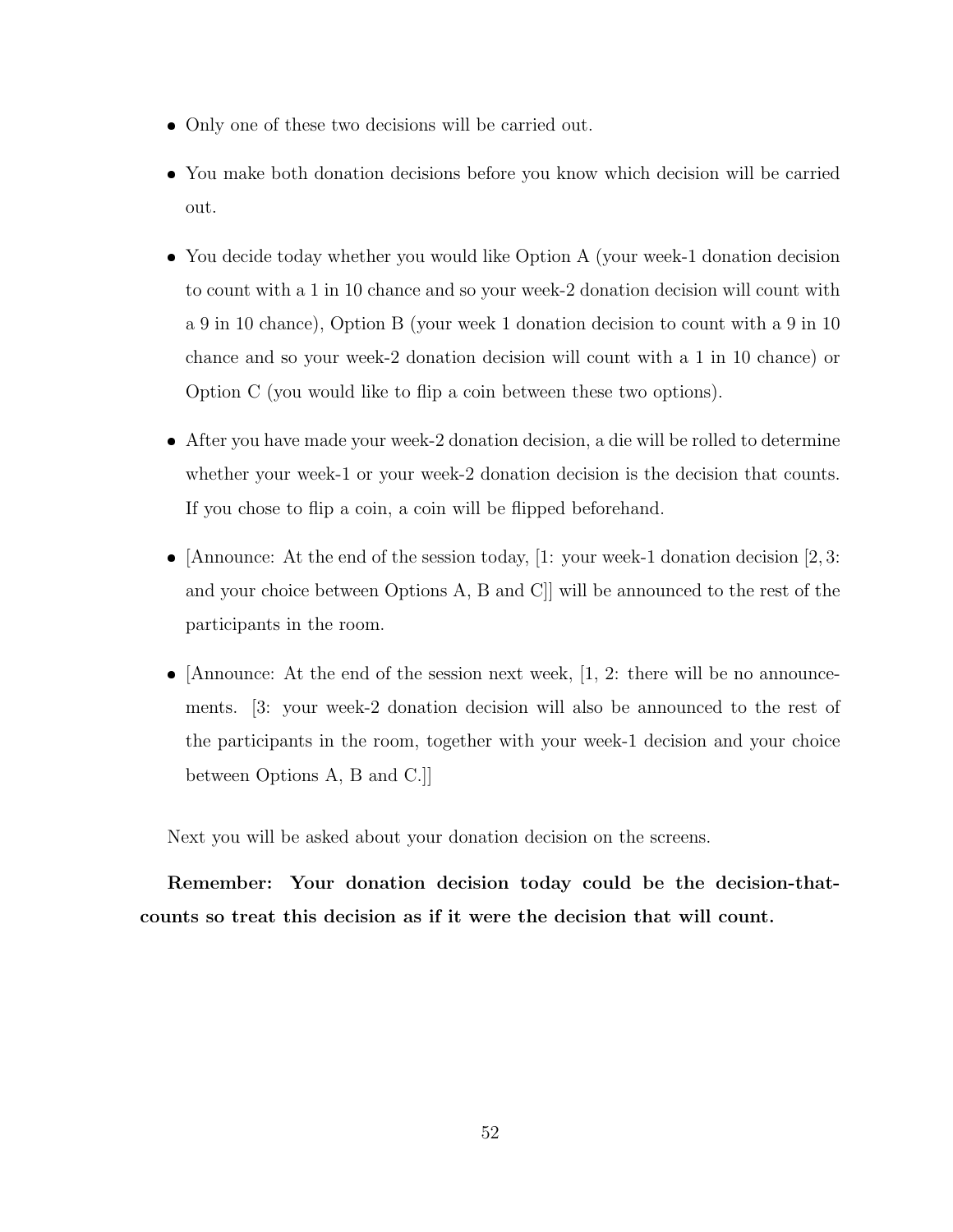- Only one of these two decisions will be carried out.
- You make both donation decisions before you know which decision will be carried out.
- You decide today whether you would like Option A (your week-1 donation decision to count with a 1 in 10 chance and so your week-2 donation decision will count with a 9 in 10 chance), Option B (your week 1 donation decision to count with a 9 in 10 chance and so your week-2 donation decision will count with a 1 in 10 chance) or Option C (you would like to flip a coin between these two options).
- After you have made your week-2 donation decision, a die will be rolled to determine whether your week-1 or your week-2 donation decision is the decision that counts. If you chose to flip a coin, a coin will be flipped beforehand.
- [Announce: At the end of the session today, [1: your week-1 donation decision [2, 3: and your choice between Options A, B and C]] will be announced to the rest of the participants in the room.
- [Announce: At the end of the session next week, [1, 2: there will be no announcements. [3: your week-2 donation decision will also be announced to the rest of the participants in the room, together with your week-1 decision and your choice between Options A, B and C.]]

Next you will be asked about your donation decision on the screens.

**Remember: Your donation decision today could be the decision-that-counts so treat this decision as if it were the decision that will count.**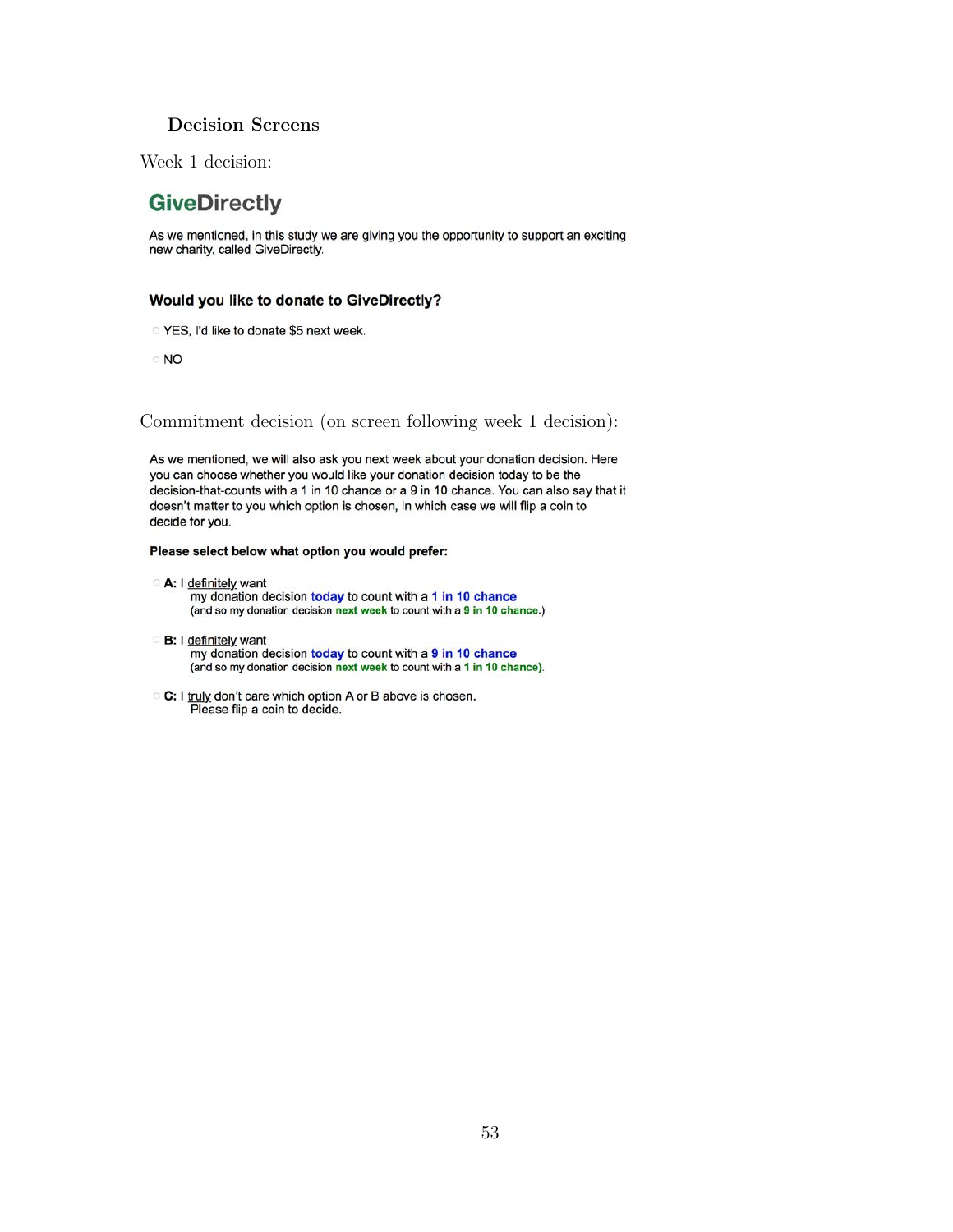### Decision Screens

Week 1 decision:

**GiveDirectly**

As we mentioned, in this study we are giving you the opportunity to support an exciting new charity, called GiveDirectly.

**Would you like to donate to GiveDirectly?**

- YES, I'd like to donate $5 next week.
- NO

Commitment decision (on screen following week 1 decision):

As we mentioned, we will also ask you next week about your donation decision. Here you can choose whether you would like your donation decision today to be the decision-that-counts with a 1 in 10 chance or a 9 in 10 chance. You can also say that it doesn't matter to you which option is chosen, in which case we will flip a coin to decide for you.

**Please select below what option you would prefer:**

- **A:** I definitely want my donation decision **today** to count with a **1 in 10 chance** (and so my donation decision **next week** to count with a **9 in 10 chance.**)
- **B:** I definitely want my donation decision **today** to count with a **9 in 10 chance** (and so my donation decision **next week** to count with a **1 in 10 chance**).
- **C:** I truly don't care which option A or B above is chosen. Please flip a coin to decide.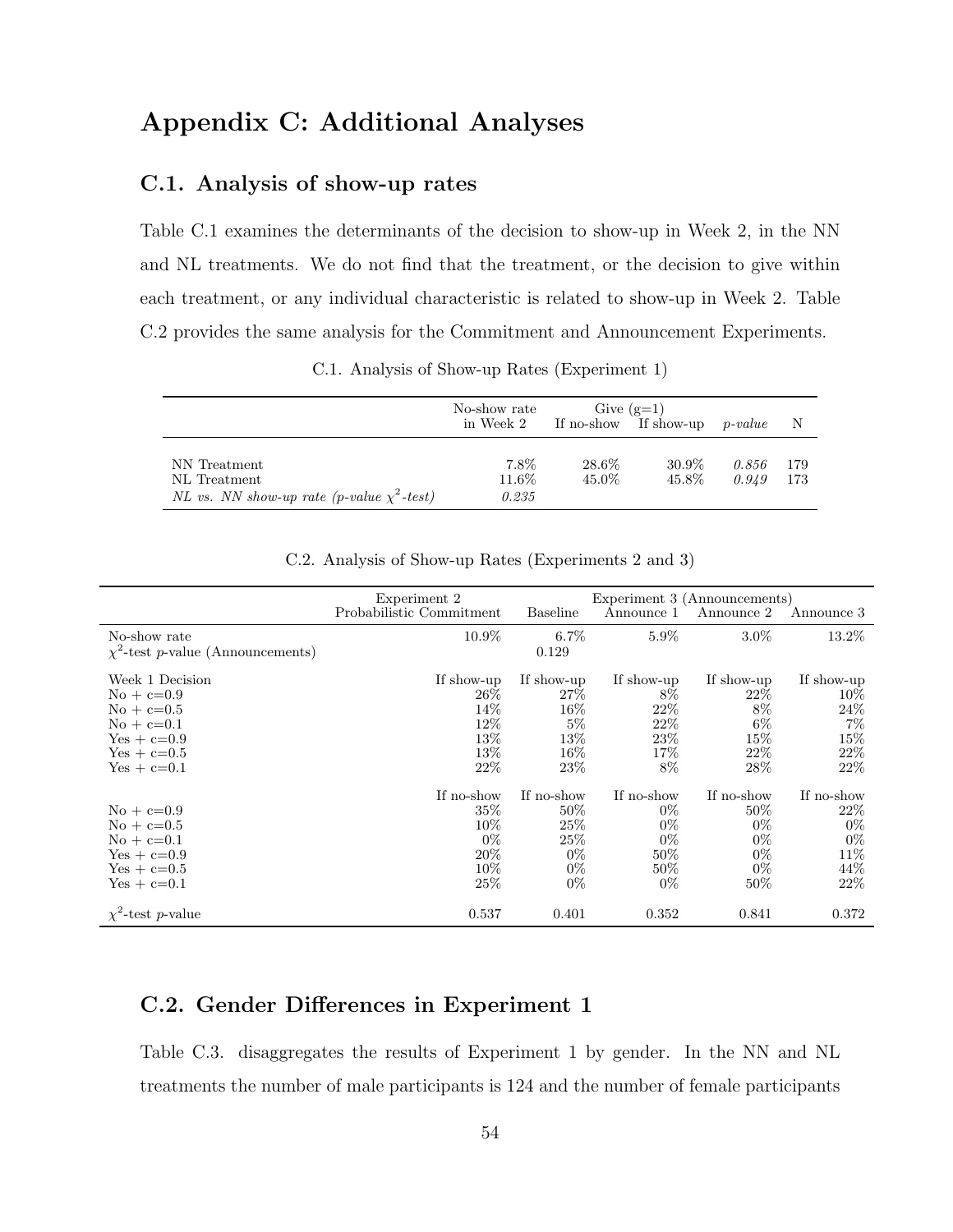# Appendix C: Additional Analyses

## C.1. Analysis of show-up rates

Table C.1 examines the determinants of the decision to show-up in Week 2, in the NN and NL treatments. We do not find that the treatment, or the decision to give within each treatment, or any individual characteristic is related to show-up in Week 2. Table C.2 provides the same analysis for the Commitment and Announcement Experiments.

C.1. Analysis of Show-up Rates (Experiment 1)

| | No-show rate in Week 2 | Give (g=1) If no-show | If show-up | *p-value* | N |
|---|---|---|---|---|---|
| NN Treatment | 7.8% | 28.6% | 30.9% | *0.856* | 179 |
| NL Treatment | 11.6% | 45.0% | 45.8% | *0.949* | 173 |
| *NL vs. NN show-up rate (p-value $\chi^2$-test)* | *0.235* | | | | |

C.2. Analysis of Show-up Rates (Experiments 2 and 3)

| | Experiment 2 | Experiment 3 (Announcements) | | | |
|---|---|---|---|---|---|
| | Probabilistic Commitment | Baseline | Announce 1 | Announce 2 | Announce 3 |
| No-show rate | 10.9% | 6.7% | 5.9% | 3.0% | 13.2% |
| $\chi^2$-test $p$-value (Announcements) | | 0.129 | | | |
| Week 1 Decision | If show-up | If show-up | If show-up | If show-up | If show-up |
| No + c=0.9 | 26% | 27% | 8% | 22% | 10% |
| No + c=0.5 | 14% | 16% | 22% | 8% | 24% |
| No + c=0.1 | 12% | 5% | 22% | 6% | 7% |
| Yes + c=0.9 | 13% | 13% | 23% | 15% | 15% |
| Yes + c=0.5 | 13% | 16% | 17% | 22% | 22% |
| Yes + c=0.1 | 22% | 23% | 8% | 28% | 22% |
| | If no-show | If no-show | If no-show | If no-show | If no-show |
| No + c=0.9 | 35% | 50% | 0% | 50% | 22% |
| No + c=0.5 | 10% | 25% | 0% | 0% | 0% |
| No + c=0.1 | 0% | 25% | 0% | 0% | 0% |
| Yes + c=0.9 | 20% | 0% | 50% | 0% | 11% |
| Yes + c=0.5 | 10% | 0% | 50% | 0% | 44% |
| Yes + c=0.1 | 25% | 0% | 0% | 50% | 22% |
| $\chi^2$-test $p$-value | 0.537 | 0.401 | 0.352 | 0.841 | 0.372 |

## C.2. Gender Differences in Experiment 1

Table C.3. disaggregates the results of Experiment 1 by gender. In the NN and NL treatments the number of male participants is 124 and the number of female participants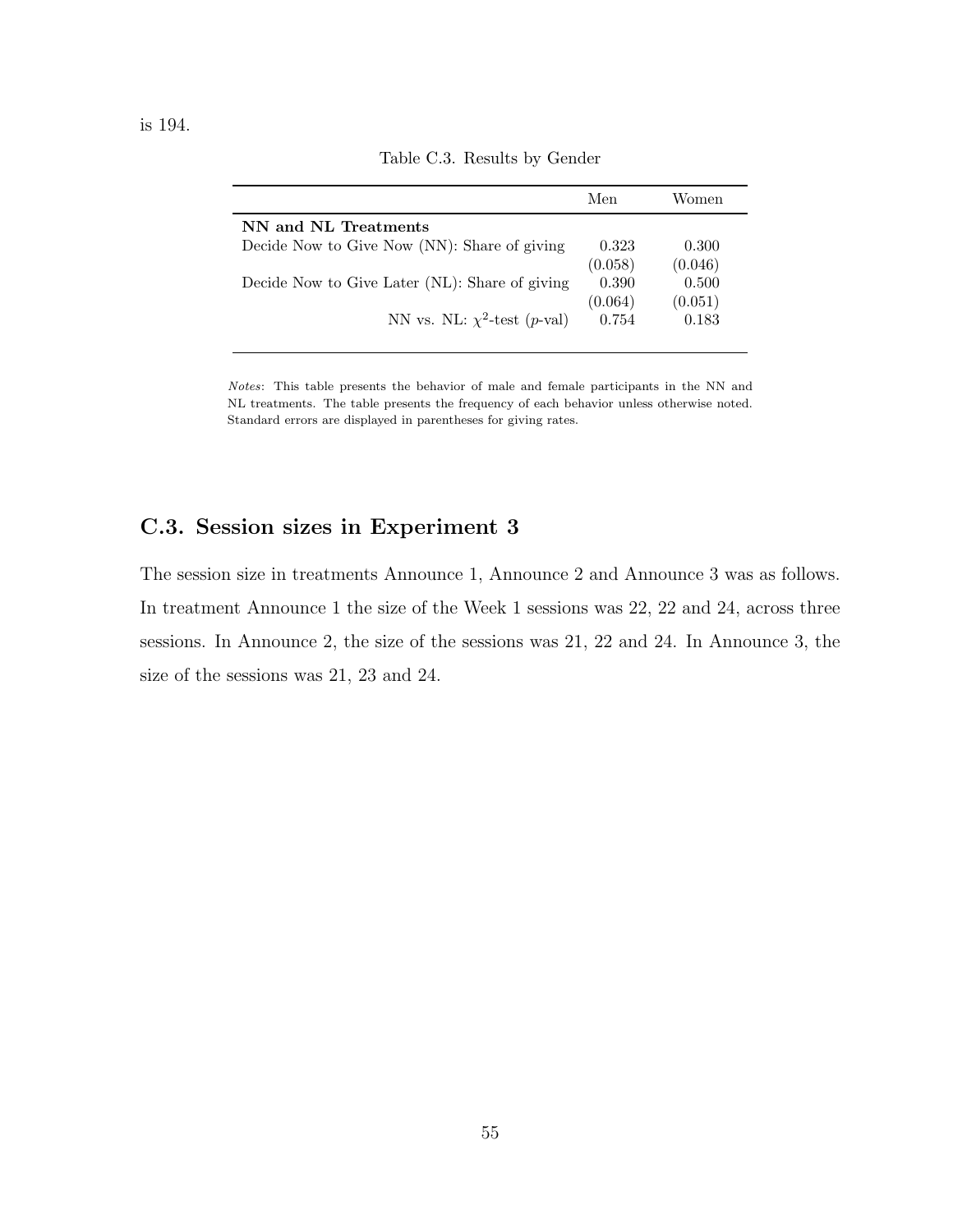is 194.

Table C.3. Results by Gender

| | Men | Women |
|---|---|---|
| **NN and NL Treatments** | | |
| Decide Now to Give Now (NN): Share of giving | 0.323 | 0.300 |
| | (0.058) | (0.046) |
| Decide Now to Give Later (NL): Share of giving | 0.390 | 0.500 |
| | (0.064) | (0.051) |
| NN vs. NL: $\chi^2$-test ($p$-val) | 0.754 | 0.183 |

*Notes*: This table presents the behavior of male and female participants in the NN and NL treatments. The table presents the frequency of each behavior unless otherwise noted. Standard errors are displayed in parentheses for giving rates.

## C.3. Session sizes in Experiment 3

The session size in treatments Announce 1, Announce 2 and Announce 3 was as follows. In treatment Announce 1 the size of the Week 1 sessions was 22, 22 and 24, across three sessions. In Announce 2, the size of the sessions was 21, 22 and 24. In Announce 3, the size of the sessions was 21, 23 and 24.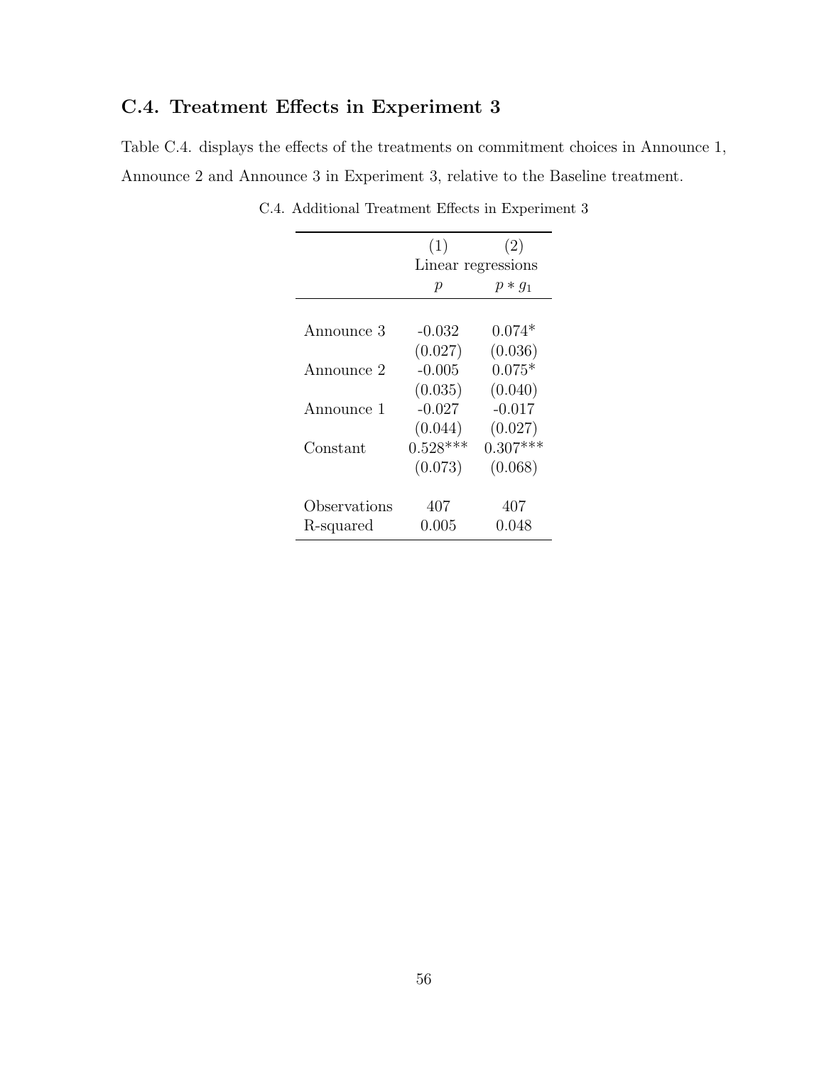## C.4. Treatment Effects in Experiment 3

Table C.4. displays the effects of the treatments on commitment choices in Announce 1, Announce 2 and Announce 3 in Experiment 3, relative to the Baseline treatment.

C.4. Additional Treatment Effects in Experiment 3

| | (1) | (2) |
|---|---|---|
| | Linear regressions | |
| | $p$ | $p * g_1$ |
| Announce 3 | -0.032 | 0.074* |
| | (0.027) | (0.036) |
| Announce 2 | -0.005 | 0.075* |
| | (0.035) | (0.040) |
| Announce 1 | -0.027 | -0.017 |
| | (0.044) | (0.027) |
| Constant | 0.528*** | 0.307*** |
| | (0.073) | (0.068) |
| Observations | 407 | 407 |
| R-squared | 0.005 | 0.048 |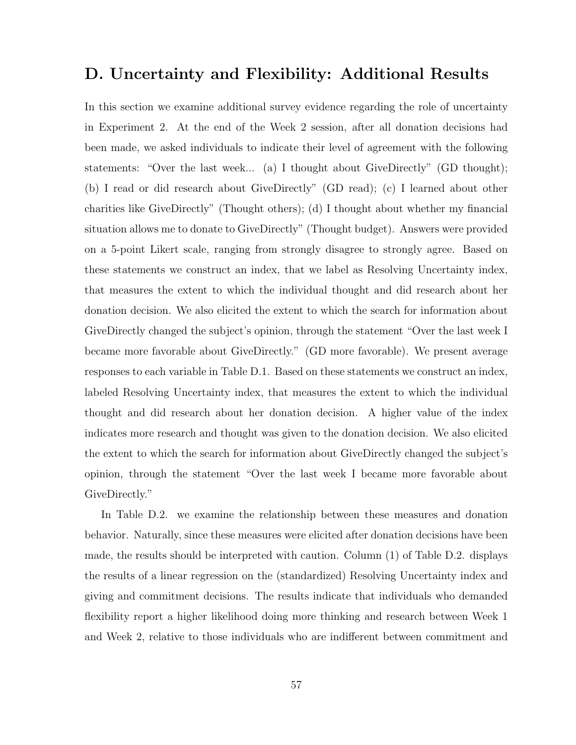## D. Uncertainty and Flexibility: Additional Results

In this section we examine additional survey evidence regarding the role of uncertainty in Experiment 2. At the end of the Week 2 session, after all donation decisions had been made, we asked individuals to indicate their level of agreement with the following statements: "Over the last week... (a) I thought about GiveDirectly" (GD thought); (b) I read or did research about GiveDirectly" (GD read); (c) I learned about other charities like GiveDirectly" (Thought others); (d) I thought about whether my financial situation allows me to donate to GiveDirectly" (Thought budget). Answers were provided on a 5-point Likert scale, ranging from strongly disagree to strongly agree. Based on these statements we construct an index, that we label as Resolving Uncertainty index, that measures the extent to which the individual thought and did research about her donation decision. We also elicited the extent to which the search for information about GiveDirectly changed the subject's opinion, through the statement "Over the last week I became more favorable about GiveDirectly." (GD more favorable). We present average responses to each variable in Table D.1. Based on these statements we construct an index, labeled Resolving Uncertainty index, that measures the extent to which the individual thought and did research about her donation decision. A higher value of the index indicates more research and thought was given to the donation decision. We also elicited the extent to which the search for information about GiveDirectly changed the subject's opinion, through the statement "Over the last week I became more favorable about GiveDirectly."

In Table D.2. we examine the relationship between these measures and donation behavior. Naturally, since these measures were elicited after donation decisions have been made, the results should be interpreted with caution. Column (1) of Table D.2. displays the results of a linear regression on the (standardized) Resolving Uncertainty index and giving and commitment decisions. The results indicate that individuals who demanded flexibility report a higher likelihood doing more thinking and research between Week 1 and Week 2, relative to those individuals who are indifferent between commitment and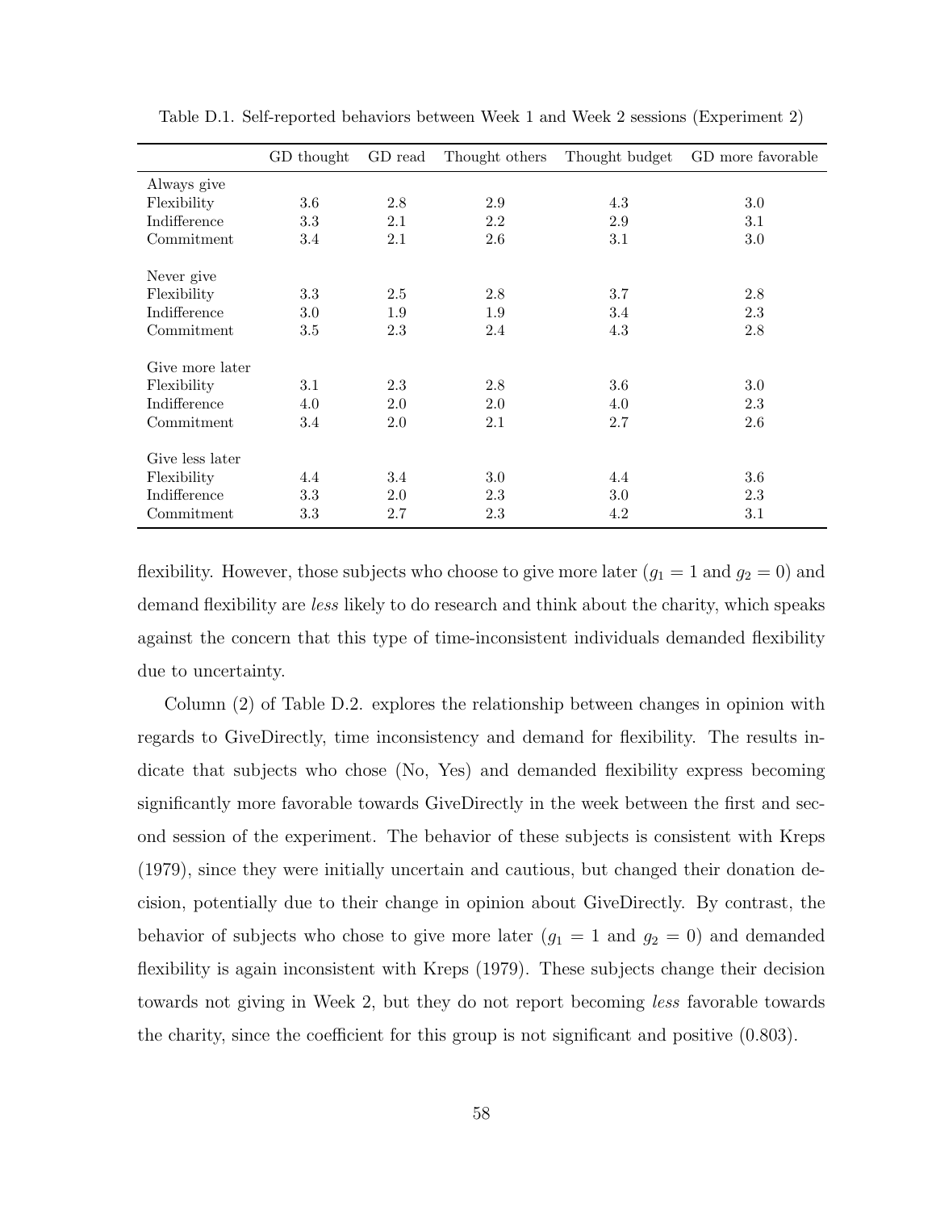Table D.1. Self-reported behaviors between Week 1 and Week 2 sessions (Experiment 2)

| | GD thought | GD read | Thought others | Thought budget | GD more favorable |
|---|---|---|---|---|---|
| Always give | | | | | |
| Flexibility | 3.6 | 2.8 | 2.9 | 4.3 | 3.0 |
| Indifference | 3.3 | 2.1 | 2.2 | 2.9 | 3.1 |
| Commitment | 3.4 | 2.1 | 2.6 | 3.1 | 3.0 |
| | | | | | |
| Never give | | | | | |
| Flexibility | 3.3 | 2.5 | 2.8 | 3.7 | 2.8 |
| Indifference | 3.0 | 1.9 | 1.9 | 3.4 | 2.3 |
| Commitment | 3.5 | 2.3 | 2.4 | 4.3 | 2.8 |
| | | | | | |
| Give more later | | | | | |
| Flexibility | 3.1 | 2.3 | 2.8 | 3.6 | 3.0 |
| Indifference | 4.0 | 2.0 | 2.0 | 4.0 | 2.3 |
| Commitment | 3.4 | 2.0 | 2.1 | 2.7 | 2.6 |
| | | | | | |
| Give less later | | | | | |
| Flexibility | 4.4 | 3.4 | 3.0 | 4.4 | 3.6 |
| Indifference | 3.3 | 2.0 | 2.3 | 3.0 | 2.3 |
| Commitment | 3.3 | 2.7 | 2.3 | 4.2 | 3.1 |

flexibility. However, those subjects who choose to give more later ($g_1 = 1$ and $g_2 = 0$) and demand flexibility are *less* likely to do research and think about the charity, which speaks against the concern that this type of time-inconsistent individuals demanded flexibility due to uncertainty.

Column (2) of Table D.2. explores the relationship between changes in opinion with regards to GiveDirectly, time inconsistency and demand for flexibility. The results indicate that subjects who chose (No, Yes) and demanded flexibility express becoming significantly more favorable towards GiveDirectly in the week between the first and second session of the experiment. The behavior of these subjects is consistent with Kreps (1979), since they were initially uncertain and cautious, but changed their donation decision, potentially due to their change in opinion about GiveDirectly. By contrast, the behavior of subjects who chose to give more later ($g_1 = 1$ and $g_2 = 0$) and demanded flexibility is again inconsistent with Kreps (1979). These subjects change their decision towards not giving in Week 2, but they do not report becoming *less* favorable towards the charity, since the coefficient for this group is not significant and positive (0.803).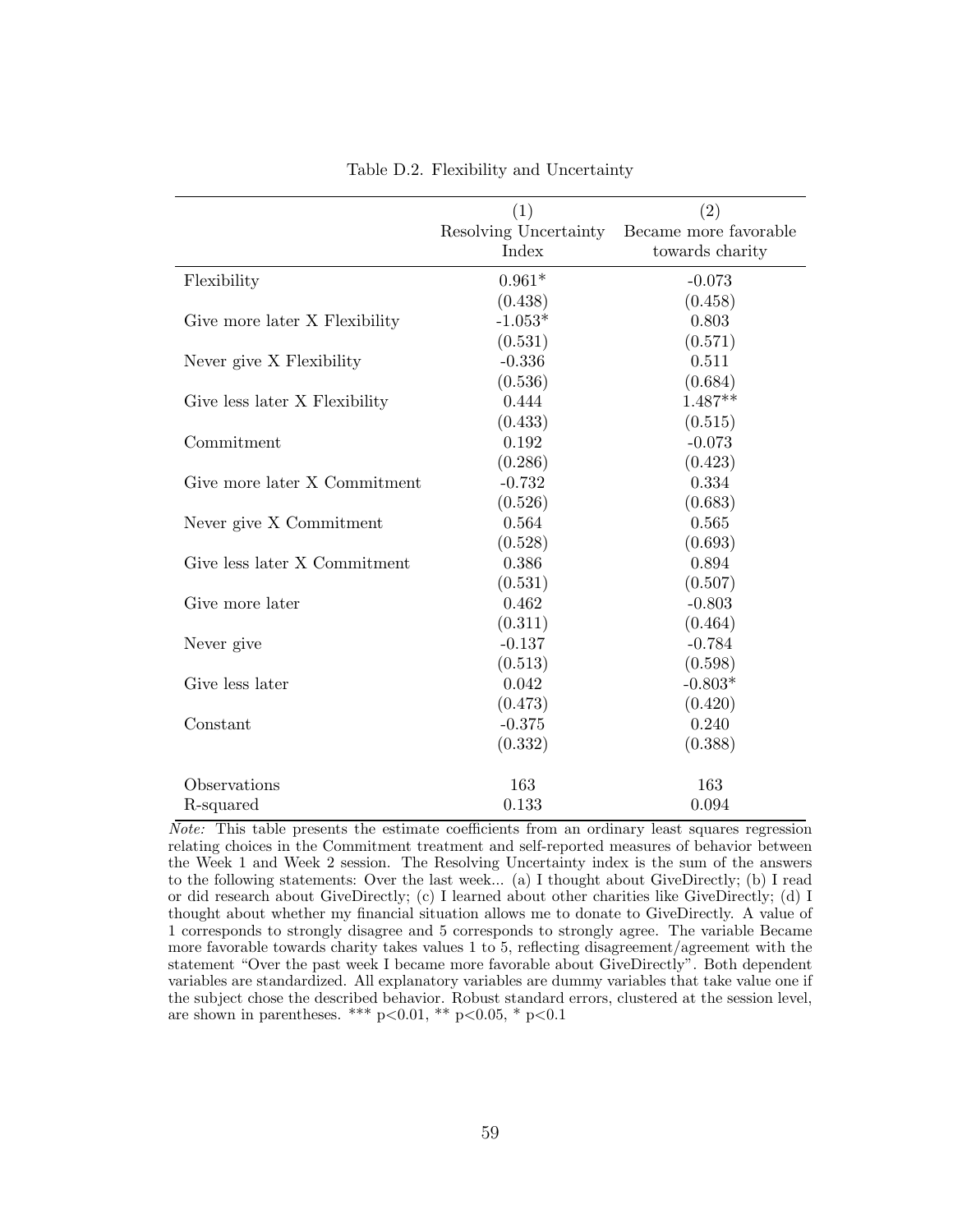Table D.2. Flexibility and Uncertainty

| | (1) Resolving Uncertainty Index | (2) Became more favorable towards charity |
|---|---|---|
| Flexibility | 0.961* | -0.073 |
| | (0.438) | (0.458) |
| Give more later X Flexibility | -1.053* | 0.803 |
| | (0.531) | (0.571) |
| Never give X Flexibility | -0.336 | 0.511 |
| | (0.536) | (0.684) |
| Give less later X Flexibility | 0.444 | 1.487** |
| | (0.433) | (0.515) |
| Commitment | 0.192 | -0.073 |
| | (0.286) | (0.423) |
| Give more later X Commitment | -0.732 | 0.334 |
| | (0.526) | (0.683) |
| Never give X Commitment | 0.564 | 0.565 |
| | (0.528) | (0.693) |
| Give less later X Commitment | 0.386 | 0.894 |
| | (0.531) | (0.507) |
| Give more later | 0.462 | -0.803 |
| | (0.311) | (0.464) |
| Never give | -0.137 | -0.784 |
| | (0.513) | (0.598) |
| Give less later | 0.042 | -0.803* |
| | (0.473) | (0.420) |
| Constant | -0.375 | 0.240 |
| | (0.332) | (0.388) |
| Observations | 163 | 163 |
| R-squared | 0.133 | 0.094 |

*Note:* This table presents the estimate coefficients from an ordinary least squares regression relating choices in the Commitment treatment and self-reported measures of behavior between the Week 1 and Week 2 session. The Resolving Uncertainty index is the sum of the answers to the following statements: Over the last week... (a) I thought about GiveDirectly; (b) I read or did research about GiveDirectly; (c) I learned about other charities like GiveDirectly; (d) I thought about whether my financial situation allows me to donate to GiveDirectly. A value of 1 corresponds to strongly disagree and 5 corresponds to strongly agree. The variable Became more favorable towards charity takes values 1 to 5, reflecting disagreement/agreement with the statement "Over the past week I became more favorable about GiveDirectly". Both dependent variables are standardized. All explanatory variables are dummy variables that take value one if the subject chose the described behavior. Robust standard errors, clustered at the session level, are shown in parentheses. *** $p<0.01$, ** $p<0.05$, * $p<0.1$